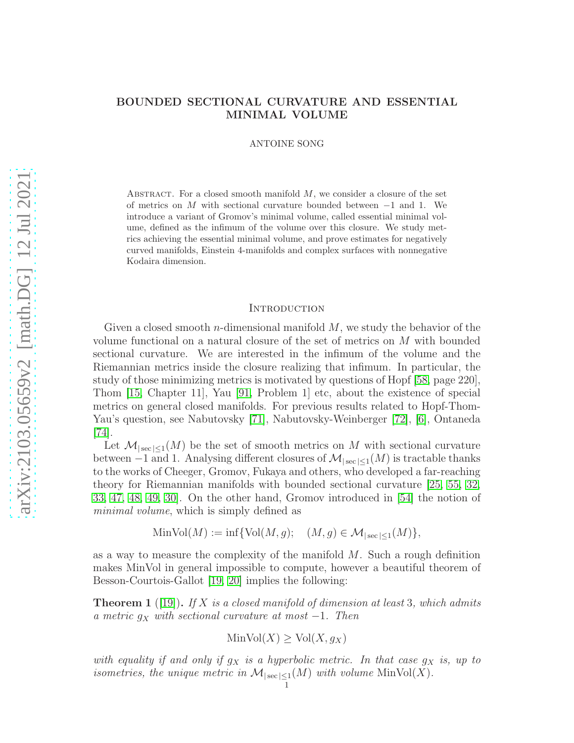# BOUNDED SECTIONAL CURVATURE AND ESSENTIAL MINIMAL VOLUME

ANTOINE SONG

Abstract. For a closed smooth manifold $M$, we consider a closure of the set of metrics on $M$ with sectional curvature bounded between $-1$ and 1. We introduce a variant of Gromov's minimal volume, called essential minimal volume, defined as the infimum of the volume over this closure. We study metrics achieving the essential minimal volume, and prove estimates for negatively curved manifolds, Einstein 4-manifolds and complex surfaces with nonnegative Kodaira dimension.

## Introduction

Given a closed smooth $n$-dimensional manifold $M$, we study the behavior of the volume functional on a natural closure of the set of metrics on $M$ with bounded sectional curvature. We are interested in the infimum of the volume and the Riemannian metrics inside the closure realizing that infimum. In particular, the study of those minimizing metrics is motivated by questions of Hopf [58, page 220], Thom [15, Chapter 11], Yau [91, Problem 1] etc, about the existence of special metrics on general closed manifolds. For previous results related to Hopf-Thom-Yau's question, see Nabutovsky [71], Nabutovsky-Weinberger [72], [6], Ontaneda [74].

Let $\mathcal{M}_{|\sec|\leq 1}(M)$ be the set of smooth metrics on $M$ with sectional curvature between $-1$ and 1. Analysing different closures of $\mathcal{M}_{|\sec|\leq 1}(M)$ is tractable thanks to the works of Cheeger, Gromov, Fukaya and others, who developed a far-reaching theory for Riemannian manifolds with bounded sectional curvature [25, 55, 32, 33, 47, 48, 49, 30]. On the other hand, Gromov introduced in [54] the notion of *minimal volume*, which is simply defined as

$$\mathrm{MinVol}(M) := \inf\{\mathrm{Vol}(M,g); \quad (M,g) \in \mathcal{M}_{|\sec|\leq 1}(M)\},$$

as a way to measure the complexity of the manifold $M$. Such a rough definition makes MinVol in general impossible to compute, however a beautiful theorem of Besson-Courtois-Gallot [19, 20] implies the following:

**Theorem 1** ([19]). *If $X$ is a closed manifold of dimension at least 3, which admits a metric $g_X$ with sectional curvature at most $-1$. Then*

$$\mathrm{MinVol}(X) \geq \mathrm{Vol}(X, g_X)$$

*with equality if and only if $g_X$ is a hyperbolic metric. In that case $g_X$ is, up to isometries, the unique metric in $\mathcal{M}_{|\sec|\leq 1}(M)$ with volume $\mathrm{MinVol}(X)$.*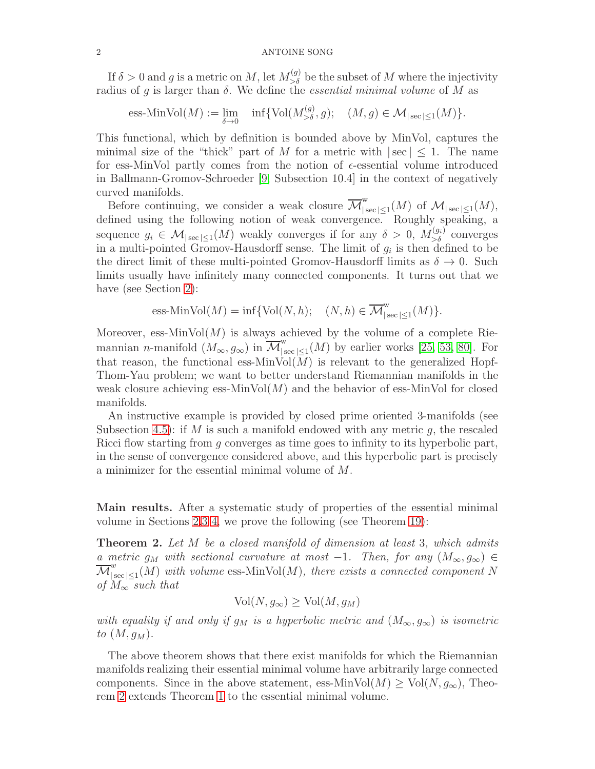If $\delta > 0$ and $g$ is a metric on $M$, let $M^{(g)}_{>\delta}$ be the subset of $M$ where the injectivity radius of $g$ is larger than $\delta$. We define the *essential minimal volume* of $M$ as

$$\text{ess-MinVol}(M) := \lim_{\delta\to 0} \quad \inf\{\text{Vol}(M^{(g)}_{>\delta}, g); \quad (M, g) \in \mathcal{M}_{|\sec|\leq 1}(M)\}.$$

This functional, which by definition is bounded above by MinVol, captures the minimal size of the "thick" part of $M$ for a metric with $|\sec| \leq 1$. The name for ess-MinVol partly comes from the notion of $\epsilon$-essential volume introduced in Ballmann-Gromov-Schroeder [9, Subsection 10.4] in the context of negatively curved manifolds.

Before continuing, we consider a weak closure $\overline{\mathcal{M}}^{\text{w}}_{|\sec|\leq 1}(M)$ of $\mathcal{M}_{|\sec|\leq 1}(M)$, defined using the following notion of weak convergence. Roughly speaking, a sequence $g_i \in \mathcal{M}_{|\sec|\leq 1}(M)$ weakly converges if for any $\delta > 0$, $M^{(g_i)}_{>\delta}$ converges in a multi-pointed Gromov-Hausdorff sense. The limit of $g_i$ is then defined to be the direct limit of these multi-pointed Gromov-Hausdorff limits as $\delta \to 0$. Such limits usually have infinitely many connected components. It turns out that we have (see Section 2):

$$\text{ess-MinVol}(M) = \inf\{\text{Vol}(N, h); \quad (N, h) \in \overline{\mathcal{M}}^{\text{w}}_{|\sec|\leq 1}(M)\}.$$

Moreover, ess-MinVol$(M)$ is always achieved by the volume of a complete Riemannian $n$-manifold $(M_\infty, g_\infty)$ in $\overline{\mathcal{M}}^{\text{w}}_{|\sec|\leq 1}(M)$ by earlier works [25, 53, 80]. For that reason, the functional ess-MinVol$(M)$ is relevant to the generalized Hopf-Thom-Yau problem; we want to better understand Riemannian manifolds in the weak closure achieving ess-MinVol$(M)$ and the behavior of ess-MinVol for closed manifolds.

An instructive example is provided by closed prime oriented 3-manifolds (see Subsection 4.5): if $M$ is such a manifold endowed with any metric $g$, the rescaled Ricci flow starting from $g$ converges as time goes to infinity to its hyperbolic part, in the sense of convergence considered above, and this hyperbolic part is precisely a minimizer for the essential minimal volume of $M$.

**Main results.** After a systematic study of properties of the essential minimal volume in Sections 2,3,4, we prove the following (see Theorem 19):

**Theorem 2.** *Let $M$ be a closed manifold of dimension at least 3, which admits a metric $g_M$ with sectional curvature at most $-1$. Then, for any $(M_\infty, g_\infty) \in \overline{\mathcal{M}}^{w}_{|\sec|\leq 1}(M)$ with volume* ess-MinVol$(M)$*, there exists a connected component $N$ of $M_\infty$ such that*

$$\text{Vol}(N, g_\infty) \geq \text{Vol}(M, g_M)$$

*with equality if and only if $g_M$ is a hyperbolic metric and $(M_\infty, g_\infty)$ is isometric to $(M, g_M)$.*

The above theorem shows that there exist manifolds for which the Riemannian manifolds realizing their essential minimal volume have arbitrarily large connected components. Since in the above statement, ess-MinVol$(M) \geq \text{Vol}(N, g_\infty)$, Theorem 2 extends Theorem 1 to the essential minimal volume.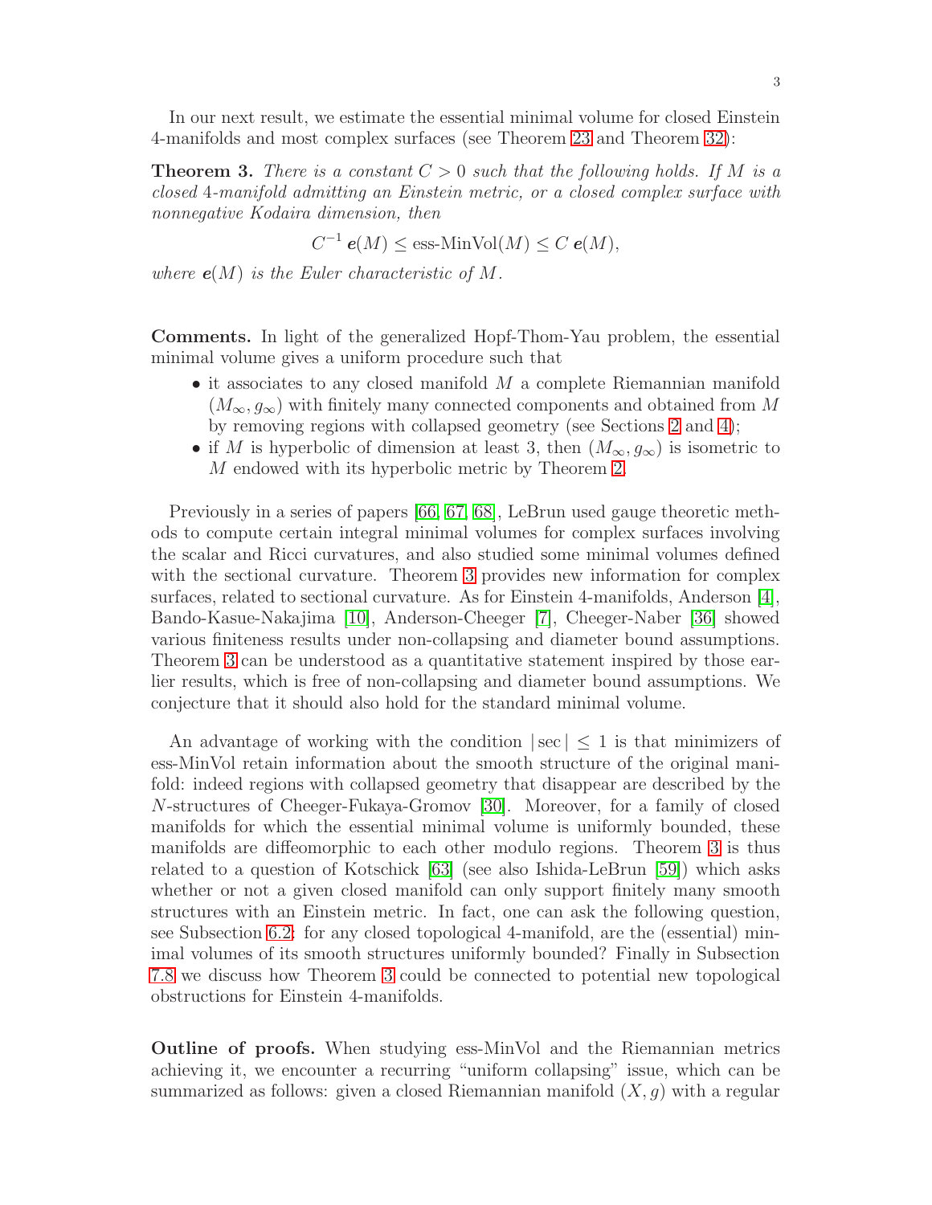In our next result, we estimate the essential minimal volume for closed Einstein 4-manifolds and most complex surfaces (see Theorem 23 and Theorem 32):

**Theorem 3.** *There is a constant $C > 0$ such that the following holds. If $M$ is a closed 4-manifold admitting an Einstein metric, or a closed complex surface with nonnegative Kodaira dimension, then*

$$C^{-1}\, \boldsymbol{e}(M) \leq \text{ess-MinVol}(M) \leq C\, \boldsymbol{e}(M),$$

*where $\boldsymbol{e}(M)$ is the Euler characteristic of $M$.*

**Comments.** In light of the generalized Hopf-Thom-Yau problem, the essential minimal volume gives a uniform procedure such that

- it associates to any closed manifold $M$ a complete Riemannian manifold $(M_\infty, g_\infty)$ with finitely many connected components and obtained from $M$ by removing regions with collapsed geometry (see Sections 2 and 4);
- if $M$ is hyperbolic of dimension at least 3, then $(M_\infty, g_\infty)$ is isometric to $M$ endowed with its hyperbolic metric by Theorem 2.

Previously in a series of papers [66, 67, 68], LeBrun used gauge theoretic methods to compute certain integral minimal volumes for complex surfaces involving the scalar and Ricci curvatures, and also studied some minimal volumes defined with the sectional curvature. Theorem 3 provides new information for complex surfaces, related to sectional curvature. As for Einstein 4-manifolds, Anderson [4], Bando-Kasue-Nakajima [10], Anderson-Cheeger [7], Cheeger-Naber [36] showed various finiteness results under non-collapsing and diameter bound assumptions. Theorem 3 can be understood as a quantitative statement inspired by those earlier results, which is free of non-collapsing and diameter bound assumptions. We conjecture that it should also hold for the standard minimal volume.

An advantage of working with the condition $|\sec| \leq 1$ is that minimizers of ess-MinVol retain information about the smooth structure of the original manifold: indeed regions with collapsed geometry that disappear are described by the $N$-structures of Cheeger-Fukaya-Gromov [30]. Moreover, for a family of closed manifolds for which the essential minimal volume is uniformly bounded, these manifolds are diffeomorphic to each other modulo regions. Theorem 3 is thus related to a question of Kotschick [63] (see also Ishida-LeBrun [59]) which asks whether or not a given closed manifold can only support finitely many smooth structures with an Einstein metric. In fact, one can ask the following question, see Subsection 6.2: for any closed topological 4-manifold, are the (essential) minimal volumes of its smooth structures uniformly bounded? Finally in Subsection 7.8 we discuss how Theorem 3 could be connected to potential new topological obstructions for Einstein 4-manifolds.

**Outline of proofs.** When studying ess-MinVol and the Riemannian metrics achieving it, we encounter a recurring "uniform collapsing" issue, which can be summarized as follows: given a closed Riemannian manifold $(X, g)$ with a regular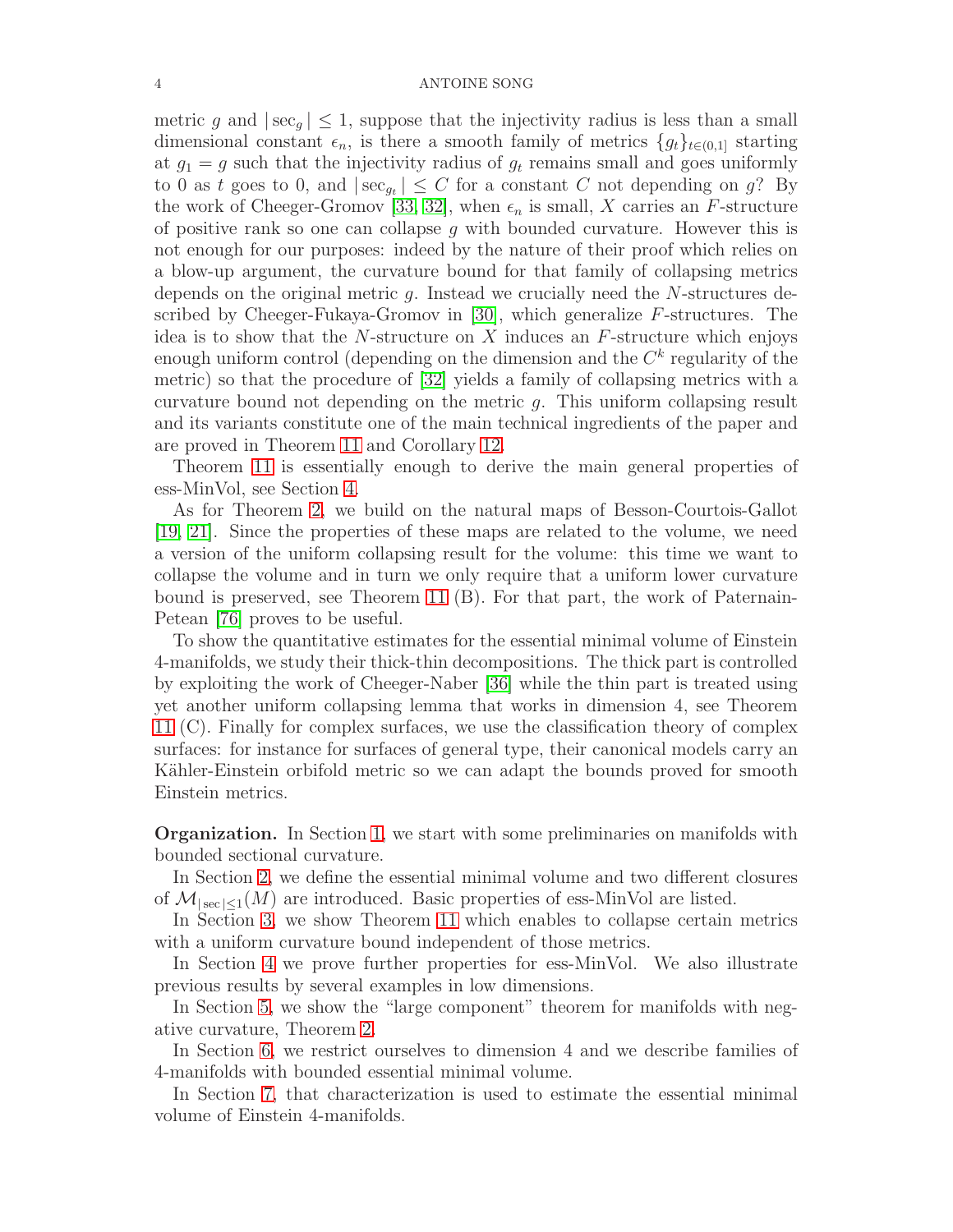metric $g$ and $|\sec_g| \leq 1$, suppose that the injectivity radius is less than a small dimensional constant $\epsilon_n$, is there a smooth family of metrics $\{g_t\}_{t\in(0,1]}$ starting at $g_1 = g$ such that the injectivity radius of $g_t$ remains small and goes uniformly to 0 as $t$ goes to 0, and $|\sec_{g_t}| \leq C$ for a constant $C$ not depending on $g$? By the work of Cheeger-Gromov [33, 32], when $\epsilon_n$ is small, $X$ carries an $F$-structure of positive rank so one can collapse $g$ with bounded curvature. However this is not enough for our purposes: indeed by the nature of their proof which relies on a blow-up argument, the curvature bound for that family of collapsing metrics depends on the original metric $g$. Instead we crucially need the $N$-structures described by Cheeger-Fukaya-Gromov in [30], which generalize $F$-structures. The idea is to show that the $N$-structure on $X$ induces an $F$-structure which enjoys enough uniform control (depending on the dimension and the $C^k$ regularity of the metric) so that the procedure of [32] yields a family of collapsing metrics with a curvature bound not depending on the metric $g$. This uniform collapsing result and its variants constitute one of the main technical ingredients of the paper and are proved in Theorem 11 and Corollary 12.

Theorem 11 is essentially enough to derive the main general properties of ess-MinVol, see Section 4.

As for Theorem 2, we build on the natural maps of Besson-Courtois-Gallot [19, 21]. Since the properties of these maps are related to the volume, we need a version of the uniform collapsing result for the volume: this time we want to collapse the volume and in turn we only require that a uniform lower curvature bound is preserved, see Theorem 11 (B). For that part, the work of Paternain-Petean [76] proves to be useful.

To show the quantitative estimates for the essential minimal volume of Einstein 4-manifolds, we study their thick-thin decompositions. The thick part is controlled by exploiting the work of Cheeger-Naber [36] while the thin part is treated using yet another uniform collapsing lemma that works in dimension 4, see Theorem 11 (C). Finally for complex surfaces, we use the classification theory of complex surfaces: for instance for surfaces of general type, their canonical models carry an Kähler-Einstein orbifold metric so we can adapt the bounds proved for smooth Einstein metrics.

**Organization.** In Section 1, we start with some preliminaries on manifolds with bounded sectional curvature.

In Section 2, we define the essential minimal volume and two different closures of $\mathcal{M}_{|\sec|\leq 1}(M)$ are introduced. Basic properties of ess-MinVol are listed.

In Section 3, we show Theorem 11 which enables to collapse certain metrics with a uniform curvature bound independent of those metrics.

In Section 4 we prove further properties for ess-MinVol. We also illustrate previous results by several examples in low dimensions.

In Section 5, we show the "large component" theorem for manifolds with negative curvature, Theorem 2.

In Section 6, we restrict ourselves to dimension 4 and we describe families of 4-manifolds with bounded essential minimal volume.

In Section 7, that characterization is used to estimate the essential minimal volume of Einstein 4-manifolds.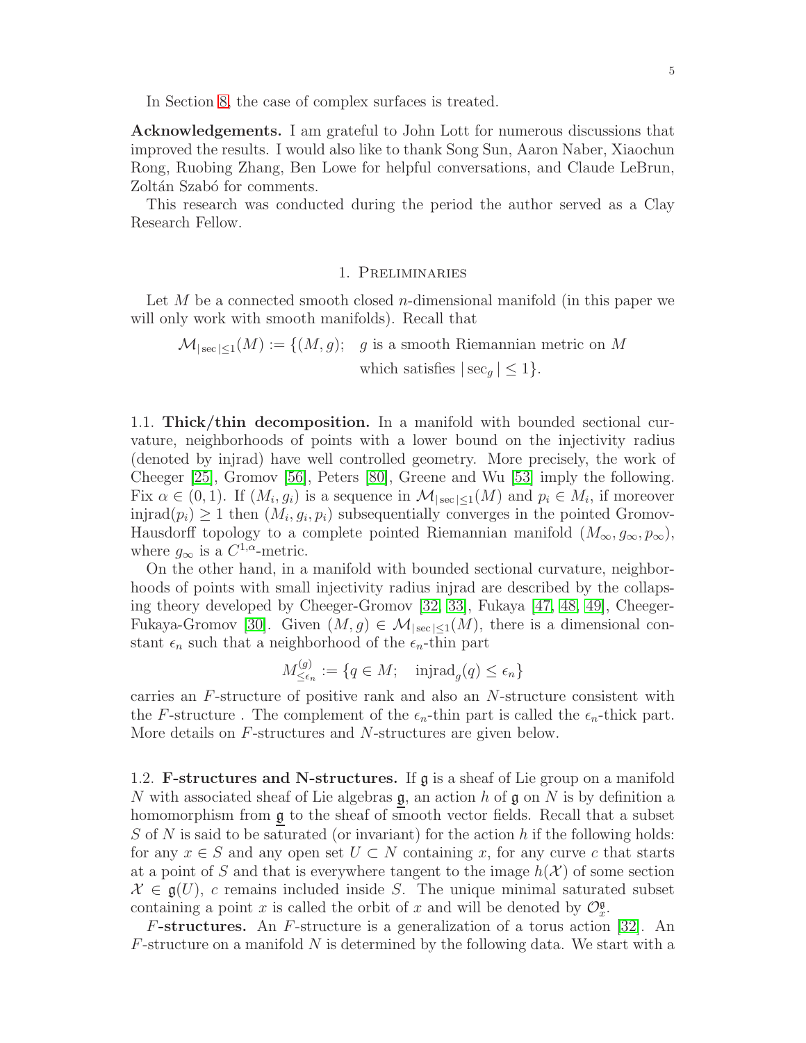In Section 8, the case of complex surfaces is treated.

**Acknowledgements.** I am grateful to John Lott for numerous discussions that improved the results. I would also like to thank Song Sun, Aaron Naber, Xiaochun Rong, Ruobing Zhang, Ben Lowe for helpful conversations, and Claude LeBrun, Zoltán Szabó for comments.

This research was conducted during the period the author served as a Clay Research Fellow.

## 1. Preliminaries

Let $M$ be a connected smooth closed $n$-dimensional manifold (in this paper we will only work with smooth manifolds). Recall that

$$\mathcal{M}_{|\sec|\leq 1}(M) := \{(M,g);\quad g \text{ is a smooth Riemannian metric on } M \text{ which satisfies } |\sec_g| \leq 1\}.$$

1.1. **Thick/thin decomposition.** In a manifold with bounded sectional curvature, neighborhoods of points with a lower bound on the injectivity radius (denoted by injrad) have well controlled geometry. More precisely, the work of Cheeger [25], Gromov [56], Peters [80], Greene and Wu [53] imply the following. Fix $\alpha \in (0,1)$. If $(M_i, g_i)$ is a sequence in $\mathcal{M}_{|\sec|\leq 1}(M)$ and $p_i \in M_i$, if moreover $\mathrm{injrad}(p_i) \geq 1$ then $(M_i, g_i, p_i)$ subsequentially converges in the pointed Gromov-Hausdorff topology to a complete pointed Riemannian manifold $(M_\infty, g_\infty, p_\infty)$, where $g_\infty$ is a $C^{1,\alpha}$-metric.

On the other hand, in a manifold with bounded sectional curvature, neighborhoods of points with small injectivity radius injrad are described by the collapsing theory developed by Cheeger-Gromov [32, 33], Fukaya [47, 48, 49], Cheeger-Fukaya-Gromov [30]. Given $(M,g) \in \mathcal{M}_{|\sec|\leq 1}(M)$, there is a dimensional constant $\epsilon_n$ such that a neighborhood of the $\epsilon_n$-thin part

$$M^{(g)}_{\leq \epsilon_n} := \{q \in M;\quad \mathrm{injrad}_g(q) \leq \epsilon_n\}$$

carries an $F$-structure of positive rank and also an $N$-structure consistent with the $F$-structure . The complement of the $\epsilon_n$-thin part is called the $\epsilon_n$-thick part. More details on $F$-structures and $N$-structures are given below.

1.2. **F-structures and N-structures.** If $\mathfrak{g}$ is a sheaf of Lie group on a manifold $N$ with associated sheaf of Lie algebras $\underline{\mathfrak{g}}$, an action $h$ of $\mathfrak{g}$ on $N$ is by definition a homomorphism from $\underline{\mathfrak{g}}$ to the sheaf of smooth vector fields. Recall that a subset $S$ of $N$ is said to be saturated (or invariant) for the action $h$ if the following holds: for any $x \in S$ and any open set $U \subset N$ containing $x$, for any curve $c$ that starts at a point of $S$ and that is everywhere tangent to the image $h(\mathcal{X})$ of some section $\mathcal{X} \in \mathfrak{g}(U)$, $c$ remains included inside $S$. The unique minimal saturated subset containing a point $x$ is called the orbit of $x$ and will be denoted by $\mathcal{O}^{\mathfrak{g}}_x$.

***F*-structures.** An $F$-structure is a generalization of a torus action [32]. An $F$-structure on a manifold $N$ is determined by the following data. We start with a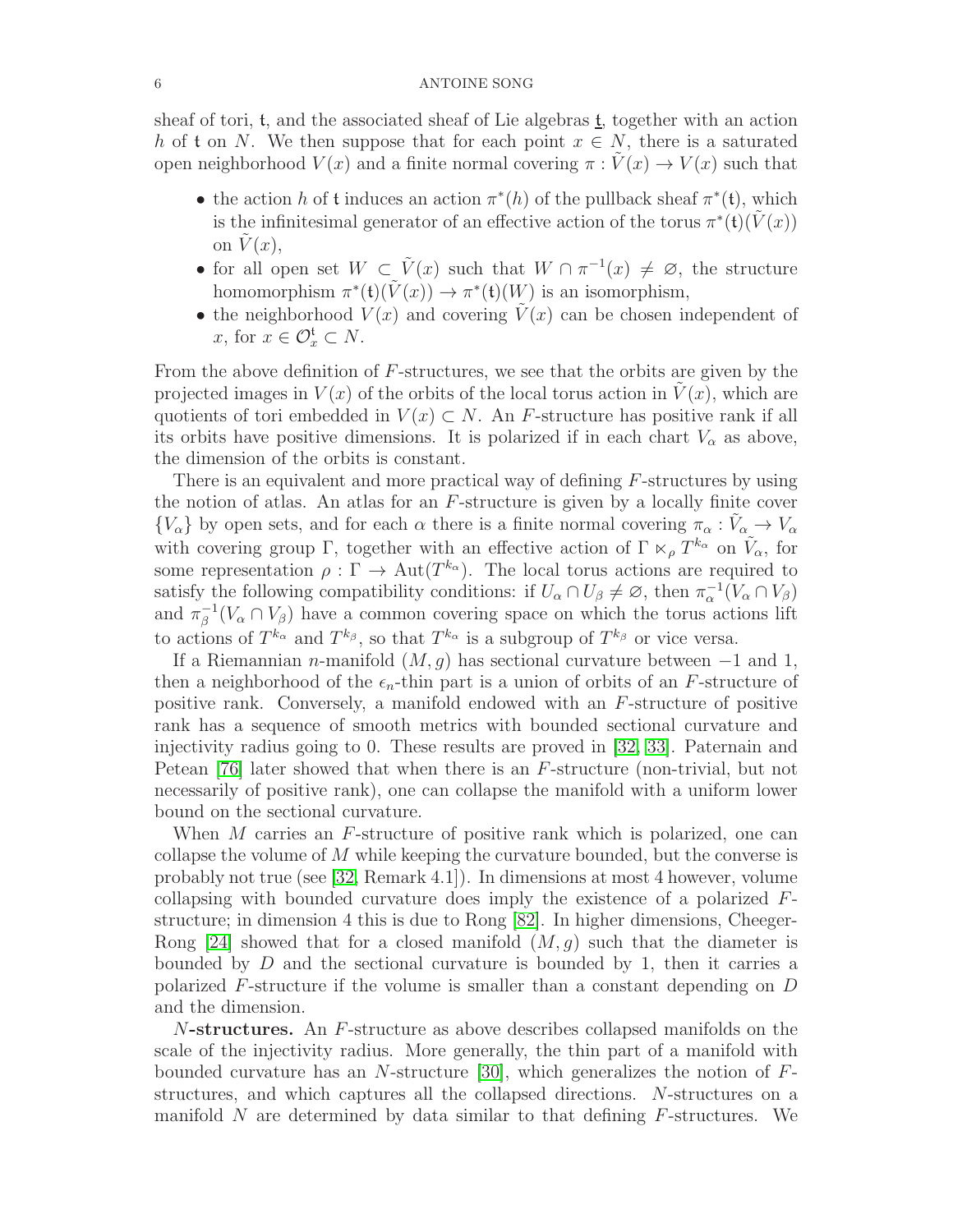sheaf of tori, $\mathfrak{t}$, and the associated sheaf of Lie algebras $\underline{\mathfrak{t}}$, together with an action $h$ of $\mathfrak{t}$ on $N$. We then suppose that for each point $x \in N$, there is a saturated open neighborhood $V(x)$ and a finite normal covering $\pi : \tilde{V}(x) \to V(x)$ such that

- the action $h$ of $\mathfrak{t}$ induces an action $\pi^*(h)$ of the pullback sheaf $\pi^*(\mathfrak{t})$, which is the infinitesimal generator of an effective action of the torus $\pi^*(\mathfrak{t})(\tilde{V}(x))$ on $\tilde{V}(x)$,
- for all open set $W \subset \tilde{V}(x)$ such that $W \cap \pi^{-1}(x) \neq \varnothing$, the structure homomorphism $\pi^*(\mathfrak{t})(\tilde{V}(x)) \to \pi^*(\mathfrak{t})(W)$ is an isomorphism,
- the neighborhood $V(x)$ and covering $\tilde{V}(x)$ can be chosen independent of $x$, for $x \in \mathcal{O}_x^{\mathfrak{t}} \subset N$.

From the above definition of $F$-structures, we see that the orbits are given by the projected images in $V(x)$ of the orbits of the local torus action in $\tilde{V}(x)$, which are quotients of tori embedded in $V(x) \subset N$. An $F$-structure has positive rank if all its orbits have positive dimensions. It is polarized if in each chart $V_\alpha$ as above, the dimension of the orbits is constant.

There is an equivalent and more practical way of defining $F$-structures by using the notion of atlas. An atlas for an $F$-structure is given by a locally finite cover $\{V_\alpha\}$ by open sets, and for each $\alpha$ there is a finite normal covering $\pi_\alpha : \tilde{V}_\alpha \to V_\alpha$ with covering group $\Gamma$, together with an effective action of $\Gamma \ltimes_\rho T^{k_\alpha}$ on $\tilde{V}_\alpha$, for some representation $\rho : \Gamma \to \mathrm{Aut}(T^{k_\alpha})$. The local torus actions are required to satisfy the following compatibility conditions: if $U_\alpha \cap U_\beta \neq \varnothing$, then $\pi_\alpha^{-1}(V_\alpha \cap V_\beta)$ and $\pi_\beta^{-1}(V_\alpha \cap V_\beta)$ have a common covering space on which the torus actions lift to actions of $T^{k_\alpha}$ and $T^{k_\beta}$, so that $T^{k_\alpha}$ is a subgroup of $T^{k_\beta}$ or vice versa.

If a Riemannian $n$-manifold $(M, g)$ has sectional curvature between $-1$ and 1, then a neighborhood of the $\epsilon_n$-thin part is a union of orbits of an $F$-structure of positive rank. Conversely, a manifold endowed with an $F$-structure of positive rank has a sequence of smooth metrics with bounded sectional curvature and injectivity radius going to 0. These results are proved in [32, 33]. Paternain and Petean [76] later showed that when there is an $F$-structure (non-trivial, but not necessarily of positive rank), one can collapse the manifold with a uniform lower bound on the sectional curvature.

When $M$ carries an $F$-structure of positive rank which is polarized, one can collapse the volume of $M$ while keeping the curvature bounded, but the converse is probably not true (see [32, Remark 4.1]). In dimensions at most 4 however, volume collapsing with bounded curvature does imply the existence of a polarized $F$-structure; in dimension 4 this is due to Rong [82]. In higher dimensions, Cheeger-Rong [24] showed that for a closed manifold $(M, g)$ such that the diameter is bounded by $D$ and the sectional curvature is bounded by 1, then it carries a polarized $F$-structure if the volume is smaller than a constant depending on $D$ and the dimension.

**$N$-structures.** An $F$-structure as above describes collapsed manifolds on the scale of the injectivity radius. More generally, the thin part of a manifold with bounded curvature has an $N$-structure [30], which generalizes the notion of $F$-structures, and which captures all the collapsed directions. $N$-structures on a manifold $N$ are determined by data similar to that defining $F$-structures. We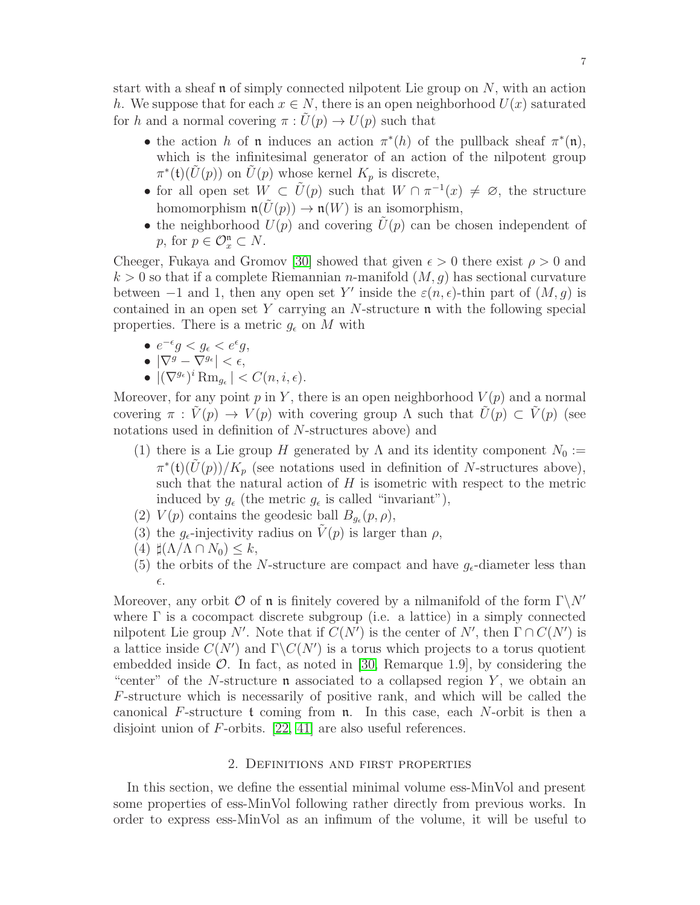start with a sheaf $\mathfrak{n}$ of simply connected nilpotent Lie group on $N$, with an action $h$. We suppose that for each $x \in N$, there is an open neighborhood $U(x)$ saturated for $h$ and a normal covering $\pi : \tilde{U}(p) \to U(p)$ such that

- the action $h$ of $\mathfrak{n}$ induces an action $\pi^*(h)$ of the pullback sheaf $\pi^*(\mathfrak{n})$, which is the infinitesimal generator of an action of the nilpotent group $\pi^*(\mathfrak{t})(\tilde{U}(p))$ on $\tilde{U}(p)$ whose kernel $K_p$ is discrete,
- for all open set $W \subset \tilde{U}(p)$ such that $W \cap \pi^{-1}(x) \neq \varnothing$, the structure homomorphism $\mathfrak{n}(\tilde{U}(p)) \to \mathfrak{n}(W)$ is an isomorphism,
- the neighborhood $U(p)$ and covering $\tilde{U}(p)$ can be chosen independent of $p$, for $p \in \mathcal{O}_x^{\mathfrak{n}} \subset N$.

Cheeger, Fukaya and Gromov [30] showed that given $\epsilon > 0$ there exist $\rho > 0$ and $k > 0$ so that if a complete Riemannian $n$-manifold $(M, g)$ has sectional curvature between $-1$ and 1, then any open set $Y'$ inside the $\varepsilon(n, \epsilon)$-thin part of $(M, g)$ is contained in an open set $Y$ carrying an $N$-structure $\mathfrak{n}$ with the following special properties. There is a metric $g_\epsilon$ on $M$ with

- $e^{-\epsilon} g < g_\epsilon < e^{\epsilon} g$,
- $|\nabla^g - \nabla^{g_\epsilon}| < \epsilon$,
- $|(\nabla^{g_\epsilon})^i \operatorname{Rm}_{g_\epsilon}| < C(n, i, \epsilon)$.

Moreover, for any point $p$ in $Y$, there is an open neighborhood $V(p)$ and a normal covering $\pi : \tilde{V}(p) \to V(p)$ with covering group $\Lambda$ such that $\tilde{U}(p) \subset \tilde{V}(p)$ (see notations used in definition of $N$-structures above) and

1. there is a Lie group $H$ generated by $\Lambda$ and its identity component $N_0 := \pi^*(\mathfrak{t})(\tilde{U}(p))/K_p$ (see notations used in definition of $N$-structures above), such that the natural action of $H$ is isometric with respect to the metric induced by $g_\epsilon$ (the metric $g_\epsilon$ is called "invariant"),
2. $V(p)$ contains the geodesic ball $B_{g_\epsilon}(p, \rho)$,
3. the $g_\epsilon$-injectivity radius on $\tilde{V}(p)$ is larger than $\rho$,
4. $\sharp(\Lambda/\Lambda \cap N_0) \leq k$,
5. the orbits of the $N$-structure are compact and have $g_\epsilon$-diameter less than $\epsilon$.

Moreover, any orbit $\mathcal{O}$ of $\mathfrak{n}$ is finitely covered by a nilmanifold of the form $\Gamma \backslash N'$ where $\Gamma$ is a cocompact discrete subgroup (i.e. a lattice) in a simply connected nilpotent Lie group $N'$. Note that if $C(N')$ is the center of $N'$, then $\Gamma \cap C(N')$ is a lattice inside $C(N')$ and $\Gamma \backslash C(N')$ is a torus which projects to a torus quotient embedded inside $\mathcal{O}$. In fact, as noted in [30, Remarque 1.9], by considering the "center" of the $N$-structure $\mathfrak{n}$ associated to a collapsed region $Y$, we obtain an $F$-structure which is necessarily of positive rank, and which will be called the canonical $F$-structure $\mathfrak{t}$ coming from $\mathfrak{n}$. In this case, each $N$-orbit is then a disjoint union of $F$-orbits. [22, 41] are also useful references.

## 2. Definitions and first properties

In this section, we define the essential minimal volume ess-MinVol and present some properties of ess-MinVol following rather directly from previous works. In order to express ess-MinVol as an infimum of the volume, it will be useful to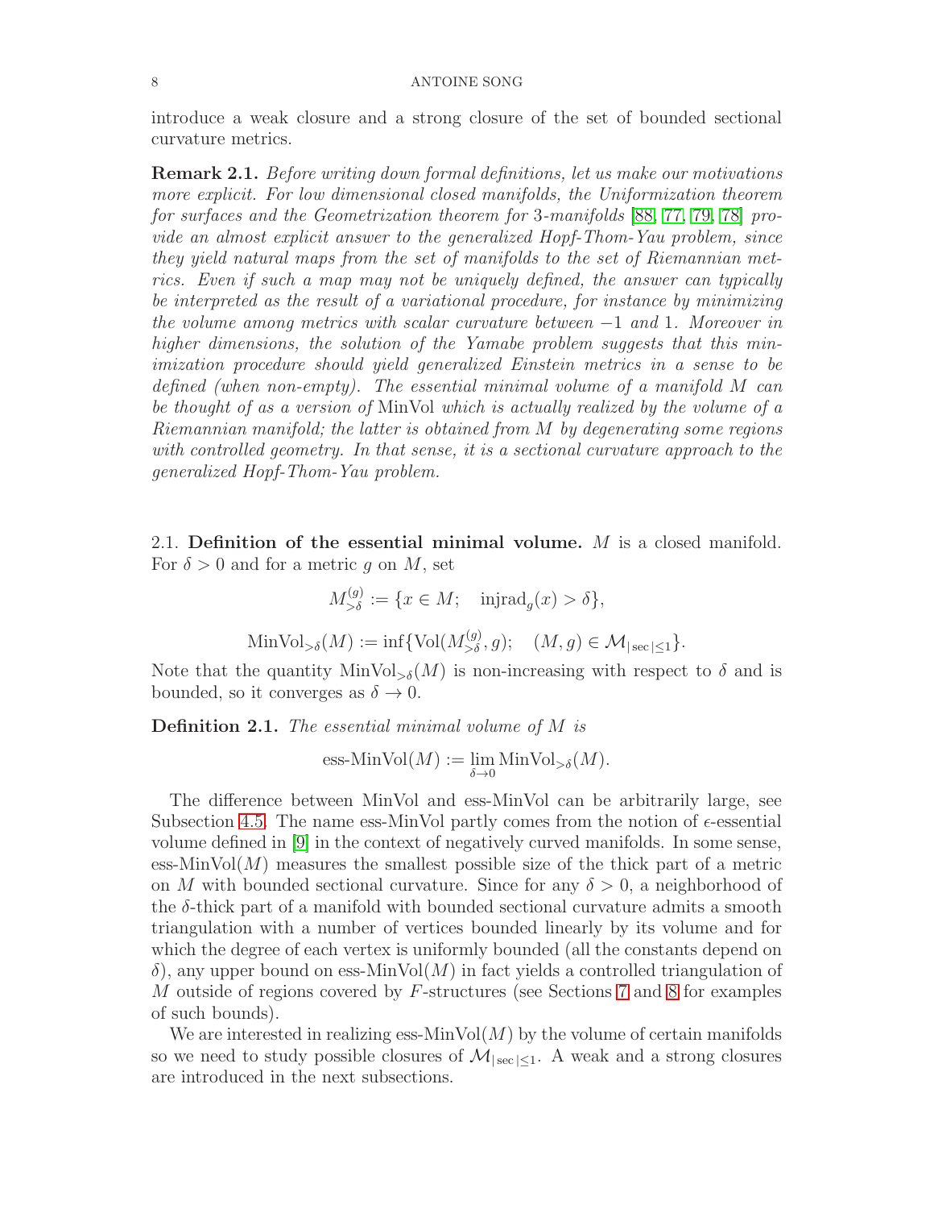introduce a weak closure and a strong closure of the set of bounded sectional curvature metrics.

**Remark 2.1.** *Before writing down formal definitions, let us make our motivations more explicit. For low dimensional closed manifolds, the Uniformization theorem for surfaces and the Geometrization theorem for 3-manifolds [88, 77, 79, 78] provide an almost explicit answer to the generalized Hopf-Thom-Yau problem, since they yield natural maps from the set of manifolds to the set of Riemannian metrics. Even if such a map may not be uniquely defined, the answer can typically be interpreted as the result of a variational procedure, for instance by minimizing the volume among metrics with scalar curvature between $-1$ and $1$. Moreover in higher dimensions, the solution of the Yamabe problem suggests that this minimization procedure should yield generalized Einstein metrics in a sense to be defined (when non-empty). The essential minimal volume of a manifold $M$ can be thought of as a version of* MinVol *which is actually realized by the volume of a Riemannian manifold; the latter is obtained from $M$ by degenerating some regions with controlled geometry. In that sense, it is a sectional curvature approach to the generalized Hopf-Thom-Yau problem.*

## 2.1. Definition of the essential minimal volume.

$M$ is a closed manifold. For $\delta > 0$ and for a metric $g$ on $M$, set

$$M^{(g)}_{>\delta} := \{x \in M; \quad \mathrm{injrad}_g(x) > \delta\},$$

$$\mathrm{MinVol}_{>\delta}(M) := \inf\{\mathrm{Vol}(M^{(g)}_{>\delta}, g); \quad (M, g) \in \mathcal{M}_{|\sec|\leq 1}\}.$$

Note that the quantity $\mathrm{MinVol}_{>\delta}(M)$ is non-increasing with respect to $\delta$ and is bounded, so it converges as $\delta \to 0$.

**Definition 2.1.** *The essential minimal volume of $M$ is*

$$\text{ess-MinVol}(M) := \lim_{\delta\to 0} \mathrm{MinVol}_{>\delta}(M).$$

The difference between MinVol and ess-MinVol can be arbitrarily large, see Subsection 4.5. The name ess-MinVol partly comes from the notion of $\epsilon$-essential volume defined in [9] in the context of negatively curved manifolds. In some sense, ess-MinVol$(M)$ measures the smallest possible size of the thick part of a metric on $M$ with bounded sectional curvature. Since for any $\delta > 0$, a neighborhood of the $\delta$-thick part of a manifold with bounded sectional curvature admits a smooth triangulation with a number of vertices bounded linearly by its volume and for which the degree of each vertex is uniformly bounded (all the constants depend on $\delta$), any upper bound on ess-MinVol$(M)$ in fact yields a controlled triangulation of $M$ outside of regions covered by $F$-structures (see Sections 7 and 8 for examples of such bounds).

We are interested in realizing ess-MinVol$(M)$ by the volume of certain manifolds so we need to study possible closures of $\mathcal{M}_{|\sec|\leq 1}$. A weak and a strong closures are introduced in the next subsections.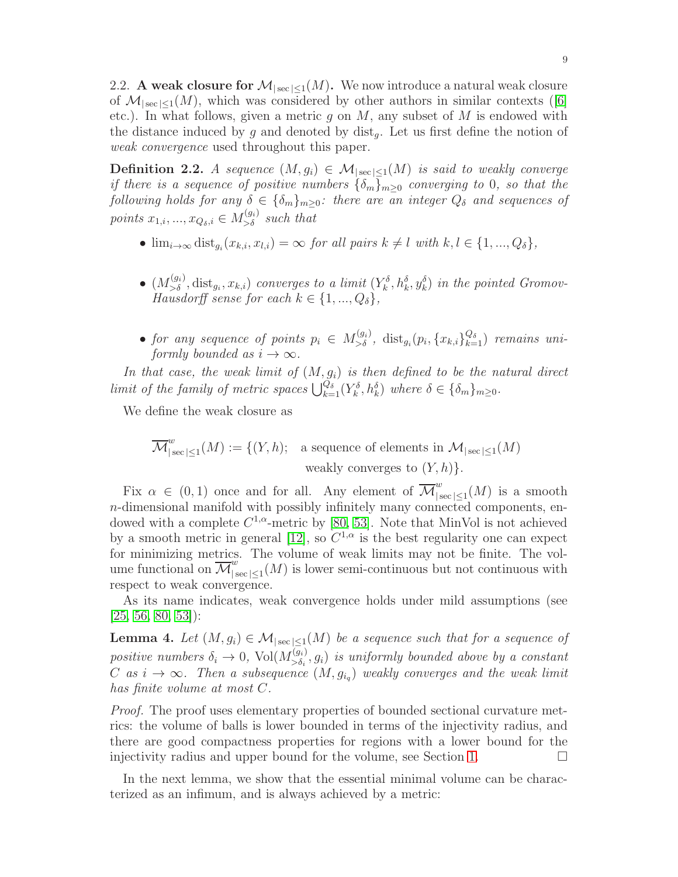## 2.2. A weak closure for $\mathcal{M}_{|\sec|\leq 1}(M)$.

We now introduce a natural weak closure of $\mathcal{M}_{|\sec|\leq 1}(M)$, which was considered by other authors in similar contexts ([6] etc.). In what follows, given a metric $g$ on $M$, any subset of $M$ is endowed with the distance induced by $g$ and denoted by $\mathrm{dist}_g$. Let us first define the notion of *weak convergence* used throughout this paper.

**Definition 2.2.** *A sequence $(M, g_i) \in \mathcal{M}_{|\sec|\leq 1}(M)$ is said to weakly converge if there is a sequence of positive numbers $\{\delta_m\}_{m\geq 0}$ converging to 0, so that the following holds for any $\delta \in \{\delta_m\}_{m\geq 0}$: there are an integer $Q_\delta$ and sequences of points $x_{1,i}, ..., x_{Q_\delta,i} \in M^{(g_i)}_{>\delta}$ such that*

- *$\lim_{i\to\infty} \mathrm{dist}_{g_i}(x_{k,i}, x_{l,i}) = \infty$ for all pairs $k \neq l$ with $k, l \in \{1, ..., Q_\delta\}$,*
- *$(M^{(g_i)}_{>\delta}, \mathrm{dist}_{g_i}, x_{k,i})$ converges to a limit $(Y^\delta_k, h^\delta_k, y^\delta_k)$ in the pointed Gromov-Hausdorff sense for each $k \in \{1, ..., Q_\delta\}$,*
- *for any sequence of points $p_i \in M^{(g_i)}_{>\delta}$, $\mathrm{dist}_{g_i}(p_i, \{x_{k,i}\}^{Q_\delta}_{k=1})$ remains uniformly bounded as $i \to \infty$.*

*In that case, the weak limit of $(M, g_i)$ is then defined to be the natural direct limit of the family of metric spaces $\bigcup^{Q_\delta}_{k=1}(Y^\delta_k, h^\delta_k)$ where $\delta \in \{\delta_m\}_{m\geq 0}$.*

We define the weak closure as

$$\overline{\mathcal{M}}^w_{|\sec|\leq 1}(M) := \{(Y, h); \quad \text{a sequence of elements in } \mathcal{M}_{|\sec|\leq 1}(M) \text{ weakly converges to } (Y, h)\}.$$

Fix $\alpha \in (0, 1)$ once and for all. Any element of $\overline{\mathcal{M}}^w_{|\sec|\leq 1}(M)$ is a smooth $n$-dimensional manifold with possibly infinitely many connected components, endowed with a complete $C^{1,\alpha}$-metric by [80, 53]. Note that MinVol is not achieved by a smooth metric in general [12], so $C^{1,\alpha}$ is the best regularity one can expect for minimizing metrics. The volume of weak limits may not be finite. The volume functional on $\overline{\mathcal{M}}^w_{|\sec|\leq 1}(M)$ is lower semi-continuous but not continuous with respect to weak convergence.

As its name indicates, weak convergence holds under mild assumptions (see [25, 56, 80, 53]):

**Lemma 4.** *Let $(M, g_i) \in \mathcal{M}_{|\sec|\leq 1}(M)$ be a sequence such that for a sequence of positive numbers $\delta_i \to 0$, $\mathrm{Vol}(M^{(g_i)}_{>\delta_i}, g_i)$ is uniformly bounded above by a constant $C$ as $i \to \infty$. Then a subsequence $(M, g_{i_q})$ weakly converges and the weak limit has finite volume at most $C$.*

*Proof.* The proof uses elementary properties of bounded sectional curvature metrics: the volume of balls is lower bounded in terms of the injectivity radius, and there are good compactness properties for regions with a lower bound for the injectivity radius and upper bound for the volume, see Section 1. □

In the next lemma, we show that the essential minimal volume can be characterized as an infimum, and is always achieved by a metric: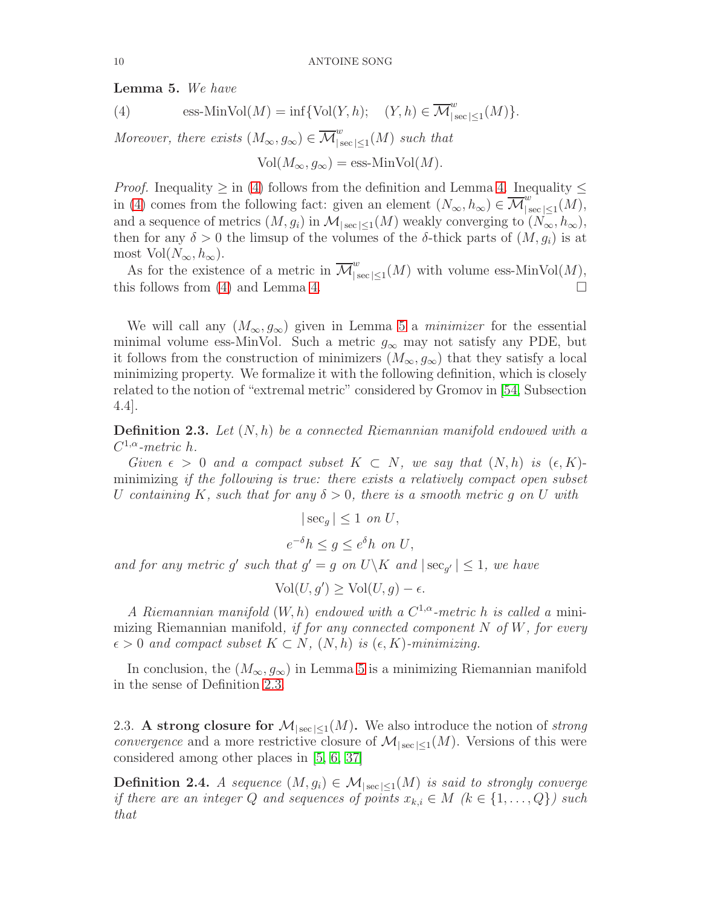**Lemma 5.** *We have*

$$\text{ess-MinVol}(M) = \inf\{\text{Vol}(Y,h); \quad (Y,h) \in \overline{\mathcal{M}}^w_{|\sec|\leq 1}(M)\}. \tag{4}$$

*Moreover, there exists* $(M_\infty, g_\infty) \in \overline{\mathcal{M}}^w_{|\sec|\leq 1}(M)$ *such that*

$$\text{Vol}(M_\infty, g_\infty) = \text{ess-MinVol}(M).$$

*Proof.* Inequality $\geq$ in (4) follows from the definition and Lemma 4. Inequality $\leq$ in (4) comes from the following fact: given an element $(N_\infty, h_\infty) \in \overline{\mathcal{M}}^w_{|\sec|\leq 1}(M)$, and a sequence of metrics $(M, g_i)$ in $\mathcal{M}_{|\sec|\leq 1}(M)$ weakly converging to $(N_\infty, h_\infty)$, then for any $\delta > 0$ the limsup of the volumes of the $\delta$-thick parts of $(M, g_i)$ is at most $\text{Vol}(N_\infty, h_\infty)$.

As for the existence of a metric in $\overline{\mathcal{M}}^w_{|\sec|\leq 1}(M)$ with volume ess-MinVol$(M)$, this follows from (4) and Lemma 4. □

We will call any $(M_\infty, g_\infty)$ given in Lemma 5 a *minimizer* for the essential minimal volume ess-MinVol. Such a metric $g_\infty$ may not satisfy any PDE, but it follows from the construction of minimizers $(M_\infty, g_\infty)$ that they satisfy a local minimizing property. We formalize it with the following definition, which is closely related to the notion of "extremal metric" considered by Gromov in [54, Subsection 4.4].

**Definition 2.3.** *Let* $(N, h)$ *be a connected Riemannian manifold endowed with a* $C^{1,\alpha}$*-metric* $h$.

*Given* $\epsilon > 0$ *and a compact subset* $K \subset N$, *we say that* $(N, h)$ *is* $(\epsilon, K)$-minimizing *if the following is true: there exists a relatively compact open subset* $U$ *containing* $K$, *such that for any* $\delta > 0$, *there is a smooth metric* $g$ *on* $U$ *with*

$$|\sec_g| \leq 1 \text{ on } U,$$

$$e^{-\delta} h \leq g \leq e^{\delta} h \text{ on } U,$$

*and for any metric* $g'$ *such that* $g' = g$ *on* $U \backslash K$ *and* $|\sec_{g'}| \leq 1$, *we have*

$$\text{Vol}(U, g') \geq \text{Vol}(U, g) - \epsilon.$$

*A Riemannian manifold* $(W, h)$ *endowed with a* $C^{1,\alpha}$*-metric* $h$ *is called a* minimizing Riemannian manifold, *if for any connected component* $N$ *of* $W$, *for every* $\epsilon > 0$ *and compact subset* $K \subset N$, $(N, h)$ *is* $(\epsilon, K)$*-minimizing.*

In conclusion, the $(M_\infty, g_\infty)$ in Lemma 5 is a minimizing Riemannian manifold in the sense of Definition 2.3.

## 2.3. A strong closure for $\mathcal{M}_{|\sec|\leq 1}(M)$.

We also introduce the notion of *strong convergence* and a more restrictive closure of $\mathcal{M}_{|\sec|\leq 1}(M)$. Versions of this were considered among other places in [5, 6, 37]

**Definition 2.4.** *A sequence* $(M, g_i) \in \mathcal{M}_{|\sec|\leq 1}(M)$ *is said to strongly converge if there are an integer* $Q$ *and sequences of points* $x_{k,i} \in M$ $(k \in \{1, \ldots, Q\})$ *such that*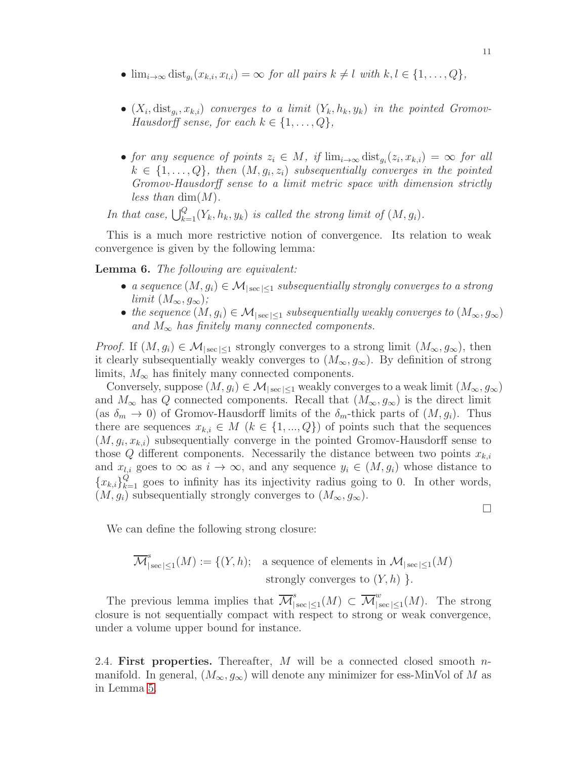- $\lim_{i\to\infty} \mathrm{dist}_{g_i}(x_{k,i}, x_{l,i}) = \infty$ *for all pairs* $k \neq l$ *with* $k, l \in \{1, \dots, Q\}$,
- $(X_i, \mathrm{dist}_{g_i}, x_{k,i})$ *converges to a limit* $(Y_k, h_k, y_k)$ *in the pointed Gromov-Hausdorff sense, for each* $k \in \{1, \dots, Q\}$,
- *for any sequence of points* $z_i \in M$, *if* $\lim_{i\to\infty} \mathrm{dist}_{g_i}(z_i, x_{k,i}) = \infty$ *for all* $k \in \{1, \dots, Q\}$, *then* $(M, g_i, z_i)$ *subsequentially converges in the pointed Gromov-Hausdorff sense to a limit metric space with dimension strictly less than* $\dim(M)$.

*In that case,* $\bigcup_{k=1}^{Q}(Y_k, h_k, y_k)$ *is called the strong limit of* $(M, g_i)$.

This is a much more restrictive notion of convergence. Its relation to weak convergence is given by the following lemma:

**Lemma 6.** *The following are equivalent:*

- *a sequence* $(M, g_i) \in \mathcal{M}_{|\sec|\leq 1}$ *subsequentially strongly converges to a strong limit* $(M_\infty, g_\infty)$;
- *the sequence* $(M, g_i) \in \mathcal{M}_{|\sec|\leq 1}$ *subsequentially weakly converges to* $(M_\infty, g_\infty)$ *and* $M_\infty$ *has finitely many connected components.*

*Proof.* If $(M, g_i) \in \mathcal{M}_{|\sec|\leq 1}$ strongly converges to a strong limit $(M_\infty, g_\infty)$, then it clearly subsequentially weakly converges to $(M_\infty, g_\infty)$. By definition of strong limits, $M_\infty$ has finitely many connected components.

Conversely, suppose $(M, g_i) \in \mathcal{M}_{|\sec|\leq 1}$ weakly converges to a weak limit $(M_\infty, g_\infty)$ and $M_\infty$ has $Q$ connected components. Recall that $(M_\infty, g_\infty)$ is the direct limit (as $\delta_m \to 0$) of Gromov-Hausdorff limits of the $\delta_m$-thick parts of $(M, g_i)$. Thus there are sequences $x_{k,i} \in M$ ($k \in \{1, ..., Q\}$) of points such that the sequences $(M, g_i, x_{k,i})$ subsequentially converge in the pointed Gromov-Hausdorff sense to those $Q$ different components. Necessarily the distance between two points $x_{k,i}$ and $x_{l,i}$ goes to $\infty$ as $i \to \infty$, and any sequence $y_i \in (M, g_i)$ whose distance to $\{x_{k,i}\}_{k=1}^{Q}$ goes to infinity has its injectivity radius going to 0. In other words, $(M, g_i)$ subsequentially strongly converges to $(M_\infty, g_\infty)$.

□

We can define the following strong closure:

$$\overline{\mathcal{M}}^{s}_{|\sec|\leq 1}(M) := \{(Y, h); \quad \text{a sequence of elements in } \mathcal{M}_{|\sec|\leq 1}(M) \text{ strongly converges to } (Y, h)\ \}.$$

The previous lemma implies that $\overline{\mathcal{M}}^{s}_{|\sec|\leq 1}(M) \subset \overline{\mathcal{M}}^{w}_{|\sec|\leq 1}(M)$. The strong closure is not sequentially compact with respect to strong or weak convergence, under a volume upper bound for instance.

2.4. **First properties.** Thereafter, $M$ will be a connected closed smooth $n$-manifold. In general, $(M_\infty, g_\infty)$ will denote any minimizer for ess-MinVol of $M$ as in Lemma 5.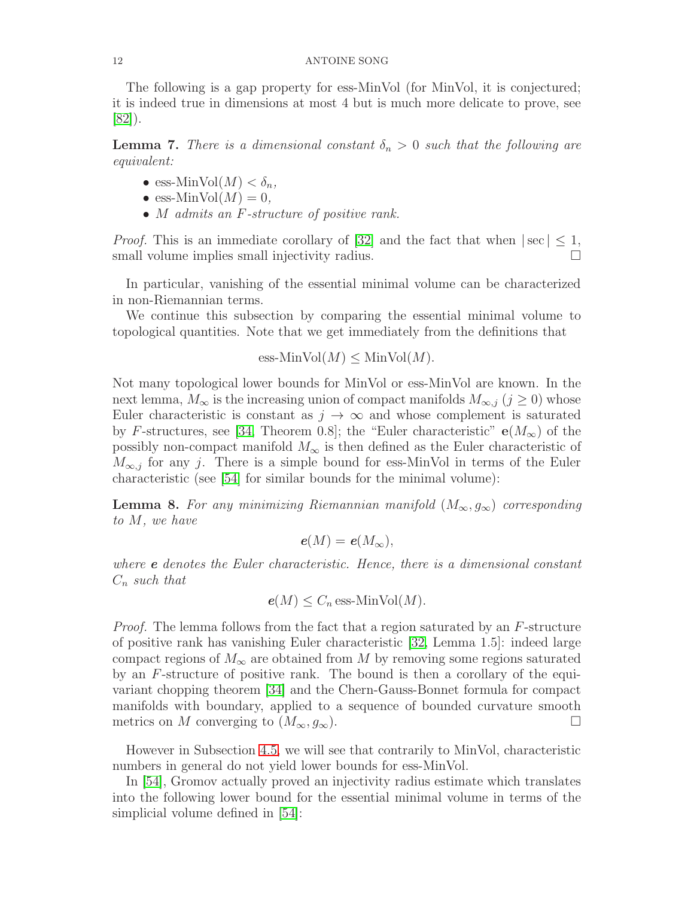The following is a gap property for ess-MinVol (for MinVol, it is conjectured; it is indeed true in dimensions at most 4 but is much more delicate to prove, see [82]).

**Lemma 7.** *There is a dimensional constant $\delta_n > 0$ such that the following are equivalent:*

- $\text{ess-MinVol}(M) < \delta_n$*,*
- $\text{ess-MinVol}(M) = 0$*,*
- *$M$ admits an $F$-structure of positive rank.*

*Proof.* This is an immediate corollary of [32] and the fact that when $|\sec| \leq 1$, small volume implies small injectivity radius. □

In particular, vanishing of the essential minimal volume can be characterized in non-Riemannian terms.

We continue this subsection by comparing the essential minimal volume to topological quantities. Note that we get immediately from the definitions that

$$\text{ess-MinVol}(M) \leq \text{MinVol}(M).$$

Not many topological lower bounds for MinVol or ess-MinVol are known. In the next lemma, $M_\infty$ is the increasing union of compact manifolds $M_{\infty,j}$ ($j \geq 0$) whose Euler characteristic is constant as $j \to \infty$ and whose complement is saturated by $F$-structures, see [34, Theorem 0.8]; the "Euler characteristic" $\mathbf{e}(M_\infty)$ of the possibly non-compact manifold $M_\infty$ is then defined as the Euler characteristic of $M_{\infty,j}$ for any $j$. There is a simple bound for ess-MinVol in terms of the Euler characteristic (see [54] for similar bounds for the minimal volume):

**Lemma 8.** *For any minimizing Riemannian manifold $(M_\infty, g_\infty)$ corresponding to $M$, we have*

$$\boldsymbol{e}(M) = \boldsymbol{e}(M_\infty),$$

*where $\boldsymbol{e}$ denotes the Euler characteristic. Hence, there is a dimensional constant $C_n$ such that*

$$\boldsymbol{e}(M) \leq C_n \,\text{ess-MinVol}(M).$$

*Proof.* The lemma follows from the fact that a region saturated by an $F$-structure of positive rank has vanishing Euler characteristic [32, Lemma 1.5]: indeed large compact regions of $M_\infty$ are obtained from $M$ by removing some regions saturated by an $F$-structure of positive rank. The bound is then a corollary of the equivariant chopping theorem [34] and the Chern-Gauss-Bonnet formula for compact manifolds with boundary, applied to a sequence of bounded curvature smooth metrics on $M$ converging to $(M_\infty, g_\infty)$. □

However in Subsection 4.5, we will see that contrarily to MinVol, characteristic numbers in general do not yield lower bounds for ess-MinVol.

In [54], Gromov actually proved an injectivity radius estimate which translates into the following lower bound for the essential minimal volume in terms of the simplicial volume defined in [54]: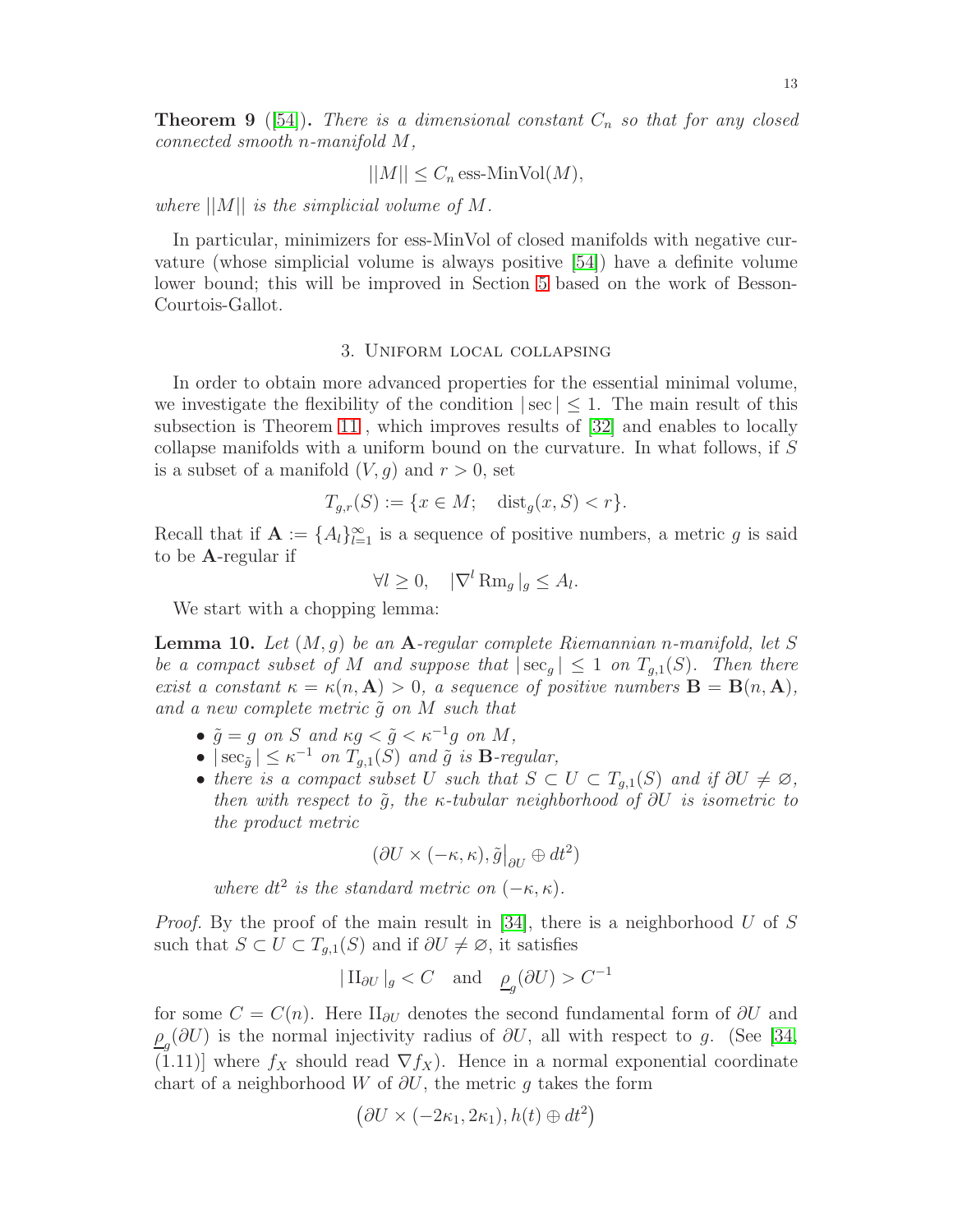**Theorem 9** ([54]). *There is a dimensional constant $C_n$ so that for any closed connected smooth $n$-manifold $M$,*

$$||M|| \leq C_n \operatorname{ess-MinVol}(M),$$

*where $||M||$ is the simplicial volume of $M$.*

In particular, minimizers for ess-MinVol of closed manifolds with negative curvature (whose simplicial volume is always positive [54]) have a definite volume lower bound; this will be improved in Section 5 based on the work of Besson-Courtois-Gallot.

## 3. Uniform local collapsing

In order to obtain more advanced properties for the essential minimal volume, we investigate the flexibility of the condition $|\sec| \leq 1$. The main result of this subsection is Theorem 11 , which improves results of [32] and enables to locally collapse manifolds with a uniform bound on the curvature. In what follows, if $S$ is a subset of a manifold $(V, g)$ and $r > 0$, set

$$T_{g,r}(S) := \{x \in M; \quad \operatorname{dist}_g(x, S) < r\}.$$

Recall that if $\mathbf{A} := \{A_l\}_{l=1}^{\infty}$ is a sequence of positive numbers, a metric $g$ is said to be $\mathbf{A}$-regular if

$$\forall l \geq 0, \quad |\nabla^l \operatorname{Rm}_g|_g \leq A_l.$$

We start with a chopping lemma:

**Lemma 10.** *Let $(M, g)$ be an $\mathbf{A}$-regular complete Riemannian $n$-manifold, let $S$ be a compact subset of $M$ and suppose that $|\sec_g| \leq 1$ on $T_{g,1}(S)$. Then there exist a constant $\kappa = \kappa(n, \mathbf{A}) > 0$, a sequence of positive numbers $\mathbf{B} = \mathbf{B}(n, \mathbf{A})$, and a new complete metric $\tilde{g}$ on $M$ such that*

- *$\tilde{g} = g$ on $S$ and $\kappa g < \tilde{g} < \kappa^{-1} g$ on $M$,*
- *$|\sec_{\tilde{g}}| \leq \kappa^{-1}$ on $T_{g,1}(S)$ and $\tilde{g}$ is $\mathbf{B}$-regular,*
- *there is a compact subset $U$ such that $S \subset U \subset T_{g,1}(S)$ and if $\partial U \neq \varnothing$, then with respect to $\tilde{g}$, the $\kappa$-tubular neighborhood of $\partial U$ is isometric to the product metric*

$$(\partial U \times (-\kappa, \kappa), \tilde{g}\big|_{\partial U} \oplus dt^2)$$

*where $dt^2$ is the standard metric on $(-\kappa, \kappa)$.*

*Proof.* By the proof of the main result in [34], there is a neighborhood $U$ of $S$ such that $S \subset U \subset T_{g,1}(S)$ and if $\partial U \neq \varnothing$, it satisfies

$$|\operatorname{II}_{\partial U}|_g < C \quad \text{and} \quad \underline{\rho}_g(\partial U) > C^{-1}$$

for some $C = C(n)$. Here $\operatorname{II}_{\partial U}$ denotes the second fundamental form of $\partial U$ and $\underline{\rho}_g(\partial U)$ is the normal injectivity radius of $\partial U$, all with respect to $g$. (See [34, (1.11)] where $f_X$ should read $\nabla f_X$). Hence in a normal exponential coordinate chart of a neighborhood $W$ of $\partial U$, the metric $g$ takes the form

$$\left(\partial U \times (-2\kappa_1, 2\kappa_1), h(t) \oplus dt^2\right)$$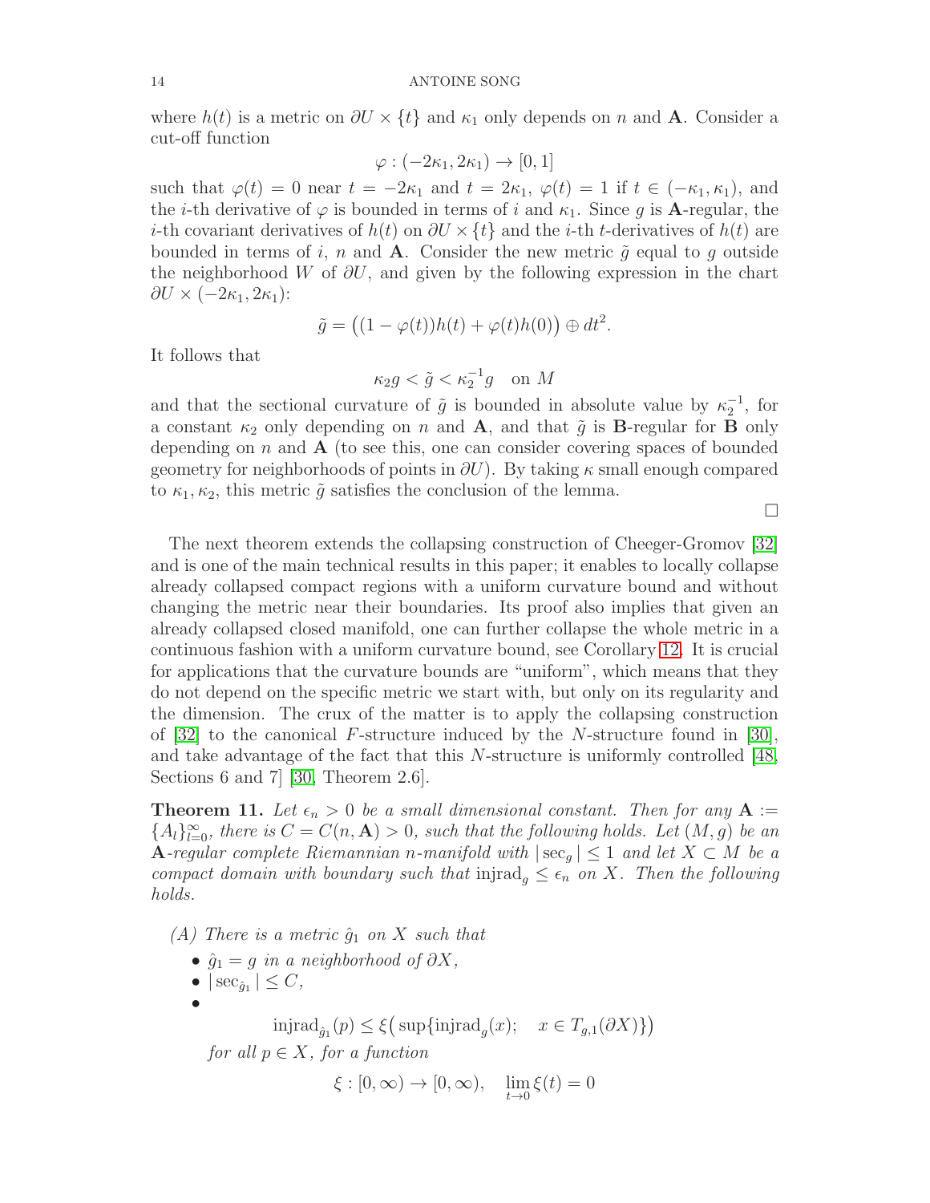where $h(t)$ is a metric on $\partial U \times \{t\}$ and $\kappa_1$ only depends on $n$ and $\mathbf{A}$. Consider a cut-off function

$$\varphi : (-2\kappa_1, 2\kappa_1) \to [0, 1]$$

such that $\varphi(t) = 0$ near $t = -2\kappa_1$ and $t = 2\kappa_1$, $\varphi(t) = 1$ if $t \in (-\kappa_1, \kappa_1)$, and the $i$-th derivative of $\varphi$ is bounded in terms of $i$ and $\kappa_1$. Since $g$ is $\mathbf{A}$-regular, the $i$-th covariant derivatives of $h(t)$ on $\partial U \times \{t\}$ and the $i$-th $t$-derivatives of $h(t)$ are bounded in terms of $i$, $n$ and $\mathbf{A}$. Consider the new metric $\tilde{g}$ equal to $g$ outside the neighborhood $W$ of $\partial U$, and given by the following expression in the chart $\partial U \times (-2\kappa_1, 2\kappa_1)$:

$$\tilde{g} = \big((1 - \varphi(t))h(t) + \varphi(t)h(0)\big) \oplus dt^2.$$

It follows that

$$\kappa_2 g < \tilde{g} < \kappa_2^{-1} g \quad \text{on } M$$

and that the sectional curvature of $\tilde{g}$ is bounded in absolute value by $\kappa_2^{-1}$, for a constant $\kappa_2$ only depending on $n$ and $\mathbf{A}$, and that $\tilde{g}$ is $\mathbf{B}$-regular for $\mathbf{B}$ only depending on $n$ and $\mathbf{A}$ (to see this, one can consider covering spaces of bounded geometry for neighborhoods of points in $\partial U$). By taking $\kappa$ small enough compared to $\kappa_1, \kappa_2$, this metric $\tilde{g}$ satisfies the conclusion of the lemma.

∎

The next theorem extends the collapsing construction of Cheeger-Gromov [32] and is one of the main technical results in this paper; it enables to locally collapse already collapsed compact regions with a uniform curvature bound and without changing the metric near their boundaries. Its proof also implies that given an already collapsed closed manifold, one can further collapse the whole metric in a continuous fashion with a uniform curvature bound, see Corollary 12. It is crucial for applications that the curvature bounds are "uniform", which means that they do not depend on the specific metric we start with, but only on its regularity and the dimension. The crux of the matter is to apply the collapsing construction of [32] to the canonical $F$-structure induced by the $N$-structure found in [30], and take advantage of the fact that this $N$-structure is uniformly controlled [48, Sections 6 and 7] [30, Theorem 2.6].

**Theorem 11.** *Let $\epsilon_n > 0$ be a small dimensional constant. Then for any $\mathbf{A} := \{A_l\}_{l=0}^{\infty}$, there is $C = C(n, \mathbf{A}) > 0$, such that the following holds. Let $(M, g)$ be an $\mathbf{A}$-regular complete Riemannian $n$-manifold with $|\sec_g| \leq 1$ and let $X \subset M$ be a compact domain with boundary such that $\operatorname{injrad}_g \leq \epsilon_n$ on $X$. Then the following holds.*

*(A) There is a metric $\hat{g}_1$ on $X$ such that*

- *$\hat{g}_1 = g$ in a neighborhood of $\partial X$,*
- *$|\sec_{\hat{g}_1}| \leq C$,*
- $$\operatorname{injrad}_{\hat{g}_1}(p) \leq \xi\big(\sup\{\operatorname{injrad}_g(x); \quad x \in T_{g,1}(\partial X)\}\big)$$

  *for all $p \in X$, for a function*

  $$\xi : [0, \infty) \to [0, \infty), \quad \lim_{t \to 0} \xi(t) = 0$$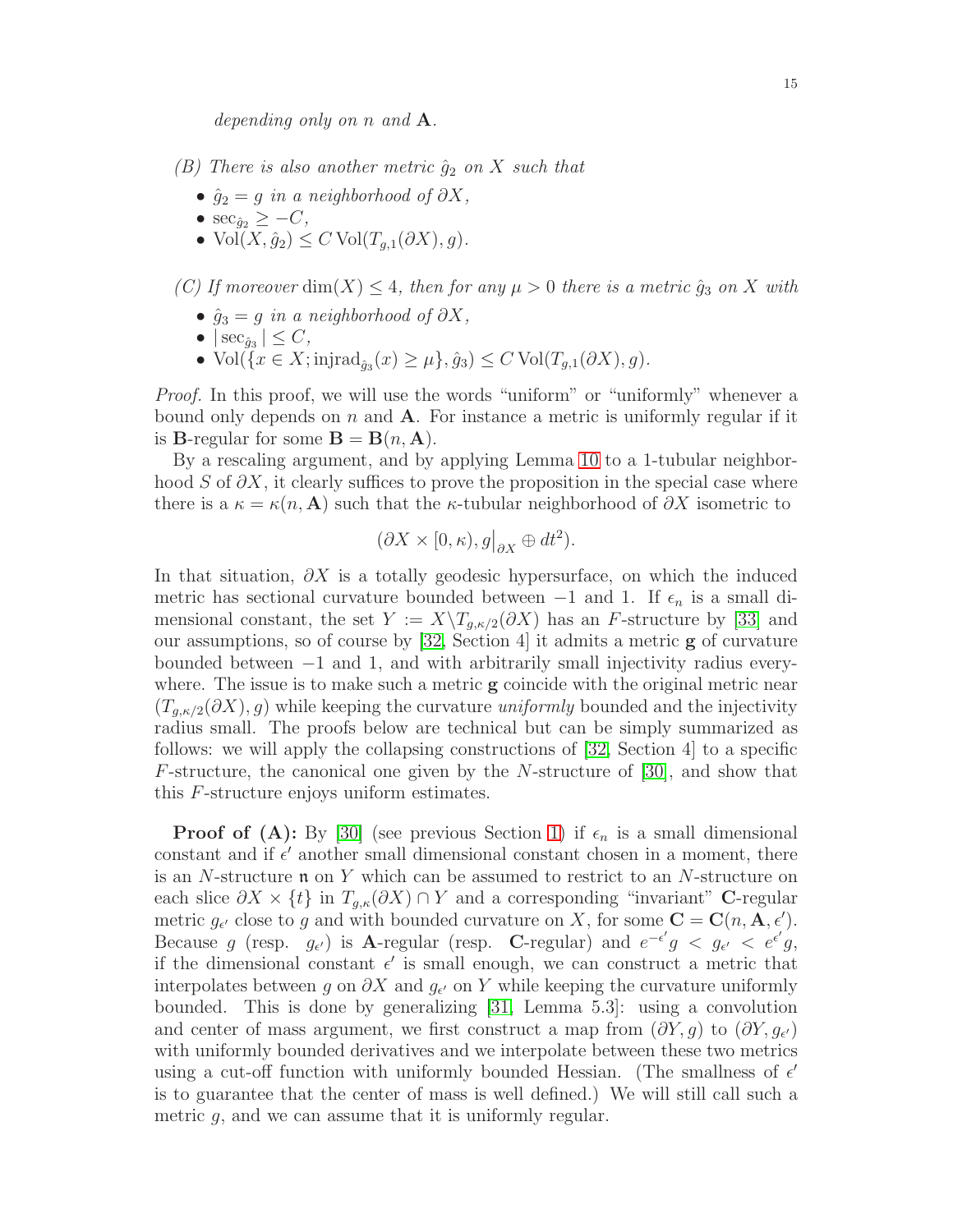*depending only on $n$ and $\mathbf{A}$.*

*(B) There is also another metric $\hat{g}_2$ on $X$ such that*

- *$\hat{g}_2 = g$ in a neighborhood of $\partial X$,*
- *$\sec_{\hat{g}_2} \geq -C$,*
- *$\mathrm{Vol}(X, \hat{g}_2) \leq C \,\mathrm{Vol}(T_{g,1}(\partial X), g)$.*

*(C) If moreover $\dim(X) \leq 4$, then for any $\mu > 0$ there is a metric $\hat{g}_3$ on $X$ with*

- *$\hat{g}_3 = g$ in a neighborhood of $\partial X$,*
- *$|\sec_{\hat{g}_3}| \leq C$,*
- *$\mathrm{Vol}(\{x \in X; \mathrm{injrad}_{\hat{g}_3}(x) \geq \mu\}, \hat{g}_3) \leq C \,\mathrm{Vol}(T_{g,1}(\partial X), g)$.*

*Proof.* In this proof, we will use the words "uniform" or "uniformly" whenever a bound only depends on $n$ and $\mathbf{A}$. For instance a metric is uniformly regular if it is $\mathbf{B}$-regular for some $\mathbf{B} = \mathbf{B}(n, \mathbf{A})$.

By a rescaling argument, and by applying Lemma 10 to a 1-tubular neighborhood $S$ of $\partial X$, it clearly suffices to prove the proposition in the special case where there is a $\kappa = \kappa(n, \mathbf{A})$ such that the $\kappa$-tubular neighborhood of $\partial X$ isometric to

$$(\partial X \times [0, \kappa), g\big|_{\partial X} \oplus dt^2).$$

In that situation, $\partial X$ is a totally geodesic hypersurface, on which the induced metric has sectional curvature bounded between $-1$ and 1. If $\epsilon_n$ is a small dimensional constant, the set $Y := X \backslash T_{g,\kappa/2}(\partial X)$ has an $F$-structure by [33] and our assumptions, so of course by [32, Section 4] it admits a metric $\mathbf{g}$ of curvature bounded between $-1$ and 1, and with arbitrarily small injectivity radius everywhere. The issue is to make such a metric $\mathbf{g}$ coincide with the original metric near $(T_{g,\kappa/2}(\partial X), g)$ while keeping the curvature *uniformly* bounded and the injectivity radius small. The proofs below are technical but can be simply summarized as follows: we will apply the collapsing constructions of [32, Section 4] to a specific $F$-structure, the canonical one given by the $N$-structure of [30], and show that this $F$-structure enjoys uniform estimates.

**Proof of (A):** By [30] (see previous Section 1) if $\epsilon_n$ is a small dimensional constant and if $\epsilon'$ another small dimensional constant chosen in a moment, there is an $N$-structure $\mathfrak{n}$ on $Y$ which can be assumed to restrict to an $N$-structure on each slice $\partial X \times \{t\}$ in $T_{g,\kappa}(\partial X) \cap Y$ and a corresponding "invariant" $\mathbf{C}$-regular metric $g_{\epsilon'}$ close to $g$ and with bounded curvature on $X$, for some $\mathbf{C} = \mathbf{C}(n, \mathbf{A}, \epsilon')$. Because $g$ (resp. $g_{\epsilon'}$) is $\mathbf{A}$-regular (resp. $\mathbf{C}$-regular) and $e^{-\epsilon'} g < g_{\epsilon'} < e^{\epsilon'} g$, if the dimensional constant $\epsilon'$ is small enough, we can construct a metric that interpolates between $g$ on $\partial X$ and $g_{\epsilon'}$ on $Y$ while keeping the curvature uniformly bounded. This is done by generalizing [31, Lemma 5.3]: using a convolution and center of mass argument, we first construct a map from $(\partial Y, g)$ to $(\partial Y, g_{\epsilon'})$ with uniformly bounded derivatives and we interpolate between these two metrics using a cut-off function with uniformly bounded Hessian. (The smallness of $\epsilon'$ is to guarantee that the center of mass is well defined.) We will still call such a metric $g$, and we can assume that it is uniformly regular.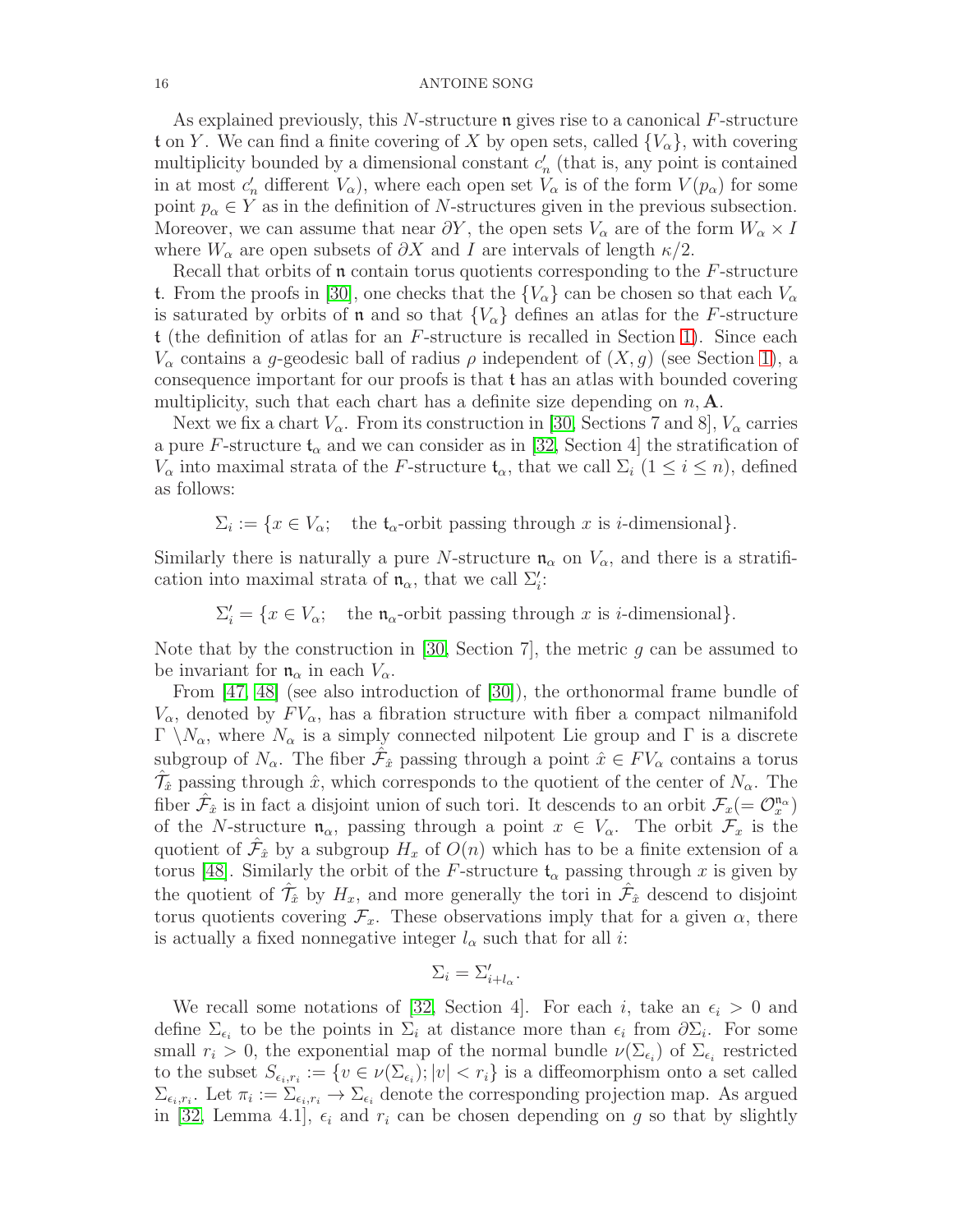As explained previously, this $N$-structure $\mathfrak{n}$ gives rise to a canonical $F$-structure $\mathfrak{t}$ on $Y$. We can find a finite covering of $X$ by open sets, called $\{V_\alpha\}$, with covering multiplicity bounded by a dimensional constant $c'_n$ (that is, any point is contained in at most $c'_n$ different $V_\alpha$), where each open set $V_\alpha$ is of the form $V(p_\alpha)$ for some point $p_\alpha \in Y$ as in the definition of $N$-structures given in the previous subsection. Moreover, we can assume that near $\partial Y$, the open sets $V_\alpha$ are of the form $W_\alpha \times I$ where $W_\alpha$ are open subsets of $\partial X$ and $I$ are intervals of length $\kappa/2$.

Recall that orbits of $\mathfrak{n}$ contain torus quotients corresponding to the $F$-structure $\mathfrak{t}$. From the proofs in [30], one checks that the $\{V_\alpha\}$ can be chosen so that each $V_\alpha$ is saturated by orbits of $\mathfrak{n}$ and so that $\{V_\alpha\}$ defines an atlas for the $F$-structure $\mathfrak{t}$ (the definition of atlas for an $F$-structure is recalled in Section 1). Since each $V_\alpha$ contains a $g$-geodesic ball of radius $\rho$ independent of $(X, g)$ (see Section 1), a consequence important for our proofs is that $\mathfrak{t}$ has an atlas with bounded covering multiplicity, such that each chart has a definite size depending on $n, \mathbf{A}$.

Next we fix a chart $V_\alpha$. From its construction in [30, Sections 7 and 8], $V_\alpha$ carries a pure $F$-structure $\mathfrak{t}_\alpha$ and we can consider as in [32, Section 4] the stratification of $V_\alpha$ into maximal strata of the $F$-structure $\mathfrak{t}_\alpha$, that we call $\Sigma_i$ ($1 \leq i \leq n$), defined as follows:

$$\Sigma_i := \{x \in V_\alpha; \quad \text{the } \mathfrak{t}_\alpha\text{-orbit passing through } x \text{ is } i\text{-dimensional}\}.$$

Similarly there is naturally a pure $N$-structure $\mathfrak{n}_\alpha$ on $V_\alpha$, and there is a stratification into maximal strata of $\mathfrak{n}_\alpha$, that we call $\Sigma'_i$:

$$\Sigma'_i = \{x \in V_\alpha; \quad \text{the } \mathfrak{n}_\alpha\text{-orbit passing through } x \text{ is } i\text{-dimensional}\}.$$

Note that by the construction in [30, Section 7], the metric $g$ can be assumed to be invariant for $\mathfrak{n}_\alpha$ in each $V_\alpha$.

From [47, 48] (see also introduction of [30]), the orthonormal frame bundle of $V_\alpha$, denoted by $FV_\alpha$, has a fibration structure with fiber a compact nilmanifold $\Gamma \setminus N_\alpha$, where $N_\alpha$ is a simply connected nilpotent Lie group and $\Gamma$ is a discrete subgroup of $N_\alpha$. The fiber $\hat{\mathcal{F}}_{\hat{x}}$ passing through a point $\hat{x} \in FV_\alpha$ contains a torus $\hat{\mathcal{T}}_{\hat{x}}$ passing through $\hat{x}$, which corresponds to the quotient of the center of $N_\alpha$. The fiber $\hat{\mathcal{F}}_{\hat{x}}$ is in fact a disjoint union of such tori. It descends to an orbit $\mathcal{F}_x (= \mathcal{O}^{\mathfrak{n}_\alpha}_x)$ of the $N$-structure $\mathfrak{n}_\alpha$, passing through a point $x \in V_\alpha$. The orbit $\mathcal{F}_x$ is the quotient of $\hat{\mathcal{F}}_{\hat{x}}$ by a subgroup $H_x$ of $O(n)$ which has to be a finite extension of a torus [48]. Similarly the orbit of the $F$-structure $\mathfrak{t}_\alpha$ passing through $x$ is given by the quotient of $\hat{\mathcal{T}}_{\hat{x}}$ by $H_x$, and more generally the tori in $\hat{\mathcal{F}}_{\hat{x}}$ descend to disjoint torus quotients covering $\mathcal{F}_x$. These observations imply that for a given $\alpha$, there is actually a fixed nonnegative integer $l_\alpha$ such that for all $i$:

$$\Sigma_i = \Sigma'_{i+l_\alpha}.$$

We recall some notations of [32, Section 4]. For each $i$, take an $\epsilon_i > 0$ and define $\Sigma_{\epsilon_i}$ to be the points in $\Sigma_i$ at distance more than $\epsilon_i$ from $\partial\Sigma_i$. For some small $r_i > 0$, the exponential map of the normal bundle $\nu(\Sigma_{\epsilon_i})$ of $\Sigma_{\epsilon_i}$ restricted to the subset $S_{\epsilon_i, r_i} := \{v \in \nu(\Sigma_{\epsilon_i}); |v| < r_i\}$ is a diffeomorphism onto a set called $\Sigma_{\epsilon_i, r_i}$. Let $\pi_i := \Sigma_{\epsilon_i, r_i} \to \Sigma_{\epsilon_i}$ denote the corresponding projection map. As argued in [32, Lemma 4.1], $\epsilon_i$ and $r_i$ can be chosen depending on $g$ so that by slightly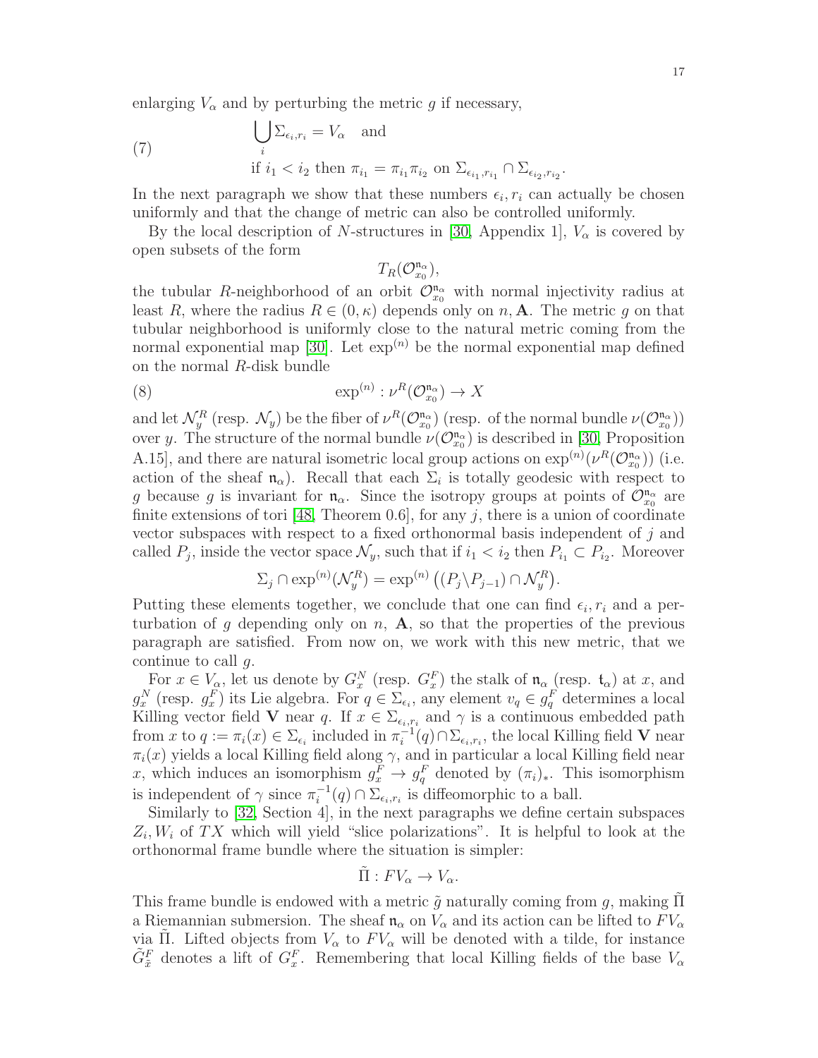enlarging $V_\alpha$ and by perturbing the metric $g$ if necessary,

$$
\begin{aligned}
&\bigcup_i \Sigma_{\epsilon_i, r_i} = V_\alpha \quad \text{and} \\
&\text{if } i_1 < i_2 \text{ then } \pi_{i_1} = \pi_{i_1}\pi_{i_2} \text{ on } \Sigma_{\epsilon_{i_1}, r_{i_1}} \cap \Sigma_{\epsilon_{i_2}, r_{i_2}}.
\end{aligned} \tag{7}
$$

In the next paragraph we show that these numbers $\epsilon_i, r_i$ can actually be chosen uniformly and that the change of metric can also be controlled uniformly.

By the local description of $N$-structures in [30, Appendix 1], $V_\alpha$ is covered by open subsets of the form

$$T_R(\mathcal{O}^{\mathfrak{n}_\alpha}_{x_0}),$$

the tubular $R$-neighborhood of an orbit $\mathcal{O}^{\mathfrak{n}_\alpha}_{x_0}$ with normal injectivity radius at least $R$, where the radius $R \in (0, \kappa)$ depends only on $n, \mathbf{A}$. The metric $g$ on that tubular neighborhood is uniformly close to the natural metric coming from the normal exponential map [30]. Let $\exp^{(n)}$ be the normal exponential map defined on the normal $R$-disk bundle

$$\exp^{(n)} : \nu^R(\mathcal{O}^{\mathfrak{n}_\alpha}_{x_0}) \to X \tag{8}$$

and let $\mathcal{N}^R_y$ (resp. $\mathcal{N}_y$) be the fiber of $\nu^R(\mathcal{O}^{\mathfrak{n}_\alpha}_{x_0})$ (resp. of the normal bundle $\nu(\mathcal{O}^{\mathfrak{n}_\alpha}_{x_0})$) over $y$. The structure of the normal bundle $\nu(\mathcal{O}^{\mathfrak{n}_\alpha}_{x_0})$ is described in [30, Proposition A.15], and there are natural isometric local group actions on $\exp^{(n)}(\nu^R(\mathcal{O}^{\mathfrak{n}_\alpha}_{x_0}))$ (i.e. action of the sheaf $\mathfrak{n}_\alpha$). Recall that each $\Sigma_i$ is totally geodesic with respect to $g$ because $g$ is invariant for $\mathfrak{n}_\alpha$. Since the isotropy groups at points of $\mathcal{O}^{\mathfrak{n}_\alpha}_{x_0}$ are finite extensions of tori [48, Theorem 0.6], for any $j$, there is a union of coordinate vector subspaces with respect to a fixed orthonormal basis independent of $j$ and called $P_j$, inside the vector space $\mathcal{N}_y$, such that if $i_1 < i_2$ then $P_{i_1} \subset P_{i_2}$. Moreover

$$\Sigma_j \cap \exp^{(n)}(\mathcal{N}^R_y) = \exp^{(n)}\left((P_j \backslash P_{j-1}) \cap \mathcal{N}^R_y\right).$$

Putting these elements together, we conclude that one can find $\epsilon_i, r_i$ and a perturbation of $g$ depending only on $n$, $\mathbf{A}$, so that the properties of the previous paragraph are satisfied. From now on, we work with this new metric, that we continue to call $g$.

For $x \in V_\alpha$, let us denote by $G^N_x$ (resp. $G^F_x$) the stalk of $\mathfrak{n}_\alpha$ (resp. $\mathfrak{t}_\alpha$) at $x$, and $g^N_x$ (resp. $g^F_x$) its Lie algebra. For $q \in \Sigma_{\epsilon_i}$, any element $v_q \in g^F_q$ determines a local Killing vector field $\mathbf{V}$ near $q$. If $x \in \Sigma_{\epsilon_i, r_i}$ and $\gamma$ is a continuous embedded path from $x$ to $q := \pi_i(x) \in \Sigma_{\epsilon_i}$ included in $\pi_i^{-1}(q) \cap \Sigma_{\epsilon_i, r_i}$, the local Killing field $\mathbf{V}$ near $\pi_i(x)$ yields a local Killing field along $\gamma$, and in particular a local Killing field near $x$, which induces an isomorphism $g^F_x \to g^F_q$ denoted by $(\pi_i)_*$. This isomorphism is independent of $\gamma$ since $\pi_i^{-1}(q) \cap \Sigma_{\epsilon_i, r_i}$ is diffeomorphic to a ball.

Similarly to [32, Section 4], in the next paragraphs we define certain subspaces $Z_i, W_i$ of $TX$ which will yield "slice polarizations". It is helpful to look at the orthonormal frame bundle where the situation is simpler:

$$\tilde{\Pi} : FV_\alpha \to V_\alpha.$$

This frame bundle is endowed with a metric $\tilde{g}$ naturally coming from $g$, making $\tilde{\Pi}$ a Riemannian submersion. The sheaf $\mathfrak{n}_\alpha$ on $V_\alpha$ and its action can be lifted to $FV_\alpha$ via $\tilde{\Pi}$. Lifted objects from $V_\alpha$ to $FV_\alpha$ will be denoted with a tilde, for instance $\tilde{G}^F_{\tilde{x}}$ denotes a lift of $G^F_x$. Remembering that local Killing fields of the base $V_\alpha$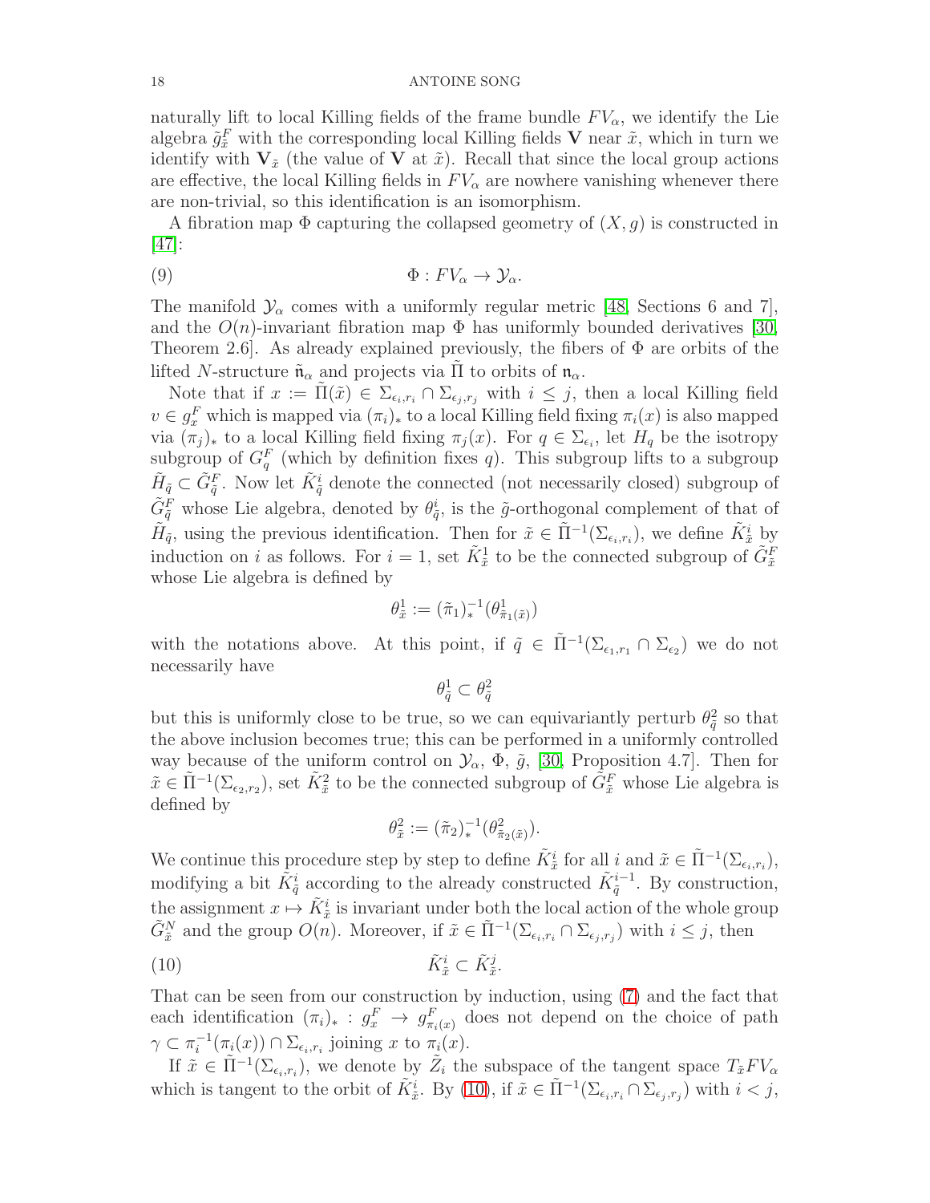naturally lift to local Killing fields of the frame bundle $FV_\alpha$, we identify the Lie algebra $\tilde{g}^F_{\tilde{x}}$ with the corresponding local Killing fields $\mathbf{V}$ near $\tilde{x}$, which in turn we identify with $\mathbf{V}_{\tilde{x}}$ (the value of $\mathbf{V}$ at $\tilde{x}$). Recall that since the local group actions are effective, the local Killing fields in $FV_\alpha$ are nowhere vanishing whenever there are non-trivial, so this identification is an isomorphism.

A fibration map $\Phi$ capturing the collapsed geometry of $(X, g)$ is constructed in [47]:

$$\Phi : FV_\alpha \to \mathcal{Y}_\alpha. \tag{9}$$

The manifold $\mathcal{Y}_\alpha$ comes with a uniformly regular metric [48, Sections 6 and 7], and the $O(n)$-invariant fibration map $\Phi$ has uniformly bounded derivatives [30, Theorem 2.6]. As already explained previously, the fibers of $\Phi$ are orbits of the lifted $N$-structure $\tilde{\mathfrak{n}}_\alpha$ and projects via $\tilde{\Pi}$ to orbits of $\mathfrak{n}_\alpha$.

Note that if $x := \tilde{\Pi}(\tilde{x}) \in \Sigma_{\epsilon_i, r_i} \cap \Sigma_{\epsilon_j, r_j}$ with $i \leq j$, then a local Killing field $v \in g^F_x$ which is mapped via $(\pi_i)_*$ to a local Killing field fixing $\pi_i(x)$ is also mapped via $(\pi_j)_*$ to a local Killing field fixing $\pi_j(x)$. For $q \in \Sigma_{\epsilon_i}$, let $H_q$ be the isotropy subgroup of $G^F_q$ (which by definition fixes $q$). This subgroup lifts to a subgroup $\tilde{H}_{\tilde{q}} \subset \tilde{G}^F_{\tilde{q}}$. Now let $\tilde{K}^i_{\tilde{q}}$ denote the connected (not necessarily closed) subgroup of $\tilde{G}^F_{\tilde{q}}$ whose Lie algebra, denoted by $\theta^i_{\tilde{q}}$, is the $\tilde{g}$-orthogonal complement of that of $\tilde{H}_{\tilde{q}}$, using the previous identification. Then for $\tilde{x} \in \tilde{\Pi}^{-1}(\Sigma_{\epsilon_i, r_i})$, we define $\tilde{K}^i_{\tilde{x}}$ by induction on $i$ as follows. For $i = 1$, set $\tilde{K}^1_{\tilde{x}}$ to be the connected subgroup of $\tilde{G}^F_{\tilde{x}}$ whose Lie algebra is defined by

$$\theta^1_{\tilde{x}} := (\tilde{\pi}_1)^{-1}_*(\theta^1_{\tilde{\pi}_1(\tilde{x})})$$

with the notations above. At this point, if $\tilde{q} \in \tilde{\Pi}^{-1}(\Sigma_{\epsilon_1, r_1} \cap \Sigma_{\epsilon_2})$ we do not necessarily have

$$\theta^1_{\tilde{q}} \subset \theta^2_{\tilde{q}}$$

but this is uniformly close to be true, so we can equivariantly perturb $\theta^2_{\tilde{q}}$ so that the above inclusion becomes true; this can be performed in a uniformly controlled way because of the uniform control on $\mathcal{Y}_\alpha$, $\Phi$, $\tilde{g}$, [30, Proposition 4.7]. Then for $\tilde{x} \in \tilde{\Pi}^{-1}(\Sigma_{\epsilon_2, r_2})$, set $\tilde{K}^2_{\tilde{x}}$ to be the connected subgroup of $\tilde{G}^F_{\tilde{x}}$ whose Lie algebra is defined by

$$\theta^2_{\tilde{x}} := (\tilde{\pi}_2)^{-1}_*(\theta^2_{\tilde{\pi}_2(\tilde{x})}).$$

We continue this procedure step by step to define $\tilde{K}^i_{\tilde{x}}$ for all $i$ and $\tilde{x} \in \tilde{\Pi}^{-1}(\Sigma_{\epsilon_i, r_i})$, modifying a bit $\tilde{K}^i_{\tilde{q}}$ according to the already constructed $\tilde{K}^{i-1}_{\tilde{q}}$. By construction, the assignment $x \mapsto \tilde{K}^i_{\tilde{x}}$ is invariant under both the local action of the whole group $\tilde{G}^N_{\tilde{x}}$ and the group $O(n)$. Moreover, if $\tilde{x} \in \tilde{\Pi}^{-1}(\Sigma_{\epsilon_i, r_i} \cap \Sigma_{\epsilon_j, r_j})$ with $i \leq j$, then

$$\tilde{K}^i_{\tilde{x}} \subset \tilde{K}^j_{\tilde{x}}. \tag{10}$$

That can be seen from our construction by induction, using (7) and the fact that each identification $(\pi_i)_* : g^F_x \to g^F_{\pi_i(x)}$ does not depend on the choice of path $\gamma \subset \pi_i^{-1}(\pi_i(x)) \cap \Sigma_{\epsilon_i, r_i}$ joining $x$ to $\pi_i(x)$.

If $\tilde{x} \in \tilde{\Pi}^{-1}(\Sigma_{\epsilon_i, r_i})$, we denote by $\tilde{Z}_i$ the subspace of the tangent space $T_{\tilde{x}} FV_\alpha$ which is tangent to the orbit of $\tilde{K}^i_{\tilde{x}}$. By (10), if $\tilde{x} \in \tilde{\Pi}^{-1}(\Sigma_{\epsilon_i, r_i} \cap \Sigma_{\epsilon_j, r_j})$ with $i < j$,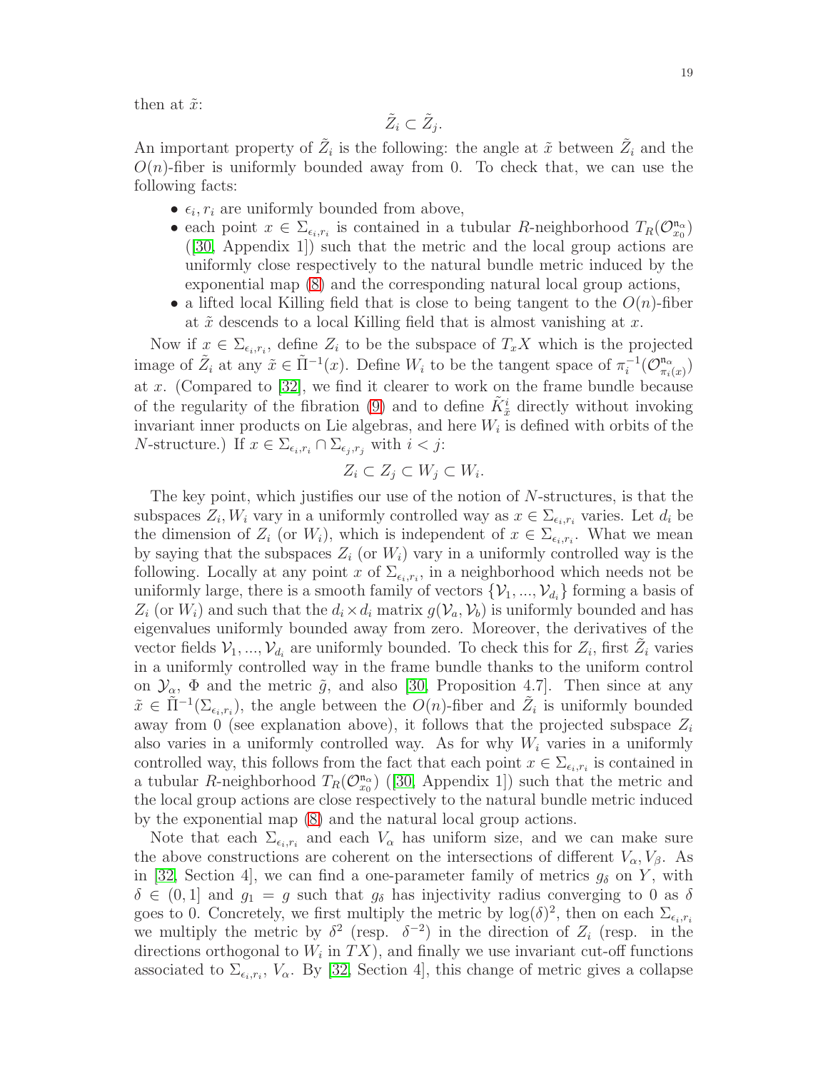then at $\tilde{x}$:

$$\tilde{Z}_i \subset \tilde{Z}_j.$$

An important property of $\tilde{Z}_i$ is the following: the angle at $\tilde{x}$ between $\tilde{Z}_i$ and the $O(n)$-fiber is uniformly bounded away from 0. To check that, we can use the following facts:

- $\epsilon_i, r_i$ are uniformly bounded from above,
- each point $x \in \Sigma_{\epsilon_i,r_i}$ is contained in a tubular $R$-neighborhood $T_R(\mathcal{O}^{\mathfrak{n}_\alpha}_{x_0})$ ([30, Appendix 1]) such that the metric and the local group actions are uniformly close respectively to the natural bundle metric induced by the exponential map (8) and the corresponding natural local group actions,
- a lifted local Killing field that is close to being tangent to the $O(n)$-fiber at $\tilde{x}$ descends to a local Killing field that is almost vanishing at $x$.

Now if $x \in \Sigma_{\epsilon_i,r_i}$, define $Z_i$ to be the subspace of $T_xX$ which is the projected image of $\tilde{Z}_i$ at any $\tilde{x} \in \tilde{\Pi}^{-1}(x)$. Define $W_i$ to be the tangent space of $\pi_i^{-1}(\mathcal{O}^{\mathfrak{n}_\alpha}_{\pi_i(x)})$ at $x$. (Compared to [32], we find it clearer to work on the frame bundle because of the regularity of the fibration (9) and to define $\tilde{K}^i_{\tilde{x}}$ directly without invoking invariant inner products on Lie algebras, and here $W_i$ is defined with orbits of the $N$-structure.) If $x \in \Sigma_{\epsilon_i,r_i} \cap \Sigma_{\epsilon_j,r_j}$ with $i<j$:

$$Z_i \subset Z_j \subset W_j \subset W_i.$$

The key point, which justifies our use of the notion of $N$-structures, is that the subspaces $Z_i, W_i$ vary in a uniformly controlled way as $x \in \Sigma_{\epsilon_i,r_i}$ varies. Let $d_i$ be the dimension of $Z_i$ (or $W_i$), which is independent of $x \in \Sigma_{\epsilon_i,r_i}$. What we mean by saying that the subspaces $Z_i$ (or $W_i$) vary in a uniformly controlled way is the following. Locally at any point $x$ of $\Sigma_{\epsilon_i,r_i}$, in a neighborhood which needs not be uniformly large, there is a smooth family of vectors $\{\mathcal{V}_1, ..., \mathcal{V}_{d_i}\}$ forming a basis of $Z_i$ (or $W_i$) and such that the $d_i \times d_i$ matrix $g(\mathcal{V}_a, \mathcal{V}_b)$ is uniformly bounded and has eigenvalues uniformly bounded away from zero. Moreover, the derivatives of the vector fields $\mathcal{V}_1, ..., \mathcal{V}_{d_i}$ are uniformly bounded. To check this for $Z_i$, first $\tilde{Z}_i$ varies in a uniformly controlled way in the frame bundle thanks to the uniform control on $\mathcal{Y}_\alpha$, $\Phi$ and the metric $\tilde{g}$, and also [30, Proposition 4.7]. Then since at any $\tilde{x} \in \tilde{\Pi}^{-1}(\Sigma_{\epsilon_i,r_i})$, the angle between the $O(n)$-fiber and $\tilde{Z}_i$ is uniformly bounded away from 0 (see explanation above), it follows that the projected subspace $Z_i$ also varies in a uniformly controlled way. As for why $W_i$ varies in a uniformly controlled way, this follows from the fact that each point $x \in \Sigma_{\epsilon_i,r_i}$ is contained in a tubular $R$-neighborhood $T_R(\mathcal{O}^{\mathfrak{n}_\alpha}_{x_0})$ ([30, Appendix 1]) such that the metric and the local group actions are close respectively to the natural bundle metric induced by the exponential map (8) and the natural local group actions.

Note that each $\Sigma_{\epsilon_i,r_i}$ and each $V_\alpha$ has uniform size, and we can make sure the above constructions are coherent on the intersections of different $V_\alpha, V_\beta$. As in [32, Section 4], we can find a one-parameter family of metrics $g_\delta$ on $Y$, with $\delta \in (0,1]$ and $g_1 = g$ such that $g_\delta$ has injectivity radius converging to 0 as $\delta$ goes to 0. Concretely, we first multiply the metric by $\log(\delta)^2$, then on each $\Sigma_{\epsilon_i,r_i}$ we multiply the metric by $\delta^2$ (resp. $\delta^{-2}$) in the direction of $Z_i$ (resp. in the directions orthogonal to $W_i$ in $TX$), and finally we use invariant cut-off functions associated to $\Sigma_{\epsilon_i,r_i}$, $V_\alpha$. By [32, Section 4], this change of metric gives a collapse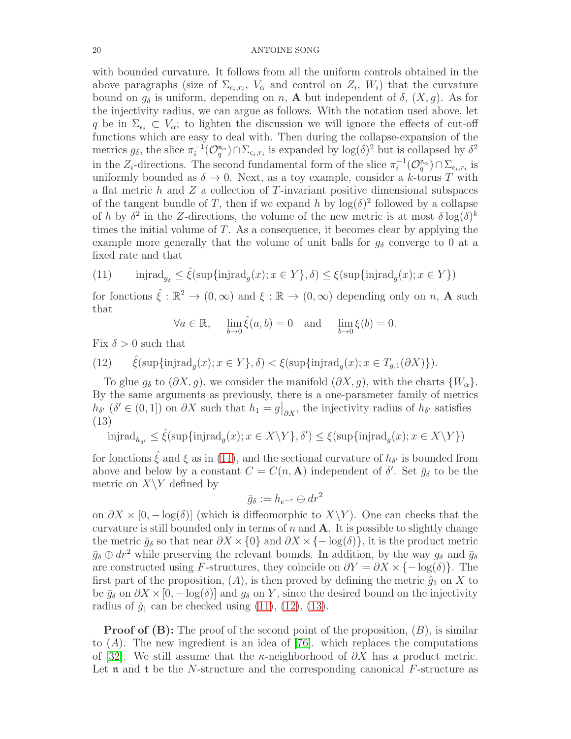with bounded curvature. It follows from all the uniform controls obtained in the above paragraphs (size of $\Sigma_{\epsilon_i,r_i}$, $V_\alpha$ and control on $Z_i$, $W_i$) that the curvature bound on $g_\delta$ is uniform, depending on $n$, $\mathbf{A}$ but independent of $\delta$, $(X,g)$. As for the injectivity radius, we can argue as follows. With the notation used above, let $q$ be in $\Sigma_{\epsilon_i} \subset V_\alpha$; to lighten the discussion we will ignore the effects of cut-off functions which are easy to deal with. Then during the collapse-expansion of the metrics $g_\delta$, the slice $\pi_i^{-1}(\mathcal{O}_q^{\mathfrak{n}_\alpha}) \cap \Sigma_{\epsilon_i,r_i}$ is expanded by $\log(\delta)^2$ but is collapsed by $\delta^2$ in the $Z_i$-directions. The second fundamental form of the slice $\pi_i^{-1}(\mathcal{O}_q^{\mathfrak{n}_\alpha}) \cap \Sigma_{\epsilon_i,r_i}$ is uniformly bounded as $\delta \to 0$. Next, as a toy example, consider a $k$-torus $T$ with a flat metric $h$ and $Z$ a collection of $T$-invariant positive dimensional subspaces of the tangent bundle of $T$, then if we expand $h$ by $\log(\delta)^2$ followed by a collapse of $h$ by $\delta^2$ in the $Z$-directions, the volume of the new metric is at most $\delta \log(\delta)^k$ times the initial volume of $T$. As a consequence, it becomes clear by applying the example more generally that the volume of unit balls for $g_\delta$ converge to 0 at a fixed rate and that

$$\text{injrad}_{g_\delta} \leq \hat{\xi}(\sup\{\text{injrad}_g(x); x \in Y\}, \delta) \leq \xi(\sup\{\text{injrad}_g(x); x \in Y\}) \tag{11}$$

for fonctions $\hat{\xi} : \mathbb{R}^2 \to (0,\infty)$ and $\xi : \mathbb{R} \to (0,\infty)$ depending only on $n$, $\mathbf{A}$ such that

$$\forall a \in \mathbb{R}, \quad \lim_{b \to 0} \hat{\xi}(a,b) = 0 \quad \text{and} \quad \lim_{b \to 0} \xi(b) = 0.$$

Fix $\delta > 0$ such that

$$\hat{\xi}(\sup\{\text{injrad}_g(x); x \in Y\}, \delta) < \xi(\sup\{\text{injrad}_g(x); x \in T_{g,1}(\partial X)\}). \tag{12}$$

To glue $g_\delta$ to $(\partial X, g)$, we consider the manifold $(\partial X, g)$, with the charts $\{W_\alpha\}$. By the same arguments as previously, there is a one-parameter family of metrics $h_{\delta'}$ ($\delta' \in (0,1]$) on $\partial X$ such that $h_1 = g\big|_{\partial X}$, the injectivity radius of $h_{\delta'}$ satisfies (13)

$$\text{injrad}_{h_{\delta'}} \leq \hat{\xi}(\sup\{\text{injrad}_g(x); x \in X \backslash Y\}, \delta') \leq \xi(\sup\{\text{injrad}_g(x); x \in X \backslash Y\})$$

for fonctions $\hat{\xi}$ and $\xi$ as in (11), and the sectional curvature of $h_{\delta'}$ is bounded from above and below by a constant $C = C(n, \mathbf{A})$ independent of $\delta'$. Set $\bar{g}_\delta$ to be the metric on $X \backslash Y$ defined by

$$\bar{g}_\delta := h_{e^{-r}} \oplus dr^2$$

on $\partial X \times [0, -\log(\delta)]$ (which is diffeomorphic to $X \backslash Y$). One can checks that the curvature is still bounded only in terms of $n$ and $\mathbf{A}$. It is possible to slightly change the metric $\bar{g}_\delta$ so that near $\partial X \times \{0\}$ and $\partial X \times \{-\log(\delta)\}$, it is the product metric $\bar{g}_\delta \oplus dr^2$ while preserving the relevant bounds. In addition, by the way $g_\delta$ and $\bar{g}_\delta$ are constructed using $F$-structures, they coincide on $\partial Y = \partial X \times \{-\log(\delta)\}$. The first part of the proposition, $(A)$, is then proved by defining the metric $\hat{g}_1$ on $X$ to be $\bar{g}_\delta$ on $\partial X \times [0, -\log(\delta)]$ and $g_\delta$ on $Y$, since the desired bound on the injectivity radius of $\hat{g}_1$ can be checked using (11), (12), (13).

**Proof of (B):** The proof of the second point of the proposition, $(B)$, is similar to $(A)$. The new ingredient is an idea of [76]. which replaces the computations of [32]. We still assume that the $\kappa$-neighborhood of $\partial X$ has a product metric. Let $\mathfrak{n}$ and $\mathfrak{t}$ be the $N$-structure and the corresponding canonical $F$-structure as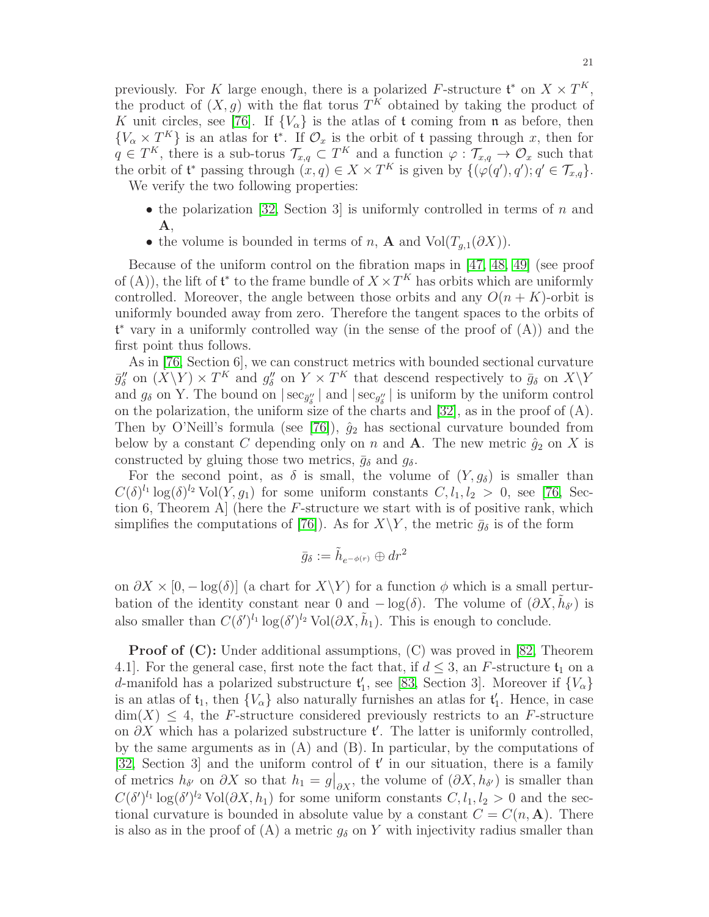previously. For $K$ large enough, there is a polarized $F$-structure $\mathfrak{t}^*$ on $X \times T^K$, the product of $(X, g)$ with the flat torus $T^K$ obtained by taking the product of $K$ unit circles, see [76]. If $\{V_\alpha\}$ is the atlas of $\mathfrak{t}$ coming from $\mathfrak{n}$ as before, then $\{V_\alpha \times T^K\}$ is an atlas for $\mathfrak{t}^*$. If $\mathcal{O}_x$ is the orbit of $\mathfrak{t}$ passing through $x$, then for $q \in T^K$, there is a sub-torus $\mathcal{T}_{x,q} \subset T^K$ and a function $\varphi : \mathcal{T}_{x,q} \to \mathcal{O}_x$ such that the orbit of $\mathfrak{t}^*$ passing through $(x, q) \in X \times T^K$ is given by $\{(\varphi(q'), q'); q' \in \mathcal{T}_{x,q}\}$.

We verify the two following properties:

- the polarization [32, Section 3] is uniformly controlled in terms of $n$ and $\mathbf{A}$,
- the volume is bounded in terms of $n$, $\mathbf{A}$ and $\mathrm{Vol}(T_{g,1}(\partial X))$.

Because of the uniform control on the fibration maps in [47, 48, 49] (see proof of (A)), the lift of $\mathfrak{t}^*$ to the frame bundle of $X \times T^K$ has orbits which are uniformly controlled. Moreover, the angle between those orbits and any $O(n+K)$-orbit is uniformly bounded away from zero. Therefore the tangent spaces to the orbits of $\mathfrak{t}^*$ vary in a uniformly controlled way (in the sense of the proof of (A)) and the first point thus follows.

As in [76, Section 6], we can construct metrics with bounded sectional curvature $\bar{g}''_\delta$ on $(X\backslash Y) \times T^K$ and $g''_\delta$ on $Y \times T^K$ that descend respectively to $\bar{g}_\delta$ on $X\backslash Y$ and $g_\delta$ on Y. The bound on $|\sec_{\bar{g}''_\delta}|$ and $|\sec_{g''_\delta}|$ is uniform by the uniform control on the polarization, the uniform size of the charts and [32], as in the proof of (A). Then by O'Neill's formula (see [76]), $\hat{g}_2$ has sectional curvature bounded from below by a constant $C$ depending only on $n$ and $\mathbf{A}$. The new metric $\hat{g}_2$ on $X$ is constructed by gluing those two metrics, $\bar{g}_\delta$ and $g_\delta$.

For the second point, as $\delta$ is small, the volume of $(Y, g_\delta)$ is smaller than $C(\delta)^{l_1} \log(\delta)^{l_2} \mathrm{Vol}(Y, g_1)$ for some uniform constants $C, l_1, l_2 > 0$, see [76, Section 6, Theorem A] (here the $F$-structure we start with is of positive rank, which simplifies the computations of [76]). As for $X\backslash Y$, the metric $\bar{g}_\delta$ is of the form

$$\bar{g}_\delta := \tilde{h}_{e^{-\phi(r)}} \oplus dr^2$$

on $\partial X \times [0, -\log(\delta)]$ (a chart for $X\backslash Y$) for a function $\phi$ which is a small perturbation of the identity constant near 0 and $-\log(\delta)$. The volume of $(\partial X, \tilde{h}_{\delta'})$ is also smaller than $C(\delta')^{l_1} \log(\delta')^{l_2} \mathrm{Vol}(\partial X, \tilde{h}_1)$. This is enough to conclude.

**Proof of (C):** Under additional assumptions, (C) was proved in [82, Theorem 4.1]. For the general case, first note the fact that, if $d \leq 3$, an $F$-structure $\mathfrak{t}_1$ on a $d$-manifold has a polarized substructure $\mathfrak{t}'_1$, see [83, Section 3]. Moreover if $\{V_\alpha\}$ is an atlas of $\mathfrak{t}_1$, then $\{V_\alpha\}$ also naturally furnishes an atlas for $\mathfrak{t}'_1$. Hence, in case $\dim(X) \leq 4$, the $F$-structure considered previously restricts to an $F$-structure on $\partial X$ which has a polarized substructure $\mathfrak{t}'$. The latter is uniformly controlled, by the same arguments as in (A) and (B). In particular, by the computations of [32, Section 3] and the uniform control of $\mathfrak{t}'$ in our situation, there is a family of metrics $h_{\delta'}$ on $\partial X$ so that $h_1 = g\big|_{\partial X}$, the volume of $(\partial X, h_{\delta'})$ is smaller than $C(\delta')^{l_1} \log(\delta')^{l_2} \mathrm{Vol}(\partial X, h_1)$ for some uniform constants $C, l_1, l_2 > 0$ and the sectional curvature is bounded in absolute value by a constant $C = C(n, \mathbf{A})$. There is also as in the proof of (A) a metric $g_\delta$ on $Y$ with injectivity radius smaller than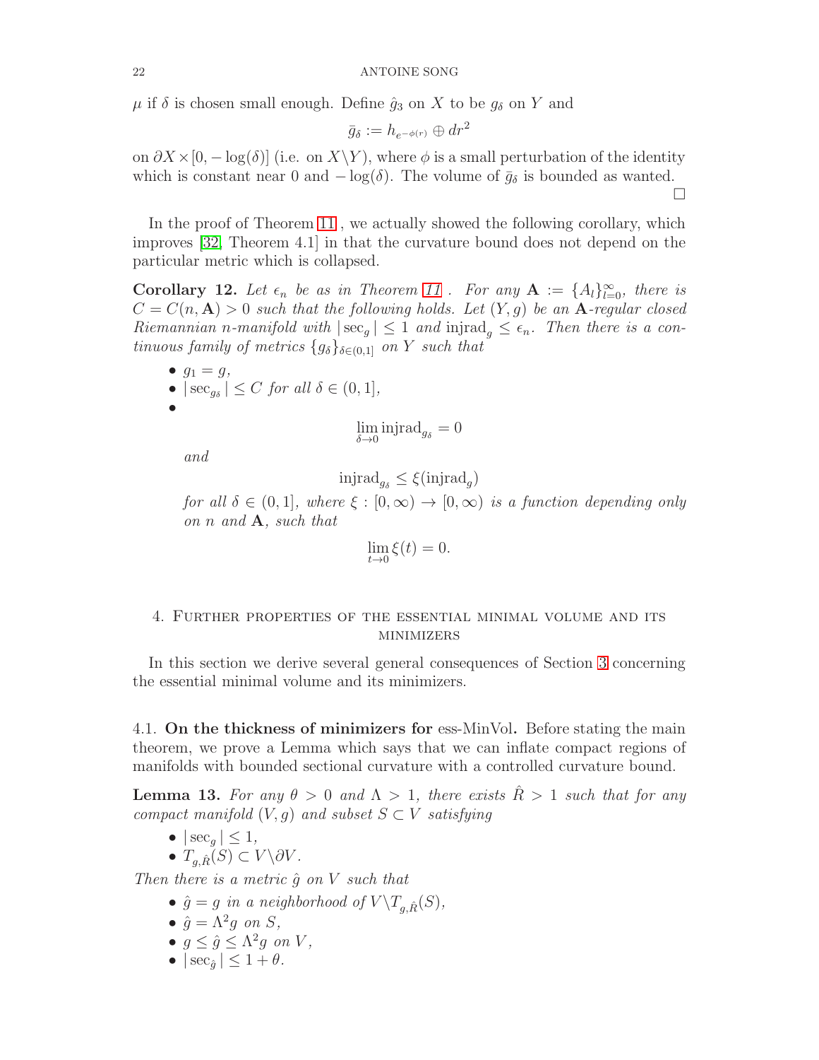$\mu$ if $\delta$ is chosen small enough. Define $\hat{g}_3$ on $X$ to be $g_\delta$ on $Y$ and

$$\bar{g}_\delta := h_{e^{-\phi(r)}} \oplus dr^2$$

on $\partial X \times [0, -\log(\delta)]$ (i.e. on $X \backslash Y$), where $\phi$ is a small perturbation of the identity which is constant near 0 and $-\log(\delta)$. The volume of $\bar{g}_\delta$ is bounded as wanted. □

In the proof of Theorem 11 , we actually showed the following corollary, which improves [32, Theorem 4.1] in that the curvature bound does not depend on the particular metric which is collapsed.

**Corollary 12.** *Let $\epsilon_n$ be as in Theorem 11 . For any $\mathbf{A} := \{A_l\}_{l=0}^\infty$, there is $C = C(n, \mathbf{A}) > 0$ such that the following holds. Let $(Y, g)$ be an $\mathbf{A}$-regular closed Riemannian $n$-manifold with $|\sec_g| \leq 1$ and $\operatorname{injrad}_g \leq \epsilon_n$. Then there is a continuous family of metrics $\{g_\delta\}_{\delta \in (0,1]}$ on $Y$ such that*

- $g_1 = g$,
- $|\sec_{g_\delta}| \leq C$ *for all* $\delta \in (0, 1]$,
- $$\lim_{\delta \to 0} \operatorname{injrad}_{g_\delta} = 0$$

  *and*

  $$\operatorname{injrad}_{g_\delta} \leq \xi(\operatorname{injrad}_g)$$

  *for all $\delta \in (0, 1]$, where $\xi : [0, \infty) \to [0, \infty)$ is a function depending only on $n$ and $\mathbf{A}$, such that*

  $$\lim_{t \to 0} \xi(t) = 0.$$

## 4. Further properties of the essential minimal volume and its minimizers

In this section we derive several general consequences of Section 3 concerning the essential minimal volume and its minimizers.

### 4.1. On the thickness of minimizers for ess-MinVol.

Before stating the main theorem, we prove a Lemma which says that we can inflate compact regions of manifolds with bounded sectional curvature with a controlled curvature bound.

**Lemma 13.** *For any $\theta > 0$ and $\Lambda > 1$, there exists $\hat{R} > 1$ such that for any compact manifold $(V, g)$ and subset $S \subset V$ satisfying*

- $|\sec_g| \leq 1$,
- $T_{g,\hat{R}}(S) \subset V \backslash \partial V$.

*Then there is a metric $\hat{g}$ on $V$ such that*

- $\hat{g} = g$ *in a neighborhood of* $V \backslash T_{g,\hat{R}}(S)$,
- $\hat{g} = \Lambda^2 g$ *on* $S$,
- $g \leq \hat{g} \leq \Lambda^2 g$ *on* $V$,
- $|\sec_{\hat{g}}| \leq 1 + \theta$.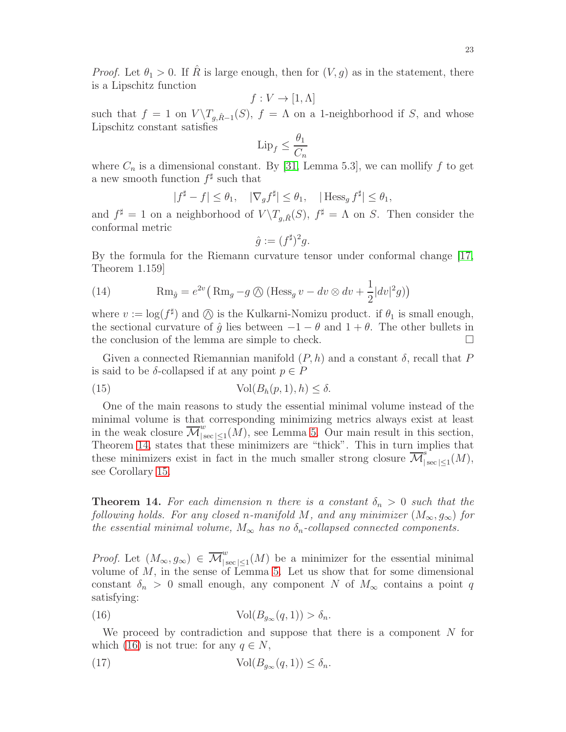*Proof.* Let $\theta_1 > 0$. If $\hat{R}$ is large enough, then for $(V, g)$ as in the statement, there is a Lipschitz function

$$f : V \to [1, \Lambda]$$

such that $f = 1$ on $V \backslash T_{g,\hat{R}-1}(S)$, $f = \Lambda$ on a 1-neighborhood if $S$, and whose Lipschitz constant satisfies

$$\mathrm{Lip}_f \leq \frac{\theta_1}{C_n}$$

where $C_n$ is a dimensional constant. By [31, Lemma 5.3], we can mollify $f$ to get a new smooth function $f^\sharp$ such that

$$|f^\sharp - f| \leq \theta_1, \quad |\nabla_g f^\sharp| \leq \theta_1, \quad |\operatorname{Hess}_g f^\sharp| \leq \theta_1,$$

and $f^\sharp = 1$ on a neighborhood of $V \backslash T_{g,\hat{R}}(S)$, $f^\sharp = \Lambda$ on $S$. Then consider the conformal metric

$$\hat{g} := (f^\sharp)^2 g.$$

By the formula for the Riemann curvature tensor under conformal change [17, Theorem 1.159]

$$\operatorname{Rm}_{\hat{g}} = e^{2v}\big(\operatorname{Rm}_g - g \owedge (\operatorname{Hess}_g v - dv \otimes dv + \frac{1}{2}|dv|^2 g)\big) \tag{14}$$

where $v := \log(f^\sharp)$ and $\owedge$ is the Kulkarni-Nomizu product. if $\theta_1$ is small enough, the sectional curvature of $\hat{g}$ lies between $-1-\theta$ and $1+\theta$. The other bullets in the conclusion of the lemma are simple to check. $\square$

Given a connected Riemannian manifold $(P, h)$ and a constant $\delta$, recall that $P$ is said to be $\delta$-collapsed if at any point $p \in P$

$$\operatorname{Vol}(B_h(p, 1), h) \leq \delta. \tag{15}$$

One of the main reasons to study the essential minimal volume instead of the minimal volume is that corresponding minimizing metrics always exist at least in the weak closure $\overline{\mathcal{M}}^w_{|\sec|\leq 1}(M)$, see Lemma 5. Our main result in this section, Theorem 14, states that these minimizers are "thick". This in turn implies that these minimizers exist in fact in the much smaller strong closure $\overline{\mathcal{M}}^s_{|\sec|\leq 1}(M)$, see Corollary 15.

**Theorem 14.** *For each dimension $n$ there is a constant $\delta_n > 0$ such that the following holds. For any closed $n$-manifold $M$, and any minimizer $(M_\infty, g_\infty)$ for the essential minimal volume, $M_\infty$ has no $\delta_n$-collapsed connected components.*

*Proof.* Let $(M_\infty, g_\infty) \in \overline{\mathcal{M}}^w_{|\sec|\leq 1}(M)$ be a minimizer for the essential minimal volume of $M$, in the sense of Lemma 5. Let us show that for some dimensional constant $\delta_n > 0$ small enough, any component $N$ of $M_\infty$ contains a point $q$ satisfying:

$$\operatorname{Vol}(B_{g_\infty}(q, 1)) > \delta_n. \tag{16}$$

We proceed by contradiction and suppose that there is a component $N$ for which (16) is not true: for any $q \in N$,

$$\operatorname{Vol}(B_{g_\infty}(q, 1)) \leq \delta_n. \tag{17}$$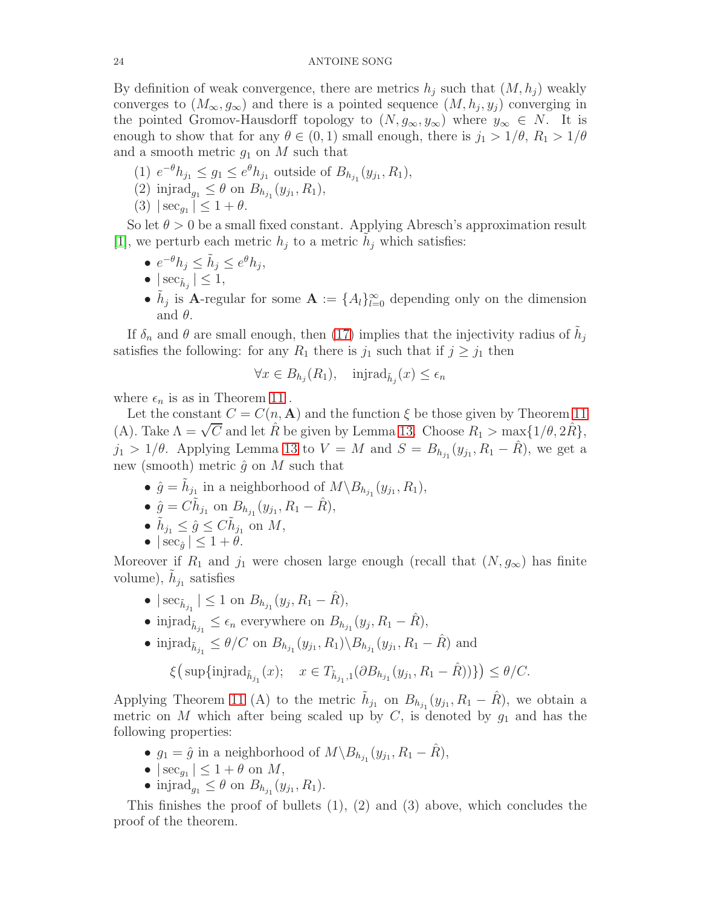By definition of weak convergence, there are metrics $h_j$ such that $(M, h_j)$ weakly converges to $(M_\infty, g_\infty)$ and there is a pointed sequence $(M, h_j, y_j)$ converging in the pointed Gromov-Hausdorff topology to $(N, g_\infty, y_\infty)$ where $y_\infty \in N$. It is enough to show that for any $\theta \in (0,1)$ small enough, there is $j_1 > 1/\theta$, $R_1 > 1/\theta$ and a smooth metric $g_1$ on $M$ such that

1. $e^{-\theta} h_{j_1} \leq g_1 \leq e^{\theta} h_{j_1}$ outside of $B_{h_{j_1}}(y_{j_1}, R_1)$,
2. $\mathrm{injrad}_{g_1} \leq \theta$ on $B_{h_{j_1}}(y_{j_1}, R_1)$,
3. $|\sec_{g_1}| \leq 1 + \theta$.

So let $\theta > 0$ be a small fixed constant. Applying Abresch's approximation result [1], we perturb each metric $h_j$ to a metric $\tilde{h}_j$ which satisfies:

- $e^{-\theta} h_j \leq \tilde{h}_j \leq e^{\theta} h_j$,
- $|\sec_{\tilde{h}_j}| \leq 1$,
- $\tilde{h}_j$ is $\mathbf{A}$-regular for some $\mathbf{A} := \{A_l\}_{l=0}^{\infty}$ depending only on the dimension and $\theta$.

If $\delta_n$ and $\theta$ are small enough, then (17) implies that the injectivity radius of $\tilde{h}_j$ satisfies the following: for any $R_1$ there is $j_1$ such that if $j \geq j_1$ then

$$\forall x \in B_{h_j}(R_1), \quad \mathrm{injrad}_{\tilde{h}_j}(x) \leq \epsilon_n$$

where $\epsilon_n$ is as in Theorem 11 .

Let the constant $C = C(n, \mathbf{A})$ and the function $\xi$ be those given by Theorem 11 (A). Take $\Lambda = \sqrt{C}$ and let $\hat{R}$ be given by Lemma 13. Choose $R_1 > \max\{1/\theta, 2\hat{R}\}$, $j_1 > 1/\theta$. Applying Lemma 13 to $V = M$ and $S = B_{h_{j_1}}(y_{j_1}, R_1 - \hat{R})$, we get a new (smooth) metric $\hat{g}$ on $M$ such that

- $\hat{g} = \tilde{h}_{j_1}$ in a neighborhood of $M \backslash B_{h_{j_1}}(y_{j_1}, R_1)$,
- $\hat{g} = C\tilde{h}_{j_1}$ on $B_{h_{j_1}}(y_{j_1}, R_1 - \hat{R})$,
- $\tilde{h}_{j_1} \leq \hat{g} \leq C\tilde{h}_{j_1}$ on $M$,
- $|\sec_{\hat{g}}| \leq 1 + \theta$.

Moreover if $R_1$ and $j_1$ were chosen large enough (recall that $(N, g_\infty)$ has finite volume), $\tilde{h}_{j_1}$ satisfies

- $|\sec_{\tilde{h}_{j_1}}| \leq 1$ on $B_{h_{j_1}}(y_j, R_1 - \hat{R})$,
- $\mathrm{injrad}_{\tilde{h}_{j_1}} \leq \epsilon_n$ everywhere on $B_{h_{j_1}}(y_j, R_1 - \hat{R})$,
- $\mathrm{injrad}_{\tilde{h}_{j_1}} \leq \theta/C$ on $B_{h_{j_1}}(y_{j_1}, R_1) \backslash B_{h_{j_1}}(y_{j_1}, R_1 - \hat{R})$ and

$$\xi\big(\sup\{\mathrm{injrad}_{\tilde{h}_{j_1}}(x); \quad x \in T_{\tilde{h}_{j_1},1}(\partial B_{h_{j_1}}(y_{j_1}, R_1 - \hat{R}))\}\big) \leq \theta/C.$$

Applying Theorem 11 (A) to the metric $\tilde{h}_{j_1}$ on $B_{h_{j_1}}(y_{j_1}, R_1 - \hat{R})$, we obtain a metric on $M$ which after being scaled up by $C$, is denoted by $g_1$ and has the following properties:

- $g_1 = \hat{g}$ in a neighborhood of $M \backslash B_{h_{j_1}}(y_{j_1}, R_1 - \hat{R})$,
- $|\sec_{g_1}| \leq 1 + \theta$ on $M$,
- $\mathrm{injrad}_{g_1} \leq \theta$ on $B_{h_{j_1}}(y_{j_1}, R_1)$.

This finishes the proof of bullets (1), (2) and (3) above, which concludes the proof of the theorem.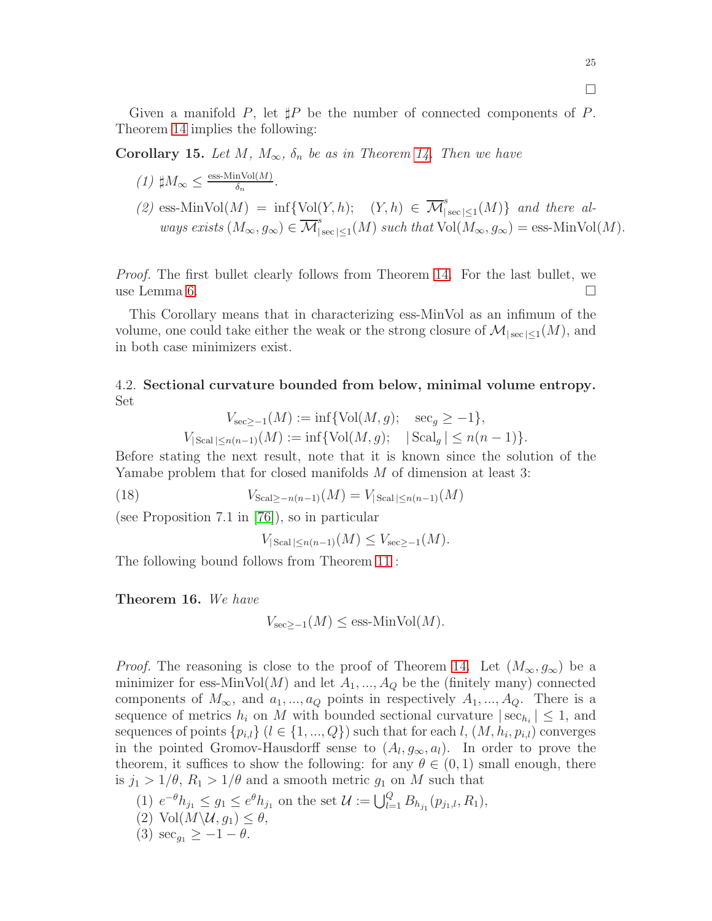□

Given a manifold $P$, let $\sharp P$ be the number of connected components of $P$. Theorem 14 implies the following:

**Corollary 15.** *Let $M$, $M_\infty$, $\delta_n$ be as in Theorem 14. Then we have*

*(1)* $\sharp M_\infty \leq \frac{\text{ess-MinVol}(M)}{\delta_n}$.

*(2)* $\text{ess-MinVol}(M) = \inf\{\text{Vol}(Y,h); \quad (Y,h) \in \overline{\mathcal{M}}^s_{|\sec|\leq 1}(M)\}$ *and there always exists* $(M_\infty, g_\infty) \in \overline{\mathcal{M}}^s_{|\sec|\leq 1}(M)$ *such that* $\text{Vol}(M_\infty, g_\infty) = \text{ess-MinVol}(M)$.

*Proof.* The first bullet clearly follows from Theorem 14. For the last bullet, we use Lemma 6. □

This Corollary means that in characterizing ess-MinVol as an infimum of the volume, one could take either the weak or the strong closure of $\mathcal{M}_{|\sec|\leq 1}(M)$, and in both case minimizers exist.

### 4.2. Sectional curvature bounded from below, minimal volume entropy.

Set

$$V_{\sec\geq -1}(M) := \inf\{\text{Vol}(M,g); \quad \sec_g \geq -1\},$$
$$V_{|\text{Scal}|\leq n(n-1)}(M) := \inf\{\text{Vol}(M,g); \quad |\text{Scal}_g| \leq n(n-1)\}.$$

Before stating the next result, note that it is known since the solution of the Yamabe problem that for closed manifolds $M$ of dimension at least 3:

$$V_{\text{Scal}\geq -n(n-1)}(M) = V_{|\text{Scal}|\leq n(n-1)}(M) \tag{18}$$

(see Proposition 7.1 in [76]), so in particular

$$V_{|\text{Scal}|\leq n(n-1)}(M) \leq V_{\sec\geq -1}(M).$$

The following bound follows from Theorem 11 :

**Theorem 16.** *We have*

$$V_{\sec\geq -1}(M) \leq \text{ess-MinVol}(M).$$

*Proof.* The reasoning is close to the proof of Theorem 14. Let $(M_\infty, g_\infty)$ be a minimizer for $\text{ess-MinVol}(M)$ and let $A_1, ..., A_Q$ be the (finitely many) connected components of $M_\infty$, and $a_1, ..., a_Q$ points in respectively $A_1, ..., A_Q$. There is a sequence of metrics $h_i$ on $M$ with bounded sectional curvature $|\sec_{h_i}| \leq 1$, and sequences of points $\{p_{i,l}\}$ ($l \in \{1, ..., Q\}$) such that for each $l$, $(M, h_i, p_{i,l})$ converges in the pointed Gromov-Hausdorff sense to $(A_l, g_\infty, a_l)$. In order to prove the theorem, it suffices to show the following: for any $\theta \in (0,1)$ small enough, there is $j_1 > 1/\theta$, $R_1 > 1/\theta$ and a smooth metric $g_1$ on $M$ such that

(1) $e^{-\theta} h_{j_1} \leq g_1 \leq e^{\theta} h_{j_1}$ on the set $\mathcal{U} := \bigcup_{l=1}^{Q} B_{h_{j_1}}(p_{j_1,l}, R_1)$,
(2) $\text{Vol}(M \backslash \mathcal{U}, g_1) \leq \theta$,
(3) $\sec_{g_1} \geq -1 - \theta$.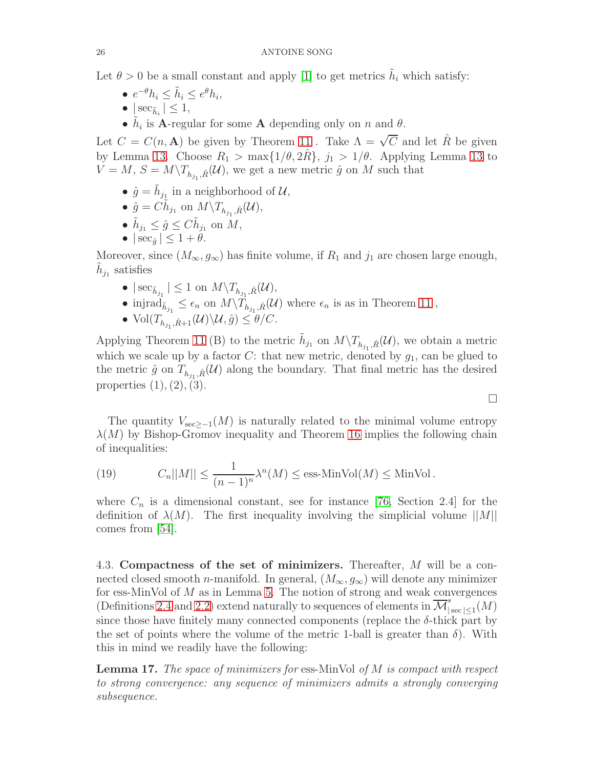Let $\theta > 0$ be a small constant and apply [1] to get metrics $\tilde{h}_i$ which satisfy:

- $e^{-\theta} h_i \leq \tilde{h}_i \leq e^{\theta} h_i$,
- $|\sec_{\tilde{h}_i}| \leq 1$,
- $\tilde{h}_i$ is $\mathbf{A}$-regular for some $\mathbf{A}$ depending only on $n$ and $\theta$.

Let $C = C(n, \mathbf{A})$ be given by Theorem 11 . Take $\Lambda = \sqrt{C}$ and let $\hat{R}$ be given by Lemma 13. Choose $R_1 > \max\{1/\theta, 2\hat{R}\}$, $j_1 > 1/\theta$. Applying Lemma 13 to $V = M$, $S = M \backslash T_{h_{j_1}, \hat{R}}(\mathcal{U})$, we get a new metric $\hat{g}$ on $M$ such that

- $\hat{g} = \tilde{h}_{j_1}$ in a neighborhood of $\mathcal{U}$,
- $\hat{g} = C\tilde{h}_{j_1}$ on $M \backslash T_{h_{j_1}, \hat{R}}(\mathcal{U})$,
- $\tilde{h}_{j_1} \leq \hat{g} \leq C\tilde{h}_{j_1}$ on $M$,
- $|\sec_{\hat{g}}| \leq 1 + \theta$.

Moreover, since $(M_\infty, g_\infty)$ has finite volume, if $R_1$ and $j_1$ are chosen large enough, $\tilde{h}_{j_1}$ satisfies

- $|\sec_{\tilde{h}_{j_1}}| \leq 1$ on $M \backslash T_{h_{j_1}, \hat{R}}(\mathcal{U})$,
- $\operatorname{injrad}_{\tilde{h}_{j_1}} \leq \epsilon_n$ on $M \backslash T_{h_{j_1}, \hat{R}}(\mathcal{U})$ where $\epsilon_n$ is as in Theorem 11 ,
- $\operatorname{Vol}(T_{h_{j_1}, \hat{R}+1}(\mathcal{U}) \backslash \mathcal{U}, \hat{g}) \leq \theta / C$.

Applying Theorem 11 (B) to the metric $\tilde{h}_{j_1}$ on $M \backslash T_{h_{j_1}, \hat{R}}(\mathcal{U})$, we obtain a metric which we scale up by a factor $C$: that new metric, denoted by $g_1$, can be glued to the metric $\hat{g}$ on $T_{h_{j_1}, \hat{R}}(\mathcal{U})$ along the boundary. That final metric has the desired properties (1), (2), (3).

□

The quantity $V_{\sec \geq -1}(M)$ is naturally related to the minimal volume entropy $\lambda(M)$ by Bishop-Gromov inequality and Theorem 16 implies the following chain of inequalities:

$$C_n ||M|| \leq \frac{1}{(n-1)^n} \lambda^n(M) \leq \text{ess-MinVol}(M) \leq \text{MinVol}\,. \tag{19}$$

where $C_n$ is a dimensional constant, see for instance [76, Section 2.4] for the definition of $\lambda(M)$. The first inequality involving the simplicial volume $||M||$ comes from [54].

4.3. **Compactness of the set of minimizers.** Thereafter, $M$ will be a connected closed smooth $n$-manifold. In general, $(M_\infty, g_\infty)$ will denote any minimizer for ess-MinVol of $M$ as in Lemma 5. The notion of strong and weak convergences (Definitions 2.4 and 2.2) extend naturally to sequences of elements in $\overline{\mathcal{M}}^s_{|\sec| \leq 1}(M)$ since those have finitely many connected components (replace the $\delta$-thick part by the set of points where the volume of the metric 1-ball is greater than $\delta$). With this in mind we readily have the following:

**Lemma 17.** *The space of minimizers for* ess-MinVol *of $M$ is compact with respect to strong convergence: any sequence of minimizers admits a strongly converging subsequence.*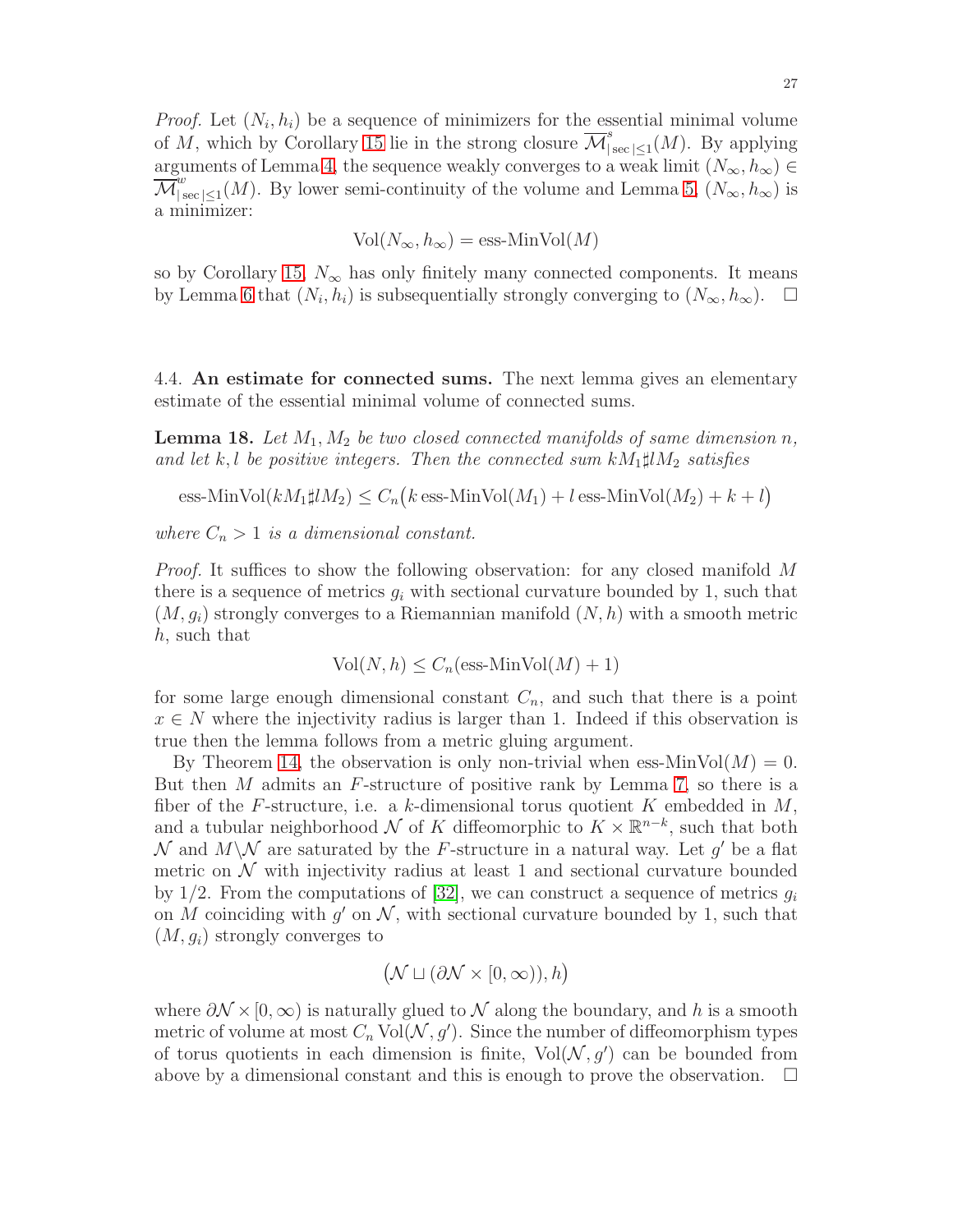*Proof.* Let $(N_i, h_i)$ be a sequence of minimizers for the essential minimal volume of $M$, which by Corollary 15 lie in the strong closure $\overline{\mathcal{M}}^s_{|\sec|\leq 1}(M)$. By applying arguments of Lemma 4, the sequence weakly converges to a weak limit $(N_\infty, h_\infty) \in \overline{\mathcal{M}}^w_{|\sec|\leq 1}(M)$. By lower semi-continuity of the volume and Lemma 5, $(N_\infty, h_\infty)$ is a minimizer:

$$\mathrm{Vol}(N_\infty, h_\infty) = \text{ess-MinVol}(M)$$

so by Corollary 15, $N_\infty$ has only finitely many connected components. It means by Lemma 6 that $(N_i, h_i)$ is subsequentially strongly converging to $(N_\infty, h_\infty)$. $\square$

4.4. **An estimate for connected sums.** The next lemma gives an elementary estimate of the essential minimal volume of connected sums.

**Lemma 18.** *Let $M_1, M_2$ be two closed connected manifolds of same dimension $n$, and let $k, l$ be positive integers. Then the connected sum $kM_1 \sharp lM_2$ satisfies*

$$\text{ess-MinVol}(kM_1 \sharp lM_2) \leq C_n\big(k\, \text{ess-MinVol}(M_1) + l\, \text{ess-MinVol}(M_2) + k + l\big)$$

*where $C_n > 1$ is a dimensional constant.*

*Proof.* It suffices to show the following observation: for any closed manifold $M$ there is a sequence of metrics $g_i$ with sectional curvature bounded by 1, such that $(M, g_i)$ strongly converges to a Riemannian manifold $(N, h)$ with a smooth metric $h$, such that

$$\mathrm{Vol}(N, h) \leq C_n(\text{ess-MinVol}(M) + 1)$$

for some large enough dimensional constant $C_n$, and such that there is a point $x \in N$ where the injectivity radius is larger than 1. Indeed if this observation is true then the lemma follows from a metric gluing argument.

By Theorem 14, the observation is only non-trivial when ess-MinVol$(M) = 0$. But then $M$ admits an $F$-structure of positive rank by Lemma 7, so there is a fiber of the $F$-structure, i.e. a $k$-dimensional torus quotient $K$ embedded in $M$, and a tubular neighborhood $\mathcal{N}$ of $K$ diffeomorphic to $K \times \mathbb{R}^{n-k}$, such that both $\mathcal{N}$ and $M \backslash \mathcal{N}$ are saturated by the $F$-structure in a natural way. Let $g'$ be a flat metric on $\mathcal{N}$ with injectivity radius at least 1 and sectional curvature bounded by $1/2$. From the computations of [32], we can construct a sequence of metrics $g_i$ on $M$ coinciding with $g'$ on $\mathcal{N}$, with sectional curvature bounded by 1, such that $(M, g_i)$ strongly converges to

$$\big(\mathcal{N} \sqcup (\partial\mathcal{N} \times [0, \infty)), h\big)$$

where $\partial\mathcal{N} \times [0, \infty)$ is naturally glued to $\mathcal{N}$ along the boundary, and $h$ is a smooth metric of volume at most $C_n \mathrm{Vol}(\mathcal{N}, g')$. Since the number of diffeomorphism types of torus quotients in each dimension is finite, $\mathrm{Vol}(\mathcal{N}, g')$ can be bounded from above by a dimensional constant and this is enough to prove the observation. $\square$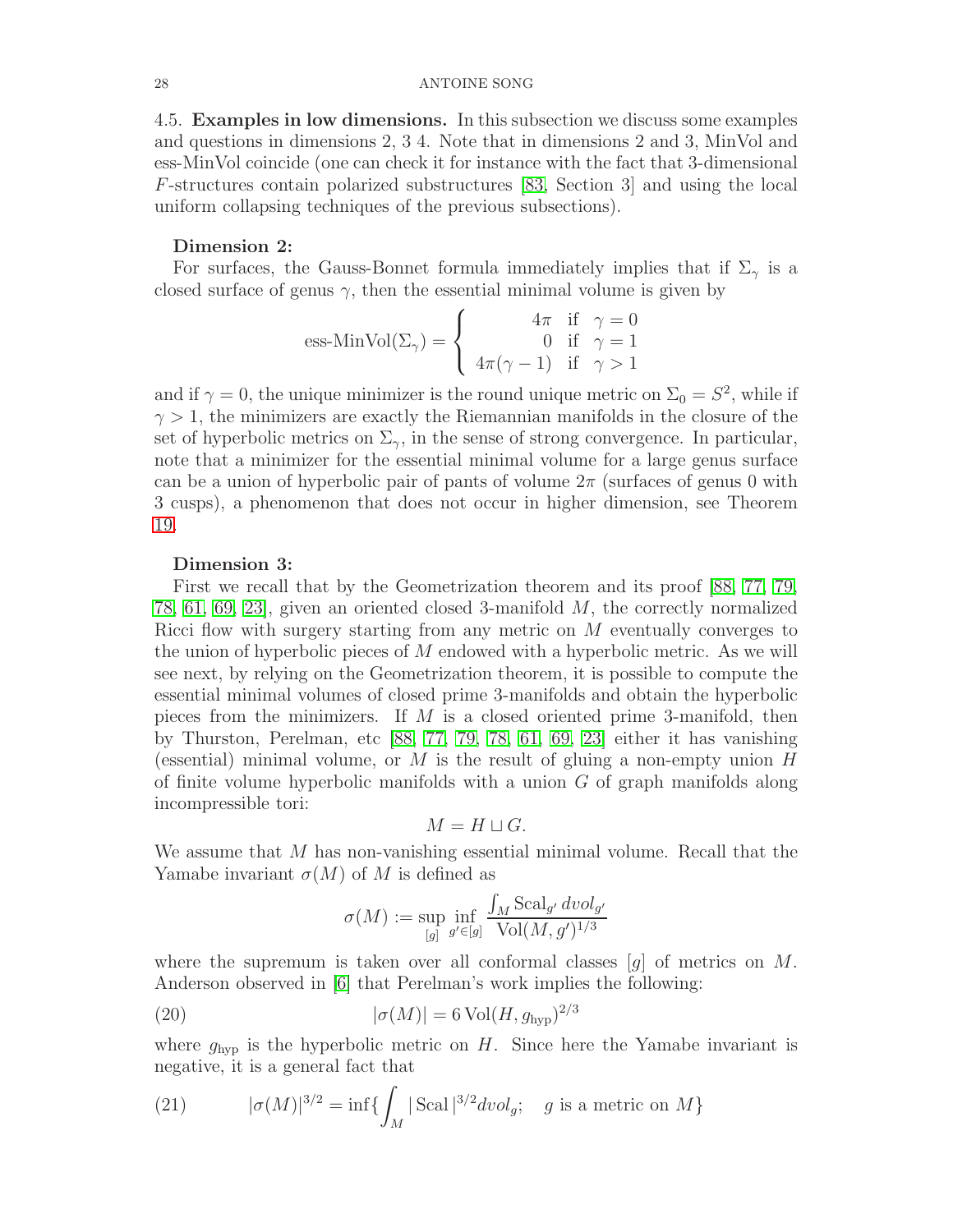4.5. **Examples in low dimensions.** In this subsection we discuss some examples and questions in dimensions 2, 3 4. Note that in dimensions 2 and 3, MinVol and ess-MinVol coincide (one can check it for instance with the fact that 3-dimensional $F$-structures contain polarized substructures [83, Section 3] and using the local uniform collapsing techniques of the previous subsections).

**Dimension 2:**

For surfaces, the Gauss-Bonnet formula immediately implies that if $\Sigma_\gamma$ is a closed surface of genus $\gamma$, then the essential minimal volume is given by

$$\text{ess-MinVol}(\Sigma_\gamma) = \begin{cases} 4\pi & \text{if } \gamma = 0 \\ 0 & \text{if } \gamma = 1 \\ 4\pi(\gamma - 1) & \text{if } \gamma > 1 \end{cases}$$

and if $\gamma = 0$, the unique minimizer is the round unique metric on $\Sigma_0 = S^2$, while if $\gamma > 1$, the minimizers are exactly the Riemannian manifolds in the closure of the set of hyperbolic metrics on $\Sigma_\gamma$, in the sense of strong convergence. In particular, note that a minimizer for the essential minimal volume for a large genus surface can be a union of hyperbolic pair of pants of volume $2\pi$ (surfaces of genus 0 with 3 cusps), a phenomenon that does not occur in higher dimension, see Theorem 19.

**Dimension 3:**

First we recall that by the Geometrization theorem and its proof [88, 77, 79, 78, 61, 69, 23], given an oriented closed 3-manifold $M$, the correctly normalized Ricci flow with surgery starting from any metric on $M$ eventually converges to the union of hyperbolic pieces of $M$ endowed with a hyperbolic metric. As we will see next, by relying on the Geometrization theorem, it is possible to compute the essential minimal volumes of closed prime 3-manifolds and obtain the hyperbolic pieces from the minimizers. If $M$ is a closed oriented prime 3-manifold, then by Thurston, Perelman, etc [88, 77, 79, 78, 61, 69, 23] either it has vanishing (essential) minimal volume, or $M$ is the result of gluing a non-empty union $H$ of finite volume hyperbolic manifolds with a union $G$ of graph manifolds along incompressible tori:

$$M = H \sqcup G.$$

We assume that $M$ has non-vanishing essential minimal volume. Recall that the Yamabe invariant $\sigma(M)$ of $M$ is defined as

$$\sigma(M) := \sup_{[g]} \inf_{g' \in [g]} \frac{\int_M \mathrm{Scal}_{g'} \, dvol_{g'}}{\mathrm{Vol}(M, g')^{1/3}}$$

where the supremum is taken over all conformal classes $[g]$ of metrics on $M$. Anderson observed in [6] that Perelman's work implies the following:

$$|\sigma(M)| = 6 \, \mathrm{Vol}(H, g_{\mathrm{hyp}})^{2/3} \tag{20}$$

where $g_{\mathrm{hyp}}$ is the hyperbolic metric on $H$. Since here the Yamabe invariant is negative, it is a general fact that

$$|\sigma(M)|^{3/2} = \inf\{\int_M |\,\mathrm{Scal}\,|^{3/2} dvol_g; \quad g \text{ is a metric on } M\} \tag{21}$$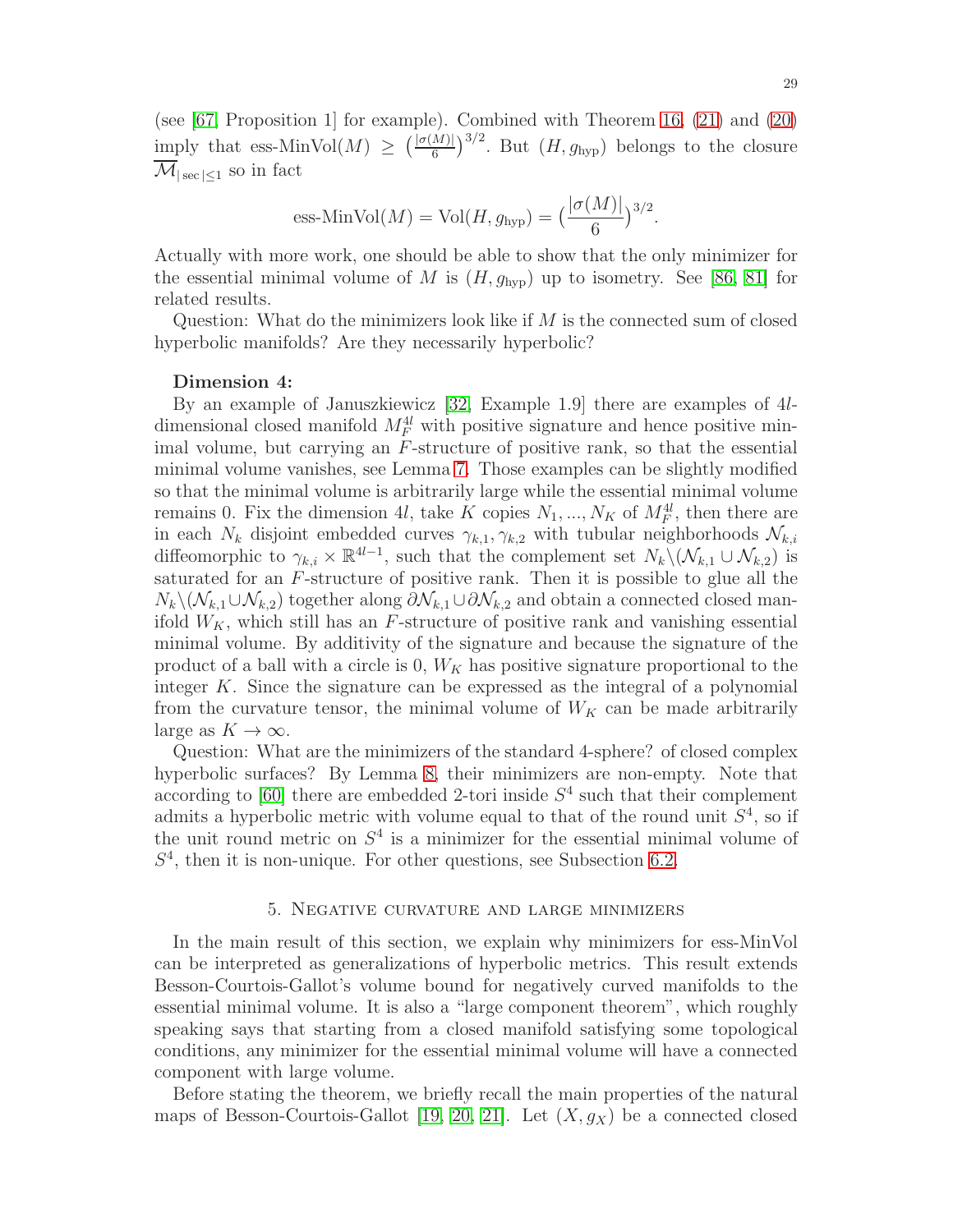(see [67, Proposition 1] for example). Combined with Theorem 16, (21) and (20) imply that ess-MinVol$(M) \geq \big(\frac{|\sigma(M)|}{6}\big)^{3/2}$. But $(H, g_{\mathrm{hyp}})$ belongs to the closure $\overline{\mathcal{M}}_{|\sec|\leq 1}$ so in fact

$$\text{ess-MinVol}(M) = \mathrm{Vol}(H, g_{\mathrm{hyp}}) = \big(\frac{|\sigma(M)|}{6}\big)^{3/2}.$$

Actually with more work, one should be able to show that the only minimizer for the essential minimal volume of $M$ is $(H, g_{\mathrm{hyp}})$ up to isometry. See [86, 81] for related results.

Question: What do the minimizers look like if $M$ is the connected sum of closed hyperbolic manifolds? Are they necessarily hyperbolic?

**Dimension 4:**

By an example of Januszkiewicz [32, Example 1.9] there are examples of $4l$-dimensional closed manifold $M_F^{4l}$ with positive signature and hence positive minimal volume, but carrying an $F$-structure of positive rank, so that the essential minimal volume vanishes, see Lemma 7. Those examples can be slightly modified so that the minimal volume is arbitrarily large while the essential minimal volume remains 0. Fix the dimension $4l$, take $K$ copies $N_1, ..., N_K$ of $M_F^{4l}$, then there are in each $N_k$ disjoint embedded curves $\gamma_{k,1}, \gamma_{k,2}$ with tubular neighborhoods $\mathcal{N}_{k,i}$ diffeomorphic to $\gamma_{k,i} \times \mathbb{R}^{4l-1}$, such that the complement set $N_k \backslash (\mathcal{N}_{k,1} \cup \mathcal{N}_{k,2})$ is saturated for an $F$-structure of positive rank. Then it is possible to glue all the $N_k \backslash (\mathcal{N}_{k,1} \cup \mathcal{N}_{k,2})$ together along $\partial\mathcal{N}_{k,1} \cup \partial\mathcal{N}_{k,2}$ and obtain a connected closed manifold $W_K$, which still has an $F$-structure of positive rank and vanishing essential minimal volume. By additivity of the signature and because the signature of the product of a ball with a circle is 0, $W_K$ has positive signature proportional to the integer $K$. Since the signature can be expressed as the integral of a polynomial from the curvature tensor, the minimal volume of $W_K$ can be made arbitrarily large as $K \to \infty$.

Question: What are the minimizers of the standard 4-sphere? of closed complex hyperbolic surfaces? By Lemma 8, their minimizers are non-empty. Note that according to [60] there are embedded 2-tori inside $S^4$ such that their complement admits a hyperbolic metric with volume equal to that of the round unit $S^4$, so if the unit round metric on $S^4$ is a minimizer for the essential minimal volume of $S^4$, then it is non-unique. For other questions, see Subsection 6.2.

## 5. Negative curvature and large minimizers

In the main result of this section, we explain why minimizers for ess-MinVol can be interpreted as generalizations of hyperbolic metrics. This result extends Besson-Courtois-Gallot's volume bound for negatively curved manifolds to the essential minimal volume. It is also a "large component theorem", which roughly speaking says that starting from a closed manifold satisfying some topological conditions, any minimizer for the essential minimal volume will have a connected component with large volume.

Before stating the theorem, we briefly recall the main properties of the natural maps of Besson-Courtois-Gallot [19, 20, 21]. Let $(X, g_X)$ be a connected closed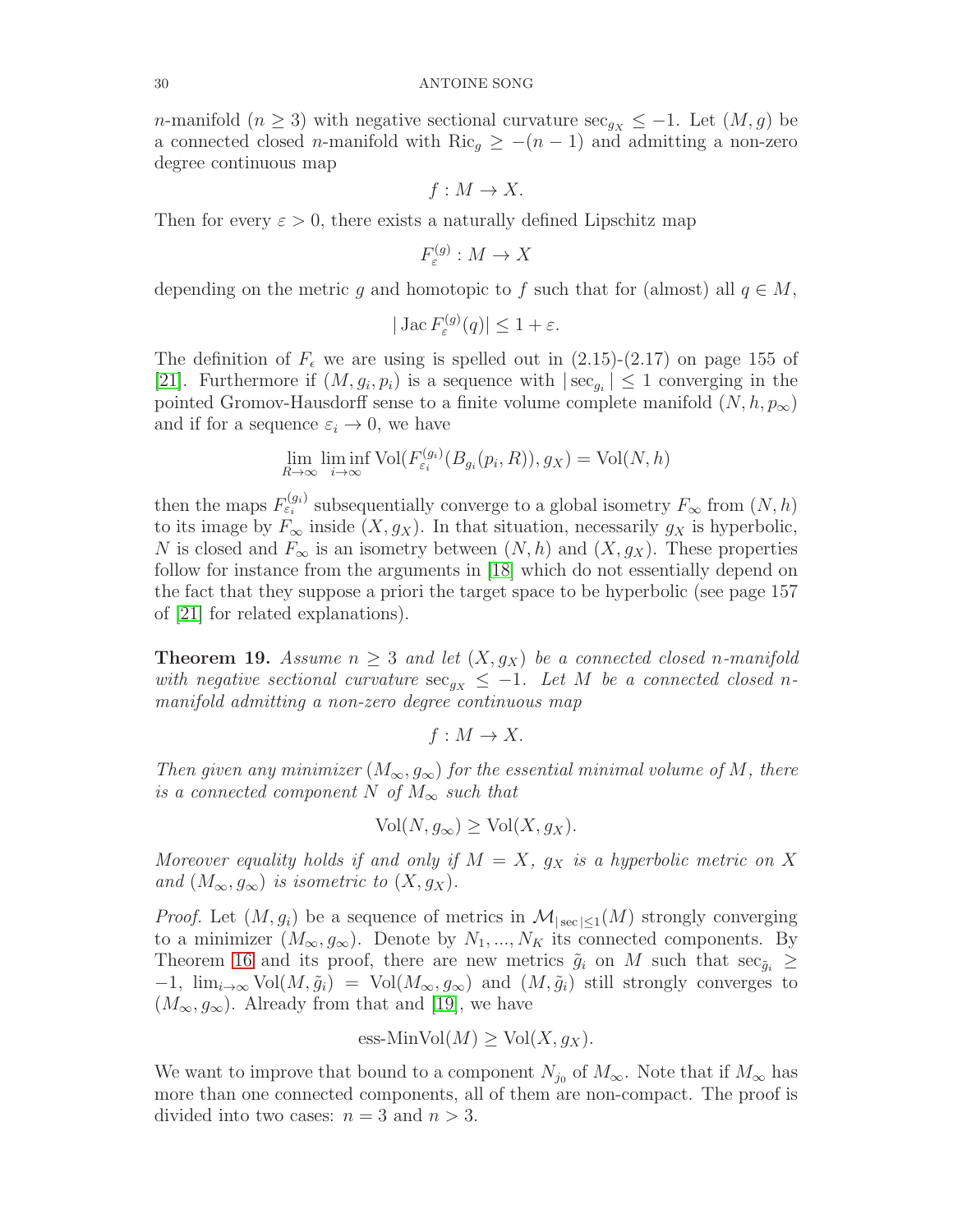$n$-manifold ($n \geq 3$) with negative sectional curvature $\sec_{g_X} \leq -1$. Let $(M, g)$ be a connected closed $n$-manifold with $\mathrm{Ric}_g \geq -(n-1)$ and admitting a non-zero degree continuous map

$$f : M \to X.$$

Then for every $\varepsilon > 0$, there exists a naturally defined Lipschitz map

$$F_\varepsilon^{(g)} : M \to X$$

depending on the metric $g$ and homotopic to $f$ such that for (almost) all $q \in M$,

$$|\operatorname{Jac} F_\varepsilon^{(g)}(q)| \leq 1 + \varepsilon.$$

The definition of $F_\epsilon$ we are using is spelled out in (2.15)-(2.17) on page 155 of [21]. Furthermore if $(M, g_i, p_i)$ is a sequence with $|\sec_{g_i}| \leq 1$ converging in the pointed Gromov-Hausdorff sense to a finite volume complete manifold $(N, h, p_\infty)$ and if for a sequence $\varepsilon_i \to 0$, we have

$$\lim_{R\to\infty} \liminf_{i\to\infty} \mathrm{Vol}(F_{\varepsilon_i}^{(g_i)}(B_{g_i}(p_i, R)), g_X) = \mathrm{Vol}(N, h)$$

then the maps $F_{\varepsilon_i}^{(g_i)}$ subsequentially converge to a global isometry $F_\infty$ from $(N, h)$ to its image by $F_\infty$ inside $(X, g_X)$. In that situation, necessarily $g_X$ is hyperbolic, $N$ is closed and $F_\infty$ is an isometry between $(N, h)$ and $(X, g_X)$. These properties follow for instance from the arguments in [18] which do not essentially depend on the fact that they suppose a priori the target space to be hyperbolic (see page 157 of [21] for related explanations).

**Theorem 19.** *Assume $n \geq 3$ and let $(X, g_X)$ be a connected closed $n$-manifold with negative sectional curvature $\sec_{g_X} \leq -1$. Let $M$ be a connected closed $n$-manifold admitting a non-zero degree continuous map*

$$f : M \to X.$$

*Then given any minimizer $(M_\infty, g_\infty)$ for the essential minimal volume of $M$, there is a connected component $N$ of $M_\infty$ such that*

$$\mathrm{Vol}(N, g_\infty) \geq \mathrm{Vol}(X, g_X).$$

*Moreover equality holds if and only if $M = X$, $g_X$ is a hyperbolic metric on $X$ and $(M_\infty, g_\infty)$ is isometric to $(X, g_X)$.*

*Proof.* Let $(M, g_i)$ be a sequence of metrics in $\mathcal{M}_{|\sec|\leq 1}(M)$ strongly converging to a minimizer $(M_\infty, g_\infty)$. Denote by $N_1, ..., N_K$ its connected components. By Theorem 16 and its proof, there are new metrics $\tilde{g}_i$ on $M$ such that $\sec_{\tilde{g}_i} \geq -1$, $\lim_{i\to\infty} \mathrm{Vol}(M, \tilde{g}_i) = \mathrm{Vol}(M_\infty, g_\infty)$ and $(M, \tilde{g}_i)$ still strongly converges to $(M_\infty, g_\infty)$. Already from that and [19], we have

$$\text{ess-MinVol}(M) \geq \mathrm{Vol}(X, g_X).$$

We want to improve that bound to a component $N_{j_0}$ of $M_\infty$. Note that if $M_\infty$ has more than one connected components, all of them are non-compact. The proof is divided into two cases: $n = 3$ and $n > 3$.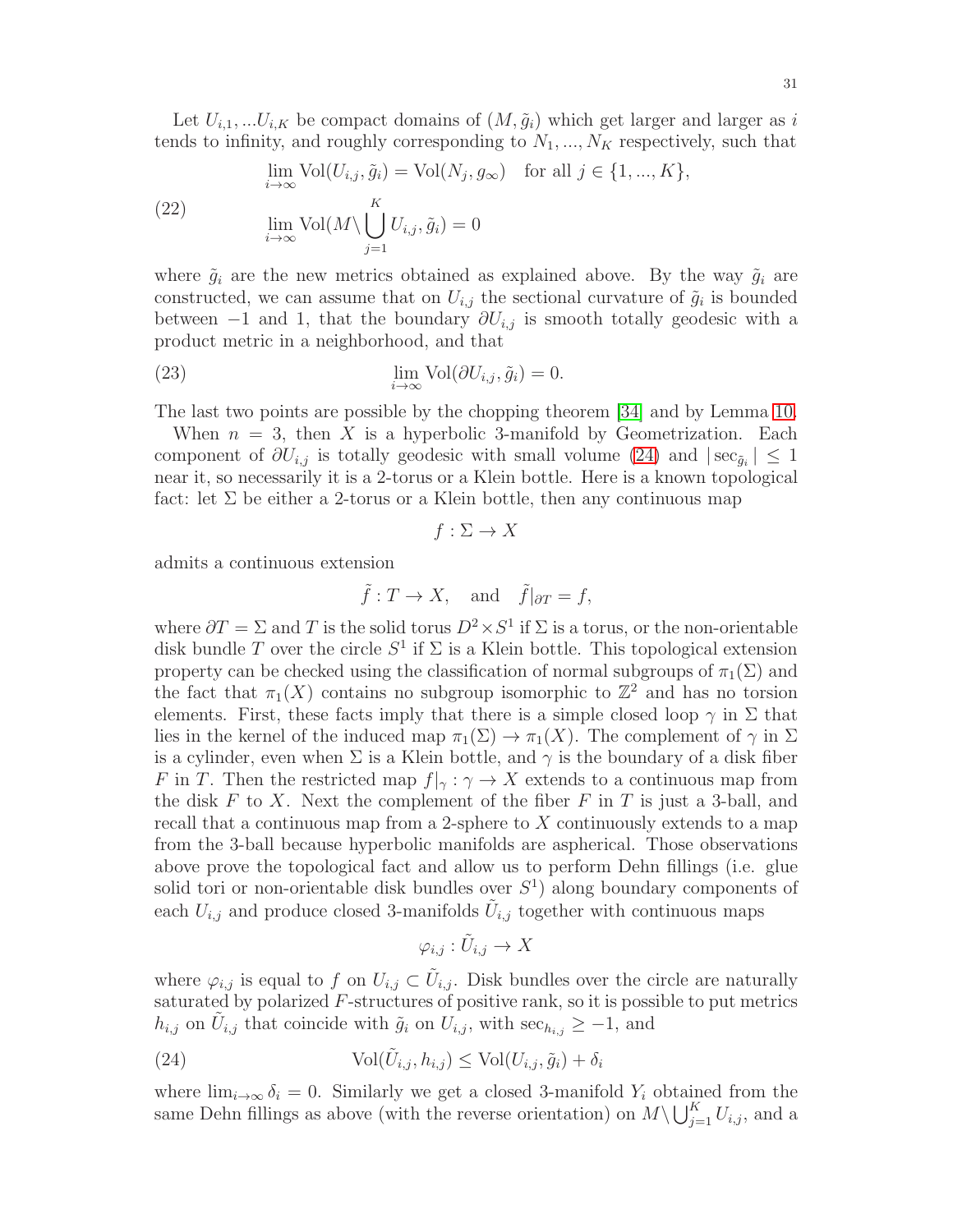Let $U_{i,1}, ...U_{i,K}$ be compact domains of $(M, \tilde{g}_i)$ which get larger and larger as $i$ tends to infinity, and roughly corresponding to $N_1, ..., N_K$ respectively, such that

$$
\begin{aligned}
&\lim_{i\to\infty} \mathrm{Vol}(U_{i,j}, \tilde{g}_i) = \mathrm{Vol}(N_j, g_\infty) \quad \text{for all } j \in \{1, ..., K\}, \\
&\lim_{i\to\infty} \mathrm{Vol}(M \backslash \bigcup_{j=1}^{K} U_{i,j}, \tilde{g}_i) = 0
\end{aligned}
\tag{22}
$$

where $\tilde{g}_i$ are the new metrics obtained as explained above. By the way $\tilde{g}_i$ are constructed, we can assume that on $U_{i,j}$ the sectional curvature of $\tilde{g}_i$ is bounded between $-1$ and 1, that the boundary $\partial U_{i,j}$ is smooth totally geodesic with a product metric in a neighborhood, and that

$$
\lim_{i\to\infty} \mathrm{Vol}(\partial U_{i,j}, \tilde{g}_i) = 0. \tag{23}
$$

The last two points are possible by the chopping theorem [34] and by Lemma 10.

When $n = 3$, then $X$ is a hyperbolic 3-manifold by Geometrization. Each component of $\partial U_{i,j}$ is totally geodesic with small volume (24) and $|\sec_{\tilde{g}_i}| \leq 1$ near it, so necessarily it is a 2-torus or a Klein bottle. Here is a known topological fact: let $\Sigma$ be either a 2-torus or a Klein bottle, then any continuous map

$$
f : \Sigma \to X
$$

admits a continuous extension

$$
\tilde{f} : T \to X, \quad \text{and} \quad \tilde{f}|_{\partial T} = f,
$$

where $\partial T = \Sigma$ and $T$ is the solid torus $D^2 \times S^1$ if $\Sigma$ is a torus, or the non-orientable disk bundle $T$ over the circle $S^1$ if $\Sigma$ is a Klein bottle. This topological extension property can be checked using the classification of normal subgroups of $\pi_1(\Sigma)$ and the fact that $\pi_1(X)$ contains no subgroup isomorphic to $\mathbb{Z}^2$ and has no torsion elements. First, these facts imply that there is a simple closed loop $\gamma$ in $\Sigma$ that lies in the kernel of the induced map $\pi_1(\Sigma) \to \pi_1(X)$. The complement of $\gamma$ in $\Sigma$ is a cylinder, even when $\Sigma$ is a Klein bottle, and $\gamma$ is the boundary of a disk fiber $F$ in $T$. Then the restricted map $f|_\gamma : \gamma \to X$ extends to a continuous map from the disk $F$ to $X$. Next the complement of the fiber $F$ in $T$ is just a 3-ball, and recall that a continuous map from a 2-sphere to $X$ continuously extends to a map from the 3-ball because hyperbolic manifolds are aspherical. Those observations above prove the topological fact and allow us to perform Dehn fillings (i.e. glue solid tori or non-orientable disk bundles over $S^1$) along boundary components of each $U_{i,j}$ and produce closed 3-manifolds $\tilde{U}_{i,j}$ together with continuous maps

$$
\varphi_{i,j} : \tilde{U}_{i,j} \to X
$$

where $\varphi_{i,j}$ is equal to $f$ on $U_{i,j} \subset \tilde{U}_{i,j}$. Disk bundles over the circle are naturally saturated by polarized $F$-structures of positive rank, so it is possible to put metrics $h_{i,j}$ on $\tilde{U}_{i,j}$ that coincide with $\tilde{g}_i$ on $U_{i,j}$, with $\sec_{h_{i,j}} \geq -1$, and

$$
\mathrm{Vol}(\tilde{U}_{i,j}, h_{i,j}) \leq \mathrm{Vol}(U_{i,j}, \tilde{g}_i) + \delta_i \tag{24}
$$

where $\lim_{i\to\infty} \delta_i = 0$. Similarly we get a closed 3-manifold $Y_i$ obtained from the same Dehn fillings as above (with the reverse orientation) on $M \backslash \bigcup_{j=1}^{K} U_{i,j}$, and a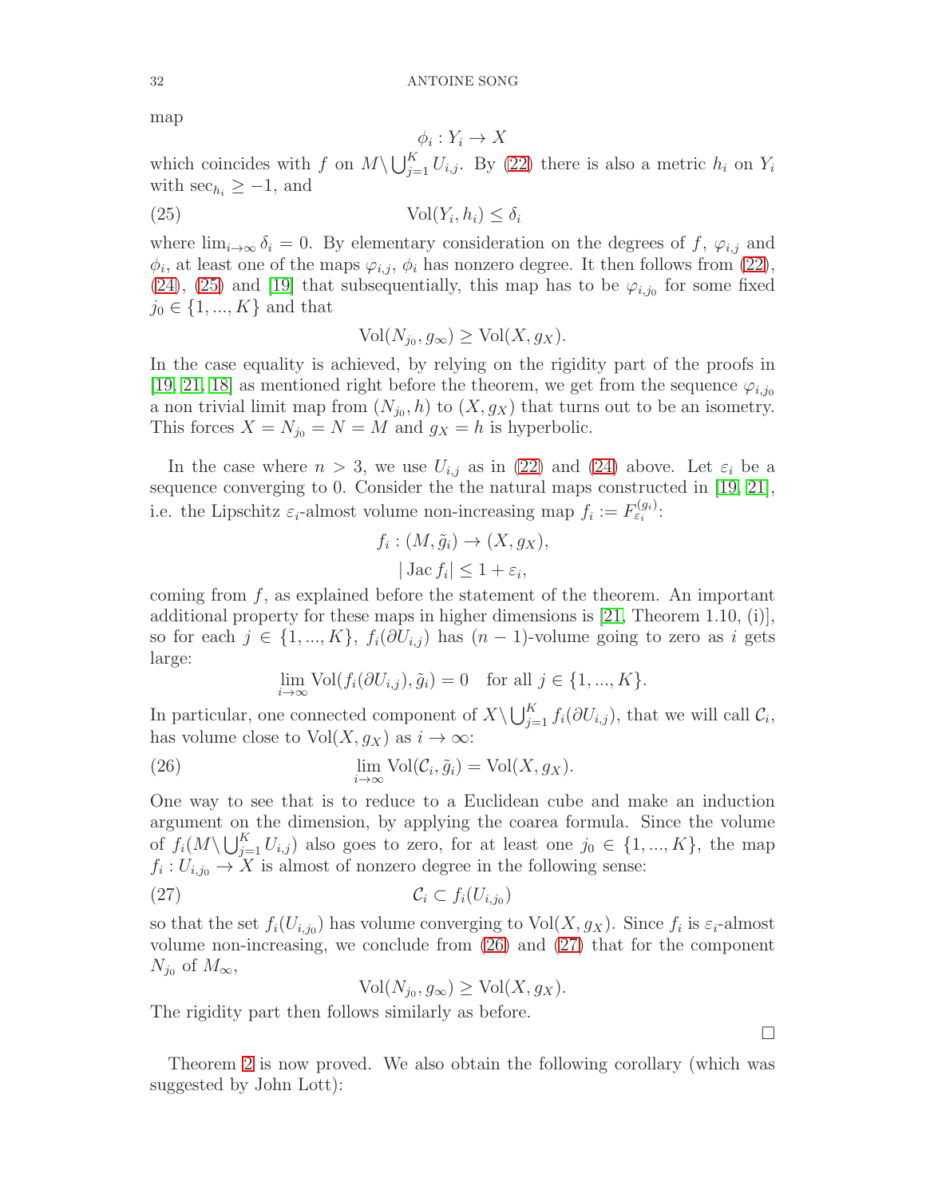map

$$\phi_i : Y_i \to X$$

which coincides with $f$ on $M \backslash \bigcup_{j=1}^K U_{i,j}$. By (22) there is also a metric $h_i$ on $Y_i$ with $\sec_{h_i} \geq -1$, and

$$\text{Vol}(Y_i, h_i) \leq \delta_i \tag{25}$$

where $\lim_{i\to\infty} \delta_i = 0$. By elementary consideration on the degrees of $f$, $\varphi_{i,j}$ and $\phi_i$, at least one of the maps $\varphi_{i,j}$, $\phi_i$ has nonzero degree. It then follows from (22), (24), (25) and [19] that subsequentially, this map has to be $\varphi_{i,j_0}$ for some fixed $j_0 \in \{1, ..., K\}$ and that

$$\text{Vol}(N_{j_0}, g_\infty) \geq \text{Vol}(X, g_X).$$

In the case equality is achieved, by relying on the rigidity part of the proofs in [19, 21, 18] as mentioned right before the theorem, we get from the sequence $\varphi_{i,j_0}$ a non trivial limit map from $(N_{j_0}, h)$ to $(X, g_X)$ that turns out to be an isometry. This forces $X = N_{j_0} = N = M$ and $g_X = h$ is hyperbolic.

In the case where $n > 3$, we use $U_{i,j}$ as in (22) and (24) above. Let $\varepsilon_i$ be a sequence converging to 0. Consider the the natural maps constructed in [19, 21], i.e. the Lipschitz $\varepsilon_i$-almost volume non-increasing map $f_i := F^{(g_i)}_{\varepsilon_i}$:

$$f_i : (M, \tilde{g}_i) \to (X, g_X),$$
$$|\operatorname{Jac} f_i| \leq 1 + \varepsilon_i,$$

coming from $f$, as explained before the statement of the theorem. An important additional property for these maps in higher dimensions is [21, Theorem 1.10, (i)], so for each $j \in \{1, ..., K\}$, $f_i(\partial U_{i,j})$ has $(n-1)$-volume going to zero as $i$ gets large:

$$\lim_{i\to\infty} \text{Vol}(f_i(\partial U_{i,j}), \tilde{g}_i) = 0 \quad \text{for all } j \in \{1, ..., K\}.$$

In particular, one connected component of $X \backslash \bigcup_{j=1}^K f_i(\partial U_{i,j})$, that we will call $\mathcal{C}_i$, has volume close to $\text{Vol}(X, g_X)$ as $i \to \infty$:

$$\lim_{i\to\infty} \text{Vol}(\mathcal{C}_i, \tilde{g}_i) = \text{Vol}(X, g_X). \tag{26}$$

One way to see that is to reduce to a Euclidean cube and make an induction argument on the dimension, by applying the coarea formula. Since the volume of $f_i(M \backslash \bigcup_{j=1}^K U_{i,j})$ also goes to zero, for at least one $j_0 \in \{1, ..., K\}$, the map $f_i : U_{i,j_0} \to X$ is almost of nonzero degree in the following sense:

$$\mathcal{C}_i \subset f_i(U_{i,j_0}) \tag{27}$$

so that the set $f_i(U_{i,j_0})$ has volume converging to $\text{Vol}(X, g_X)$. Since $f_i$ is $\varepsilon_i$-almost volume non-increasing, we conclude from (26) and (27) that for the component $N_{j_0}$ of $M_\infty$,

$$\text{Vol}(N_{j_0}, g_\infty) \geq \text{Vol}(X, g_X).$$

The rigidity part then follows similarly as before.

□

Theorem 2 is now proved. We also obtain the following corollary (which was suggested by John Lott):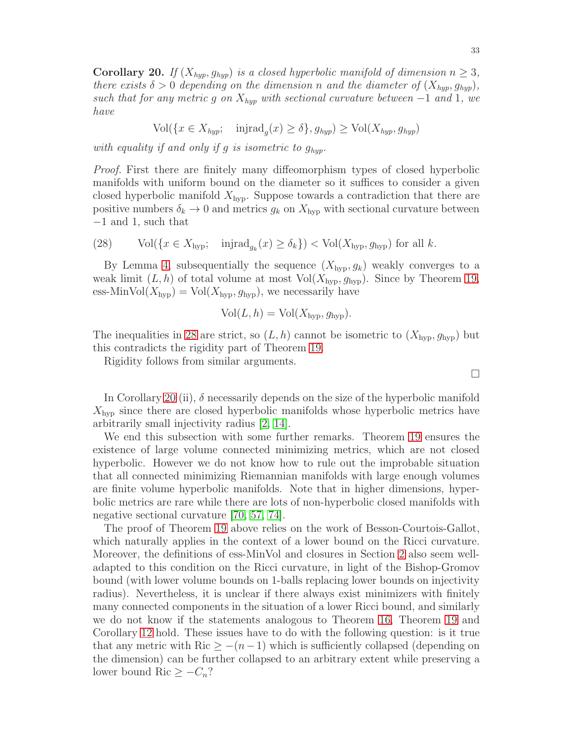**Corollary 20.** *If $(X_{hyp}, g_{hyp})$ is a closed hyperbolic manifold of dimension $n \geq 3$, there exists $\delta > 0$ depending on the dimension $n$ and the diameter of $(X_{hyp}, g_{hyp})$, such that for any metric $g$ on $X_{hyp}$ with sectional curvature between $-1$ and $1$, we have*

$$\mathrm{Vol}(\{x \in X_{hyp}; \quad \mathrm{injrad}_g(x) \geq \delta\}, g_{hyp}) \geq \mathrm{Vol}(X_{hyp}, g_{hyp})$$

*with equality if and only if $g$ is isometric to $g_{hyp}$.*

*Proof.* First there are finitely many diffeomorphism types of closed hyperbolic manifolds with uniform bound on the diameter so it suffices to consider a given closed hyperbolic manifold $X_{\mathrm{hyp}}$. Suppose towards a contradiction that there are positive numbers $\delta_k \to 0$ and metrics $g_k$ on $X_{\mathrm{hyp}}$ with sectional curvature between $-1$ and $1$, such that

$$(28) \qquad \mathrm{Vol}(\{x \in X_{\mathrm{hyp}}; \quad \mathrm{injrad}_{g_k}(x) \geq \delta_k\}) < \mathrm{Vol}(X_{\mathrm{hyp}}, g_{\mathrm{hyp}}) \text{ for all } k.$$

By Lemma 4, subsequentially the sequence $(X_{\mathrm{hyp}}, g_k)$ weakly converges to a weak limit $(L, h)$ of total volume at most $\mathrm{Vol}(X_{\mathrm{hyp}}, g_{\mathrm{hyp}})$. Since by Theorem 19, $\text{ess-MinVol}(X_{\mathrm{hyp}}) = \mathrm{Vol}(X_{\mathrm{hyp}}, g_{\mathrm{hyp}})$, we necessarily have

$$\mathrm{Vol}(L, h) = \mathrm{Vol}(X_{\mathrm{hyp}}, g_{\mathrm{hyp}}).$$

The inequalities in 28 are strict, so $(L, h)$ cannot be isometric to $(X_{\mathrm{hyp}}, g_{\mathrm{hyp}})$ but this contradicts the rigidity part of Theorem 19.

Rigidity follows from similar arguments.

□

In Corollary 20 (ii), $\delta$ necessarily depends on the size of the hyperbolic manifold $X_{\mathrm{hyp}}$ since there are closed hyperbolic manifolds whose hyperbolic metrics have arbitrarily small injectivity radius [2, 14].

We end this subsection with some further remarks. Theorem 19 ensures the existence of large volume connected minimizing metrics, which are not closed hyperbolic. However we do not know how to rule out the improbable situation that all connected minimizing Riemannian manifolds with large enough volumes are finite volume hyperbolic manifolds. Note that in higher dimensions, hyperbolic metrics are rare while there are lots of non-hyperbolic closed manifolds with negative sectional curvature [70, 57, 74].

The proof of Theorem 19 above relies on the work of Besson-Courtois-Gallot, which naturally applies in the context of a lower bound on the Ricci curvature. Moreover, the definitions of ess-MinVol and closures in Section 2 also seem well-adapted to this condition on the Ricci curvature, in light of the Bishop-Gromov bound (with lower volume bounds on 1-balls replacing lower bounds on injectivity radius). Nevertheless, it is unclear if there always exist minimizers with finitely many connected components in the situation of a lower Ricci bound, and similarly we do not know if the statements analogous to Theorem 16, Theorem 19 and Corollary 12 hold. These issues have to do with the following question: is it true that any metric with $\mathrm{Ric} \geq -(n-1)$ which is sufficiently collapsed (depending on the dimension) can be further collapsed to an arbitrary extent while preserving a lower bound $\mathrm{Ric} \geq -C_n$?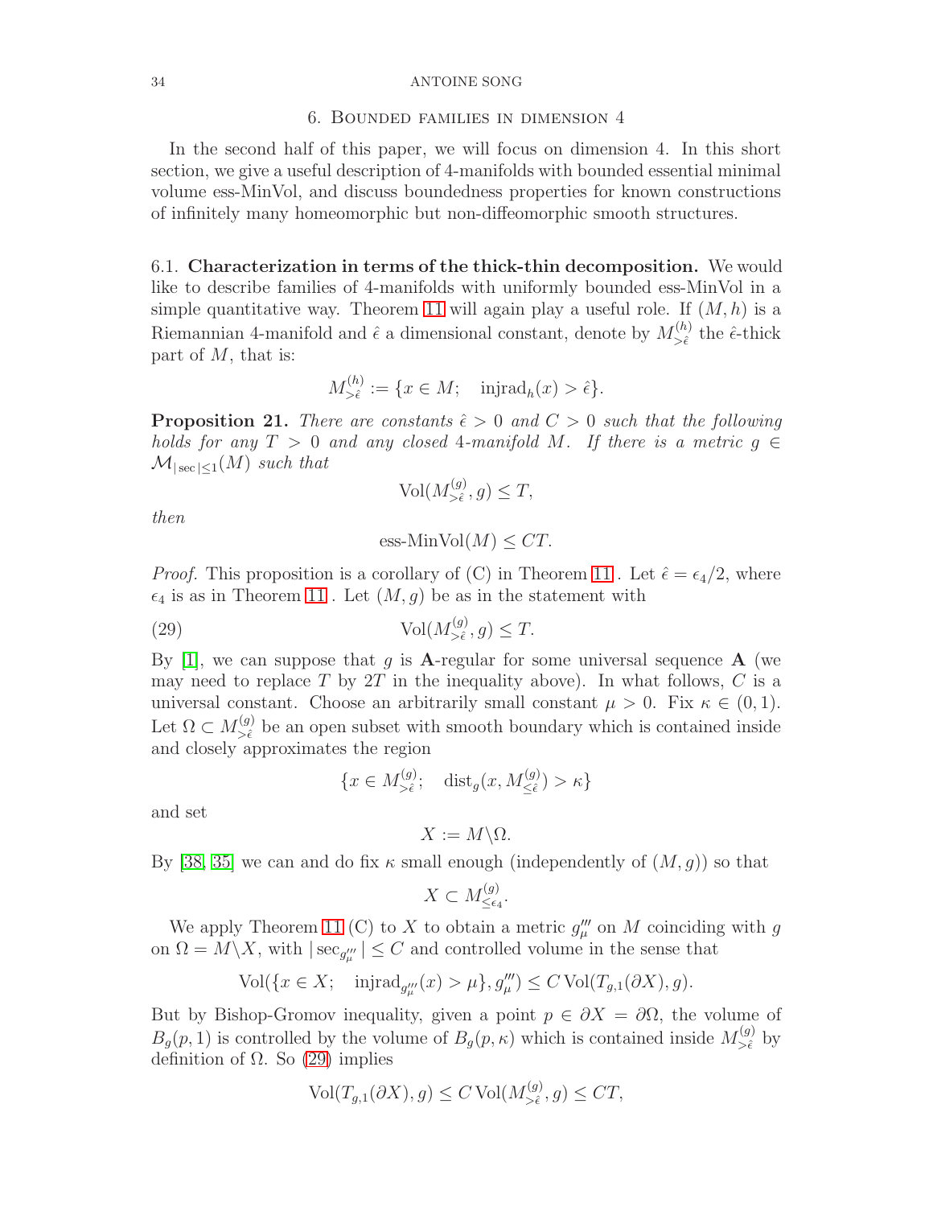## 6. Bounded families in dimension 4

In the second half of this paper, we will focus on dimension 4. In this short section, we give a useful description of 4-manifolds with bounded essential minimal volume ess-MinVol, and discuss boundedness properties for known constructions of infinitely many homeomorphic but non-diffeomorphic smooth structures.

### 6.1. Characterization in terms of the thick-thin decomposition.

We would like to describe families of 4-manifolds with uniformly bounded ess-MinVol in a simple quantitative way. Theorem 11 will again play a useful role. If $(M, h)$ is a Riemannian 4-manifold and $\hat{\epsilon}$ a dimensional constant, denote by $M^{(h)}_{>\hat{\epsilon}}$ the $\hat{\epsilon}$-thick part of $M$, that is:

$$M^{(h)}_{>\hat{\epsilon}} := \{x \in M; \quad \mathrm{injrad}_h(x) > \hat{\epsilon}\}.$$

**Proposition 21.** *There are constants $\hat{\epsilon} > 0$ and $C > 0$ such that the following holds for any $T > 0$ and any closed 4-manifold $M$. If there is a metric $g \in \mathcal{M}_{|\sec|\leq 1}(M)$ such that*

$$\mathrm{Vol}(M^{(g)}_{>\hat{\epsilon}}, g) \leq T,$$

*then*

$$\text{ess-MinVol}(M) \leq CT.$$

*Proof.* This proposition is a corollary of (C) in Theorem 11. Let $\hat{\epsilon} = \epsilon_4/2$, where $\epsilon_4$ is as in Theorem 11. Let $(M, g)$ be as in the statement with

$$\mathrm{Vol}(M^{(g)}_{>\hat{\epsilon}}, g) \leq T. \tag{29}$$

By [1], we can suppose that $g$ is $\mathbf{A}$-regular for some universal sequence $\mathbf{A}$ (we may need to replace $T$ by $2T$ in the inequality above). In what follows, $C$ is a universal constant. Choose an arbitrarily small constant $\mu > 0$. Fix $\kappa \in (0, 1)$. Let $\Omega \subset M^{(g)}_{>\hat{\epsilon}}$ be an open subset with smooth boundary which is contained inside and closely approximates the region

$$\{x \in M^{(g)}_{>\hat{\epsilon}}; \quad \mathrm{dist}_g(x, M^{(g)}_{\leq\hat{\epsilon}}) > \kappa\}$$

and set

$$X := M \backslash \Omega.$$

By [38, 35] we can and do fix $\kappa$ small enough (independently of $(M, g)$) so that

$$X \subset M^{(g)}_{\leq \epsilon_4}.$$

We apply Theorem 11 (C) to $X$ to obtain a metric $g'''_\mu$ on $M$ coinciding with $g$ on $\Omega = M\backslash X$, with $|\sec_{g'''_\mu}| \leq C$ and controlled volume in the sense that

$$\mathrm{Vol}(\{x \in X; \quad \mathrm{injrad}_{g'''_\mu}(x) > \mu\}, g'''_\mu) \leq C\,\mathrm{Vol}(T_{g,1}(\partial X), g).$$

But by Bishop-Gromov inequality, given a point $p \in \partial X = \partial\Omega$, the volume of $B_g(p, 1)$ is controlled by the volume of $B_g(p, \kappa)$ which is contained inside $M^{(g)}_{>\hat{\epsilon}}$ by definition of $\Omega$. So (29) implies

$$\mathrm{Vol}(T_{g,1}(\partial X), g) \leq C\,\mathrm{Vol}(M^{(g)}_{>\hat{\epsilon}}, g) \leq CT,$$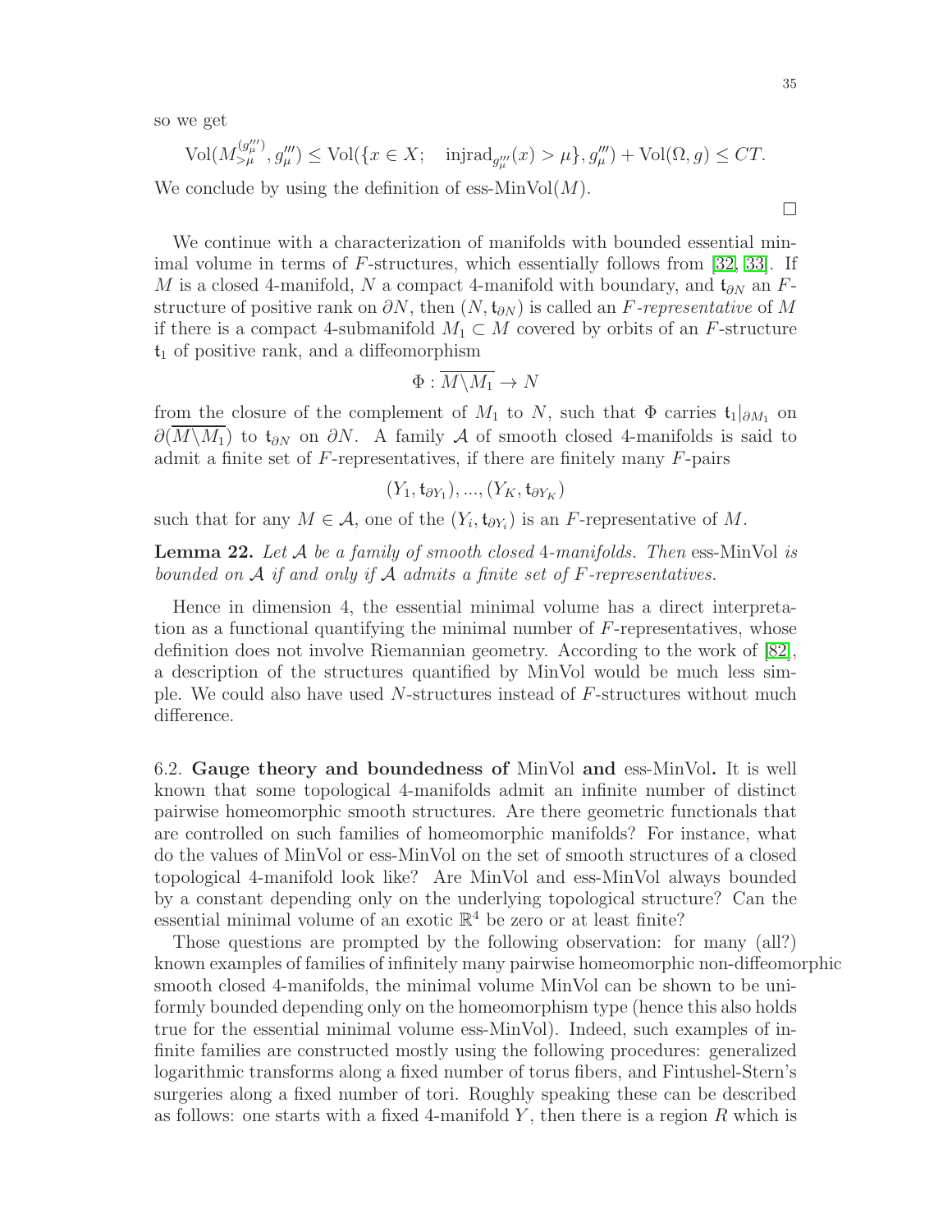so we get

$$\mathrm{Vol}(M^{(g'''_\mu)}_{>\mu}, g'''_\mu) \leq \mathrm{Vol}(\{x \in X; \quad \mathrm{injrad}_{g'''_\mu}(x) > \mu\}, g'''_\mu) + \mathrm{Vol}(\Omega, g) \leq CT.$$

We conclude by using the definition of ess-MinVol($M$).

□

We continue with a characterization of manifolds with bounded essential minimal volume in terms of $F$-structures, which essentially follows from [32, 33]. If $M$ is a closed 4-manifold, $N$ a compact 4-manifold with boundary, and $\mathfrak{t}_{\partial N}$ an $F$-structure of positive rank on $\partial N$, then $(N, \mathfrak{t}_{\partial N})$ is called an *$F$-representative* of $M$ if there is a compact 4-submanifold $M_1 \subset M$ covered by orbits of an $F$-structure $\mathfrak{t}_1$ of positive rank, and a diffeomorphism

$$\Phi : \overline{M \backslash M_1} \to N$$

from the closure of the complement of $M_1$ to $N$, such that $\Phi$ carries $\mathfrak{t}_1|_{\partial M_1}$ on $\partial(\overline{M \backslash M_1})$ to $\mathfrak{t}_{\partial N}$ on $\partial N$. A family $\mathcal{A}$ of smooth closed 4-manifolds is said to admit a finite set of $F$-representatives, if there are finitely many $F$-pairs

$$(Y_1, \mathfrak{t}_{\partial Y_1}), ..., (Y_K, \mathfrak{t}_{\partial Y_K})$$

such that for any $M \in \mathcal{A}$, one of the $(Y_i, \mathfrak{t}_{\partial Y_i})$ is an $F$-representative of $M$.

**Lemma 22.** *Let $\mathcal{A}$ be a family of smooth closed 4-manifolds. Then* ess-MinVol *is bounded on $\mathcal{A}$ if and only if $\mathcal{A}$ admits a finite set of $F$-representatives.*

Hence in dimension 4, the essential minimal volume has a direct interpretation as a functional quantifying the minimal number of $F$-representatives, whose definition does not involve Riemannian geometry. According to the work of [82], a description of the structures quantified by MinVol would be much less simple. We could also have used $N$-structures instead of $F$-structures without much difference.

6.2. **Gauge theory and boundedness of** MinVol **and** ess-MinVol**.** It is well known that some topological 4-manifolds admit an infinite number of distinct pairwise homeomorphic smooth structures. Are there geometric functionals that are controlled on such families of homeomorphic manifolds? For instance, what do the values of MinVol or ess-MinVol on the set of smooth structures of a closed topological 4-manifold look like? Are MinVol and ess-MinVol always bounded by a constant depending only on the underlying topological structure? Can the essential minimal volume of an exotic $\mathbb{R}^4$ be zero or at least finite?

Those questions are prompted by the following observation: for many (all?) known examples of families of infinitely many pairwise homeomorphic non-diffeomorphic smooth closed 4-manifolds, the minimal volume MinVol can be shown to be uniformly bounded depending only on the homeomorphism type (hence this also holds true for the essential minimal volume ess-MinVol). Indeed, such examples of infinite families are constructed mostly using the following procedures: generalized logarithmic transforms along a fixed number of torus fibers, and Fintushel-Stern's surgeries along a fixed number of tori. Roughly speaking these can be described as follows: one starts with a fixed 4-manifold $Y$, then there is a region $R$ which is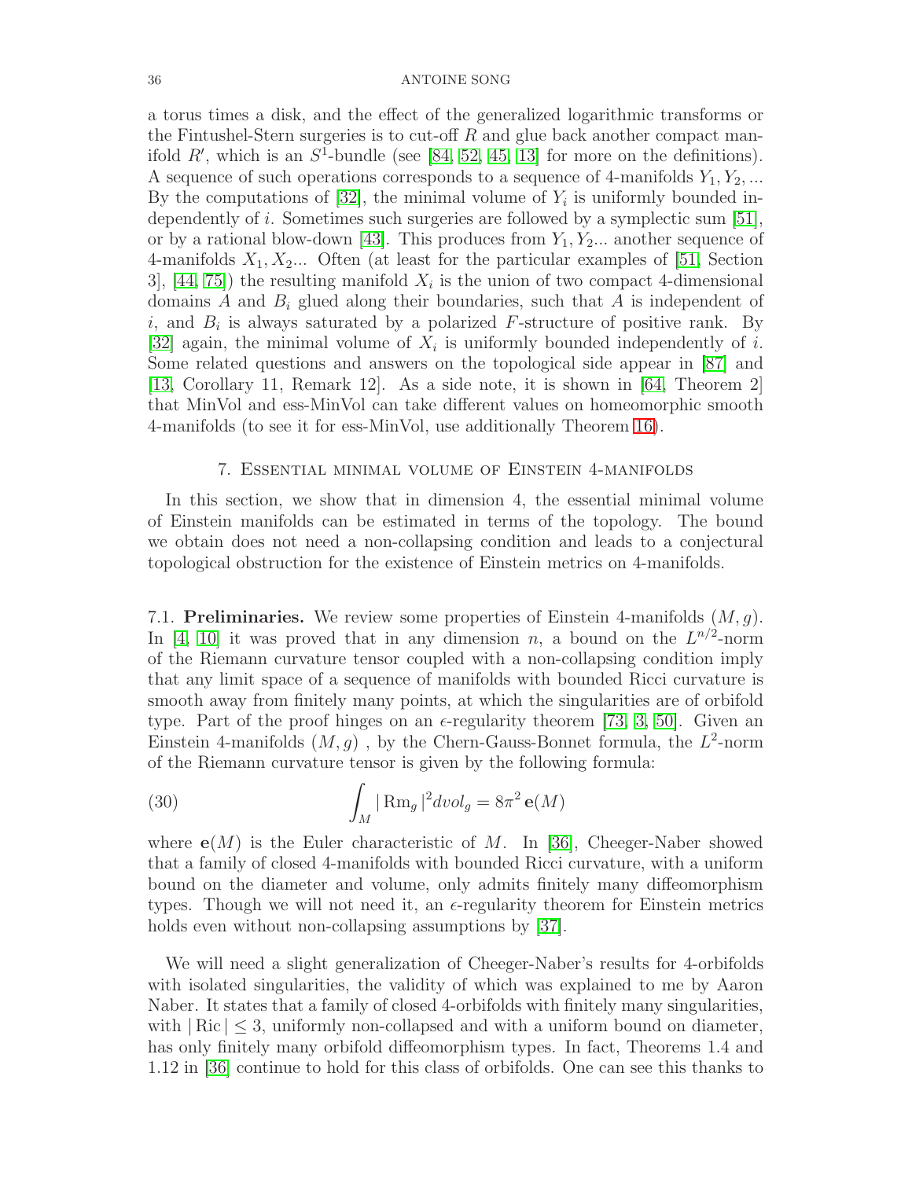a torus times a disk, and the effect of the generalized logarithmic transforms or the Fintushel-Stern surgeries is to cut-off $R$ and glue back another compact manifold $R'$, which is an $S^1$-bundle (see [84, 52, 45, 13] for more on the definitions). A sequence of such operations corresponds to a sequence of 4-manifolds $Y_1, Y_2, ...$ By the computations of [32], the minimal volume of $Y_i$ is uniformly bounded independently of $i$. Sometimes such surgeries are followed by a symplectic sum [51], or by a rational blow-down [43]. This produces from $Y_1, Y_2 ...$ another sequence of 4-manifolds $X_1, X_2 ...$ Often (at least for the particular examples of [51, Section 3], [44, 75]) the resulting manifold $X_i$ is the union of two compact 4-dimensional domains $A$ and $B_i$ glued along their boundaries, such that $A$ is independent of $i$, and $B_i$ is always saturated by a polarized $F$-structure of positive rank. By [32] again, the minimal volume of $X_i$ is uniformly bounded independently of $i$. Some related questions and answers on the topological side appear in [87] and [13, Corollary 11, Remark 12]. As a side note, it is shown in [64, Theorem 2] that MinVol and ess-MinVol can take different values on homeomorphic smooth 4-manifolds (to see it for ess-MinVol, use additionally Theorem 16).

## 7. Essential minimal volume of Einstein 4-manifolds

In this section, we show that in dimension 4, the essential minimal volume of Einstein manifolds can be estimated in terms of the topology. The bound we obtain does not need a non-collapsing condition and leads to a conjectural topological obstruction for the existence of Einstein metrics on 4-manifolds.

7.1. **Preliminaries.** We review some properties of Einstein 4-manifolds $(M, g)$. In [4, 10] it was proved that in any dimension $n$, a bound on the $L^{n/2}$-norm of the Riemann curvature tensor coupled with a non-collapsing condition imply that any limit space of a sequence of manifolds with bounded Ricci curvature is smooth away from finitely many points, at which the singularities are of orbifold type. Part of the proof hinges on an $\epsilon$-regularity theorem [73, 3, 50]. Given an Einstein 4-manifolds $(M, g)$ , by the Chern-Gauss-Bonnet formula, the $L^2$-norm of the Riemann curvature tensor is given by the following formula:

$$\int_M |\operatorname{Rm}_g|^2 dvol_g = 8\pi^2 \, \mathbf{e}(M) \tag{30}$$

where $\mathbf{e}(M)$ is the Euler characteristic of $M$. In [36], Cheeger-Naber showed that a family of closed 4-manifolds with bounded Ricci curvature, with a uniform bound on the diameter and volume, only admits finitely many diffeomorphism types. Though we will not need it, an $\epsilon$-regularity theorem for Einstein metrics holds even without non-collapsing assumptions by [37].

We will need a slight generalization of Cheeger-Naber's results for 4-orbifolds with isolated singularities, the validity of which was explained to me by Aaron Naber. It states that a family of closed 4-orbifolds with finitely many singularities, with $|\operatorname{Ric}| \leq 3$, uniformly non-collapsed and with a uniform bound on diameter, has only finitely many orbifold diffeomorphism types. In fact, Theorems 1.4 and 1.12 in [36] continue to hold for this class of orbifolds. One can see this thanks to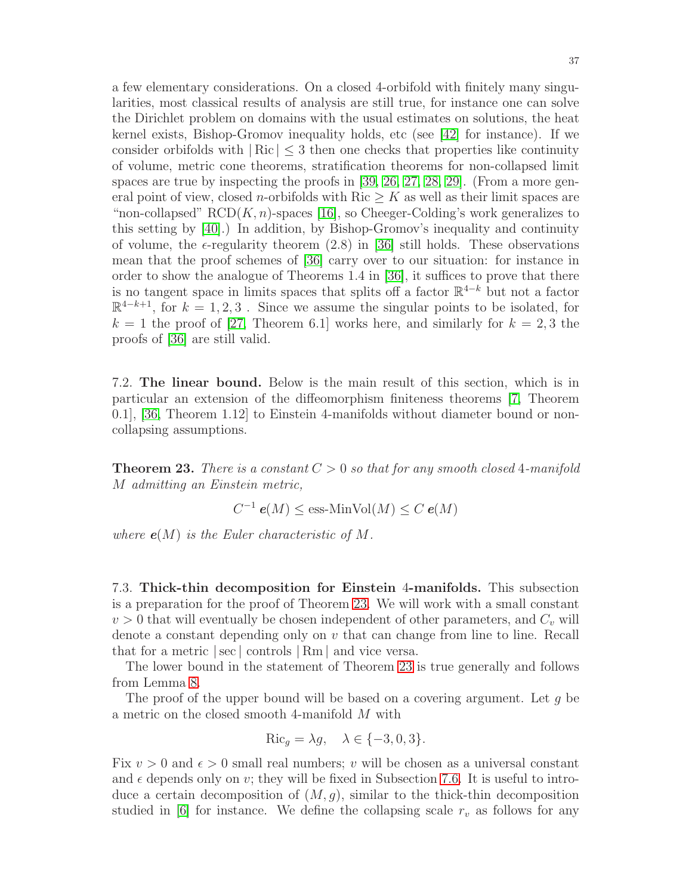a few elementary considerations. On a closed 4-orbifold with finitely many singularities, most classical results of analysis are still true, for instance one can solve the Dirichlet problem on domains with the usual estimates on solutions, the heat kernel exists, Bishop-Gromov inequality holds, etc (see [42] for instance). If we consider orbifolds with $|\operatorname{Ric}| \leq 3$ then one checks that properties like continuity of volume, metric cone theorems, stratification theorems for non-collapsed limit spaces are true by inspecting the proofs in [39, 26, 27, 28, 29]. (From a more general point of view, closed $n$-orbifolds with $\operatorname{Ric} \geq K$ as well as their limit spaces are "non-collapsed" $\mathrm{RCD}(K, n)$-spaces [16], so Cheeger-Colding's work generalizes to this setting by [40].) In addition, by Bishop-Gromov's inequality and continuity of volume, the $\epsilon$-regularity theorem (2.8) in [36] still holds. These observations mean that the proof schemes of [36] carry over to our situation: for instance in order to show the analogue of Theorems 1.4 in [36], it suffices to prove that there is no tangent space in limits spaces that splits off a factor $\mathbb{R}^{4-k}$ but not a factor $\mathbb{R}^{4-k+1}$, for $k = 1, 2, 3$ . Since we assume the singular points to be isolated, for $k = 1$ the proof of [27, Theorem 6.1] works here, and similarly for $k = 2, 3$ the proofs of [36] are still valid.

7.2. **The linear bound.** Below is the main result of this section, which is in particular an extension of the diffeomorphism finiteness theorems [7, Theorem 0.1], [36, Theorem 1.12] to Einstein 4-manifolds without diameter bound or non-collapsing assumptions.

**Theorem 23.** *There is a constant $C > 0$ so that for any smooth closed 4-manifold $M$ admitting an Einstein metric,*

$$C^{-1}\, \boldsymbol{e}(M) \leq \text{ess-MinVol}(M) \leq C\, \boldsymbol{e}(M)$$

*where $\boldsymbol{e}(M)$ is the Euler characteristic of $M$.*

7.3. **Thick-thin decomposition for Einstein 4-manifolds.** This subsection is a preparation for the proof of Theorem 23. We will work with a small constant $v > 0$ that will eventually be chosen independent of other parameters, and $C_v$ will denote a constant depending only on $v$ that can change from line to line. Recall that for a metric $|\sec|$ controls $|\operatorname{Rm}|$ and vice versa.

The lower bound in the statement of Theorem 23 is true generally and follows from Lemma 8.

The proof of the upper bound will be based on a covering argument. Let $g$ be a metric on the closed smooth 4-manifold $M$ with

$$\operatorname{Ric}_g = \lambda g, \quad \lambda \in \{-3, 0, 3\}.$$

Fix $v > 0$ and $\epsilon > 0$ small real numbers; $v$ will be chosen as a universal constant and $\epsilon$ depends only on $v$; they will be fixed in Subsection 7.6. It is useful to introduce a certain decomposition of $(M, g)$, similar to the thick-thin decomposition studied in [6] for instance. We define the collapsing scale $r_v$ as follows for any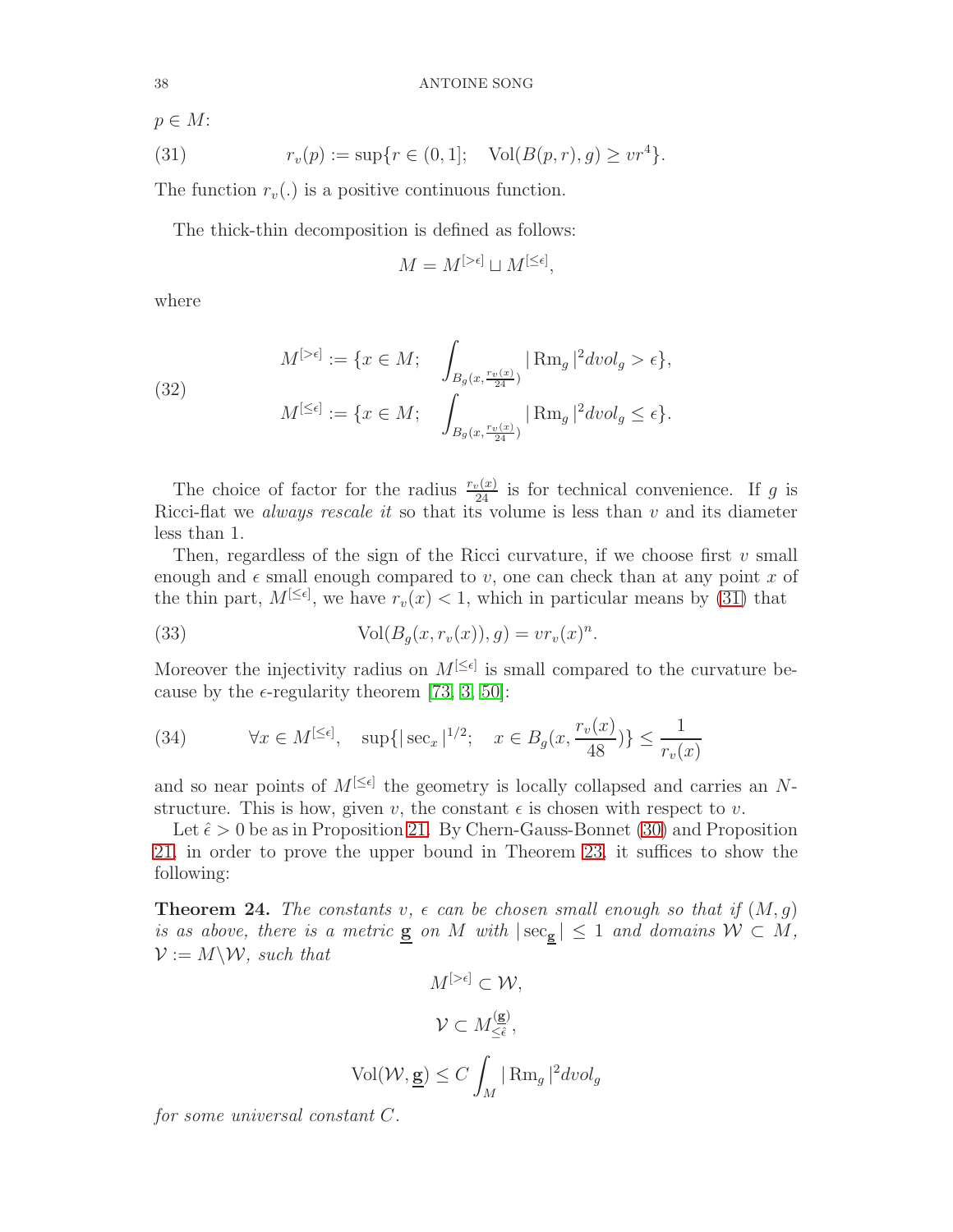$p \in M$:

$$r_v(p) := \sup\{r \in (0,1]; \quad \mathrm{Vol}(B(p,r),g) \geq vr^4\}. \tag{31}$$

The function $r_v(.)$ is a positive continuous function.

The thick-thin decomposition is defined as follows:

$$M = M^{[>\epsilon]} \sqcup M^{[\leq\epsilon]},$$

where

$$\begin{aligned} M^{[>\epsilon]} &:= \{x \in M; \quad \int_{B_g(x,\frac{r_v(x)}{24})} |\operatorname{Rm}_g|^2 dvol_g > \epsilon\}, \\ M^{[\leq\epsilon]} &:= \{x \in M; \quad \int_{B_g(x,\frac{r_v(x)}{24})} |\operatorname{Rm}_g|^2 dvol_g \leq \epsilon\}. \end{aligned} \tag{32}$$

The choice of factor for the radius $\frac{r_v(x)}{24}$ is for technical convenience. If $g$ is Ricci-flat we *always rescale it* so that its volume is less than $v$ and its diameter less than 1.

Then, regardless of the sign of the Ricci curvature, if we choose first $v$ small enough and $\epsilon$ small enough compared to $v$, one can check than at any point $x$ of the thin part, $M^{[\leq\epsilon]}$, we have $r_v(x) < 1$, which in particular means by (31) that

$$\mathrm{Vol}(B_g(x, r_v(x)), g) = vr_v(x)^n. \tag{33}$$

Moreover the injectivity radius on $M^{[\leq\epsilon]}$ is small compared to the curvature because by the $\epsilon$-regularity theorem [73, 3, 50]:

$$\forall x \in M^{[\leq\epsilon]}, \quad \sup\{|\sec_x|^{1/2}; \quad x \in B_g(x, \frac{r_v(x)}{48})\} \leq \frac{1}{r_v(x)} \tag{34}$$

and so near points of $M^{[\leq\epsilon]}$ the geometry is locally collapsed and carries an $N$-structure. This is how, given $v$, the constant $\epsilon$ is chosen with respect to $v$.

Let $\hat{\epsilon} > 0$ be as in Proposition 21. By Chern-Gauss-Bonnet (30) and Proposition 21, in order to prove the upper bound in Theorem 23, it suffices to show the following:

**Theorem 24.** *The constants $v$, $\epsilon$ can be chosen small enough so that if $(M,g)$ is as above, there is a metric $\underline{\mathbf{g}}$ on $M$ with $|\sec_{\underline{\mathbf{g}}}| \leq 1$ and domains $\mathcal{W} \subset M$, $\mathcal{V} := M \backslash \mathcal{W}$, such that*

$$M^{[>\epsilon]} \subset \mathcal{W},$$

$$\mathcal{V} \subset M^{(\underline{\mathbf{g}})}_{\leq\hat{\epsilon}},$$

$$\mathrm{Vol}(\mathcal{W}, \underline{\mathbf{g}}) \leq C \int_M |\operatorname{Rm}_g|^2 dvol_g$$

*for some universal constant $C$.*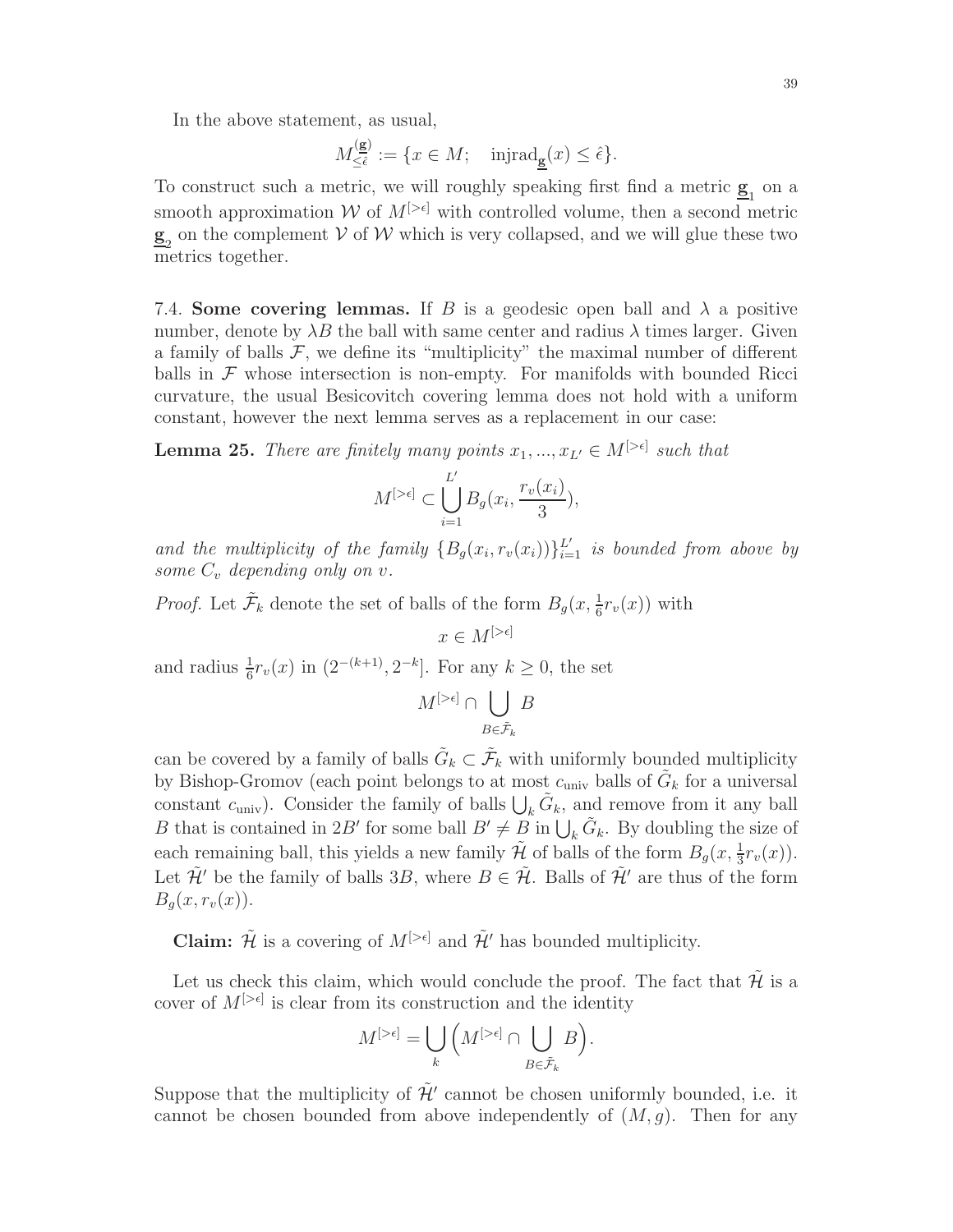In the above statement, as usual,

$$M^{(\underline{\mathbf{g}})}_{\leq \hat{\epsilon}} := \{x \in M; \quad \mathrm{injrad}_{\underline{\mathbf{g}}}(x) \leq \hat{\epsilon}\}.$$

To construct such a metric, we will roughly speaking first find a metric $\underline{\mathbf{g}}_1$ on a smooth approximation $\mathcal{W}$ of $M^{[>\epsilon]}$ with controlled volume, then a second metric $\underline{\mathbf{g}}_2$ on the complement $\mathcal{V}$ of $\mathcal{W}$ which is very collapsed, and we will glue these two metrics together.

7.4. **Some covering lemmas.** If $B$ is a geodesic open ball and $\lambda$ a positive number, denote by $\lambda B$ the ball with same center and radius $\lambda$ times larger. Given a family of balls $\mathcal{F}$, we define its "multiplicity" the maximal number of different balls in $\mathcal{F}$ whose intersection is non-empty. For manifolds with bounded Ricci curvature, the usual Besicovitch covering lemma does not hold with a uniform constant, however the next lemma serves as a replacement in our case:

**Lemma 25.** *There are finitely many points $x_1, ..., x_{L'} \in M^{[>\epsilon]}$ such that*

$$M^{[>\epsilon]} \subset \bigcup_{i=1}^{L'} B_g(x_i, \frac{r_v(x_i)}{3}),$$

*and the multiplicity of the family $\{B_g(x_i, r_v(x_i))\}_{i=1}^{L'}$ is bounded from above by some $C_v$ depending only on $v$.*

*Proof.* Let $\tilde{\mathcal{F}}_k$ denote the set of balls of the form $B_g(x, \frac{1}{6}r_v(x))$ with

$$x \in M^{[>\epsilon]}$$

and radius $\frac{1}{6}r_v(x)$ in $(2^{-(k+1)}, 2^{-k}]$. For any $k \geq 0$, the set

$$M^{[>\epsilon]} \cap \bigcup_{B \in \tilde{\mathcal{F}}_k} B$$

can be covered by a family of balls $\tilde{G}_k \subset \tilde{\mathcal{F}}_k$ with uniformly bounded multiplicity by Bishop-Gromov (each point belongs to at most $c_{\mathrm{univ}}$ balls of $\tilde{G}_k$ for a universal constant $c_{\mathrm{univ}}$). Consider the family of balls $\bigcup_k \tilde{G}_k$, and remove from it any ball $B$ that is contained in $2B'$ for some ball $B' \neq B$ in $\bigcup_k \tilde{G}_k$. By doubling the size of each remaining ball, this yields a new family $\tilde{\mathcal{H}}$ of balls of the form $B_g(x, \frac{1}{3}r_v(x))$. Let $\tilde{\mathcal{H}}'$ be the family of balls $3B$, where $B \in \tilde{\mathcal{H}}$. Balls of $\tilde{\mathcal{H}}'$ are thus of the form $B_g(x, r_v(x))$.

**Claim:** $\tilde{\mathcal{H}}$ is a covering of $M^{[>\epsilon]}$ and $\tilde{\mathcal{H}}'$ has bounded multiplicity.

Let us check this claim, which would conclude the proof. The fact that $\tilde{\mathcal{H}}$ is a cover of $M^{[>\epsilon]}$ is clear from its construction and the identity

$$M^{[>\epsilon]} = \bigcup_k \Big( M^{[>\epsilon]} \cap \bigcup_{B \in \tilde{\mathcal{F}}_k} B \Big).$$

Suppose that the multiplicity of $\tilde{\mathcal{H}}'$ cannot be chosen uniformly bounded, i.e. it cannot be chosen bounded from above independently of $(M, g)$. Then for any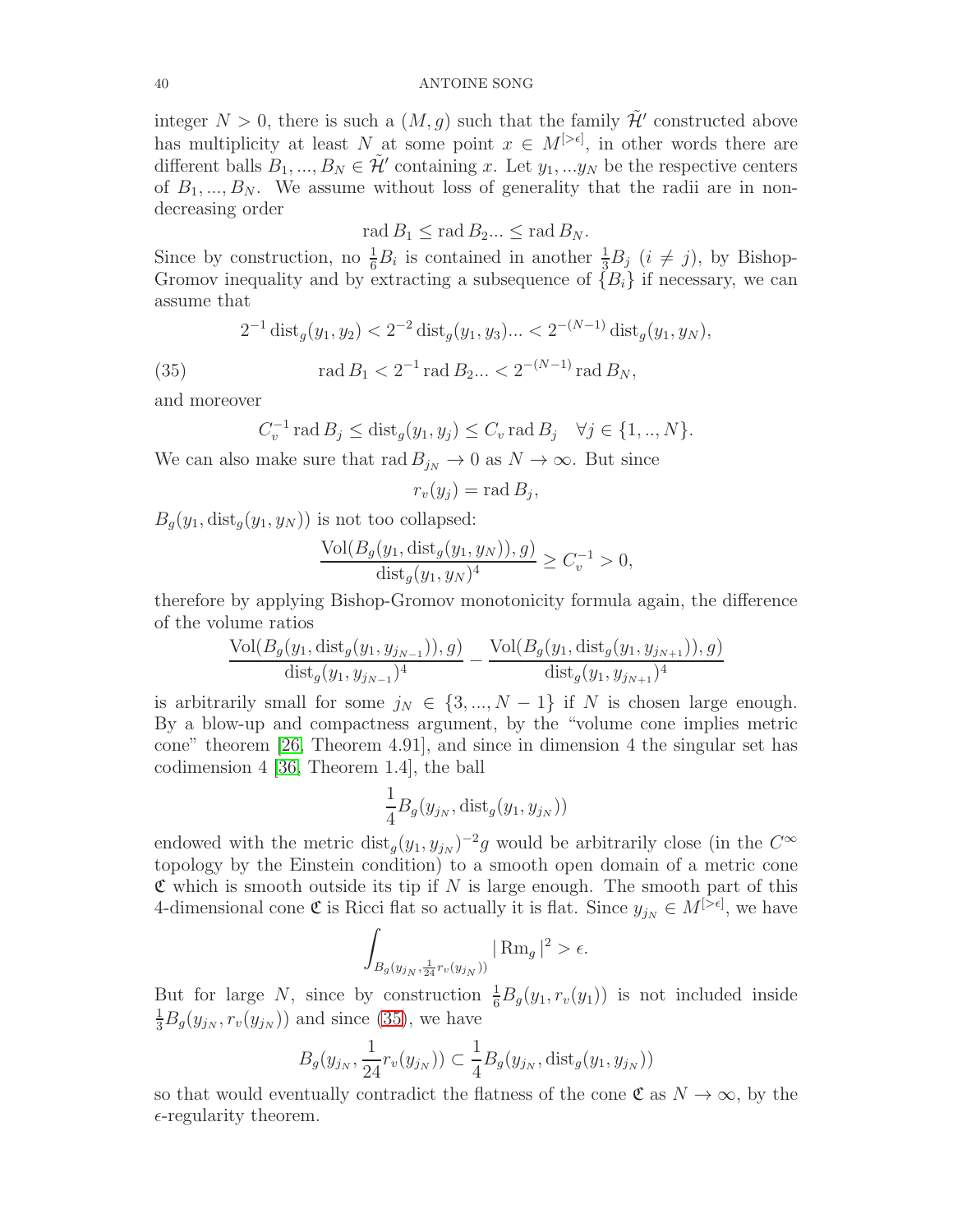integer $N > 0$, there is such a $(M, g)$ such that the family $\tilde{\mathcal{H}}'$ constructed above has multiplicity at least $N$ at some point $x \in M^{[>\epsilon]}$, in other words there are different balls $B_1, ..., B_N \in \tilde{\mathcal{H}}'$ containing $x$. Let $y_1, ...y_N$ be the respective centers of $B_1, ..., B_N$. We assume without loss of generality that the radii are in non-decreasing order

$$\operatorname{rad} B_1 \leq \operatorname{rad} B_2 ... \leq \operatorname{rad} B_N.$$

Since by construction, no $\frac{1}{6}B_i$ is contained in another $\frac{1}{3}B_j$ ($i \neq j$), by Bishop-Gromov inequality and by extracting a subsequence of $\{B_i\}$ if necessary, we can assume that

$$2^{-1} \operatorname{dist}_g(y_1, y_2) < 2^{-2} \operatorname{dist}_g(y_1, y_3) ... < 2^{-(N-1)} \operatorname{dist}_g(y_1, y_N),$$

$$\operatorname{rad} B_1 < 2^{-1} \operatorname{rad} B_2 ... < 2^{-(N-1)} \operatorname{rad} B_N, \tag{35}$$

and moreover

$$C_v^{-1} \operatorname{rad} B_j \leq \operatorname{dist}_g(y_1, y_j) \leq C_v \operatorname{rad} B_j \quad \forall j \in \{1, .., N\}.$$

We can also make sure that $\operatorname{rad} B_{j_N} \to 0$ as $N \to \infty$. But since

$$r_v(y_j) = \operatorname{rad} B_j,$$

$B_g(y_1, \operatorname{dist}_g(y_1, y_N))$ is not too collapsed:

$$\frac{\operatorname{Vol}(B_g(y_1, \operatorname{dist}_g(y_1, y_N)), g)}{\operatorname{dist}_g(y_1, y_N)^4} \geq C_v^{-1} > 0,$$

therefore by applying Bishop-Gromov monotonicity formula again, the difference of the volume ratios

$$\frac{\operatorname{Vol}(B_g(y_1, \operatorname{dist}_g(y_1, y_{j_{N-1}})), g)}{\operatorname{dist}_g(y_1, y_{j_{N-1}})^4} - \frac{\operatorname{Vol}(B_g(y_1, \operatorname{dist}_g(y_1, y_{j_{N+1}})), g)}{\operatorname{dist}_g(y_1, y_{j_{N+1}})^4}$$

is arbitrarily small for some $j_N \in \{3, ..., N-1\}$ if $N$ is chosen large enough. By a blow-up and compactness argument, by the "volume cone implies metric cone" theorem [26, Theorem 4.91], and since in dimension 4 the singular set has codimension 4 [36, Theorem 1.4], the ball

$$\frac{1}{4} B_g(y_{j_N}, \operatorname{dist}_g(y_1, y_{j_N}))$$

endowed with the metric $\operatorname{dist}_g(y_1, y_{j_N})^{-2} g$ would be arbitrarily close (in the $C^\infty$ topology by the Einstein condition) to a smooth open domain of a metric cone $\mathfrak{C}$ which is smooth outside its tip if $N$ is large enough. The smooth part of this 4-dimensional cone $\mathfrak{C}$ is Ricci flat so actually it is flat. Since $y_{j_N} \in M^{[>\epsilon]}$, we have

$$\int_{B_g(y_{j_N}, \frac{1}{24} r_v(y_{j_N}))} |\operatorname{Rm}_g|^2 > \epsilon.$$

But for large $N$, since by construction $\frac{1}{6} B_g(y_1, r_v(y_1))$ is not included inside $\frac{1}{3} B_g(y_{j_N}, r_v(y_{j_N}))$ and since (35), we have

$$B_g(y_{j_N}, \frac{1}{24} r_v(y_{j_N})) \subset \frac{1}{4} B_g(y_{j_N}, \operatorname{dist}_g(y_1, y_{j_N}))$$

so that would eventually contradict the flatness of the cone $\mathfrak{C}$ as $N \to \infty$, by the $\epsilon$-regularity theorem.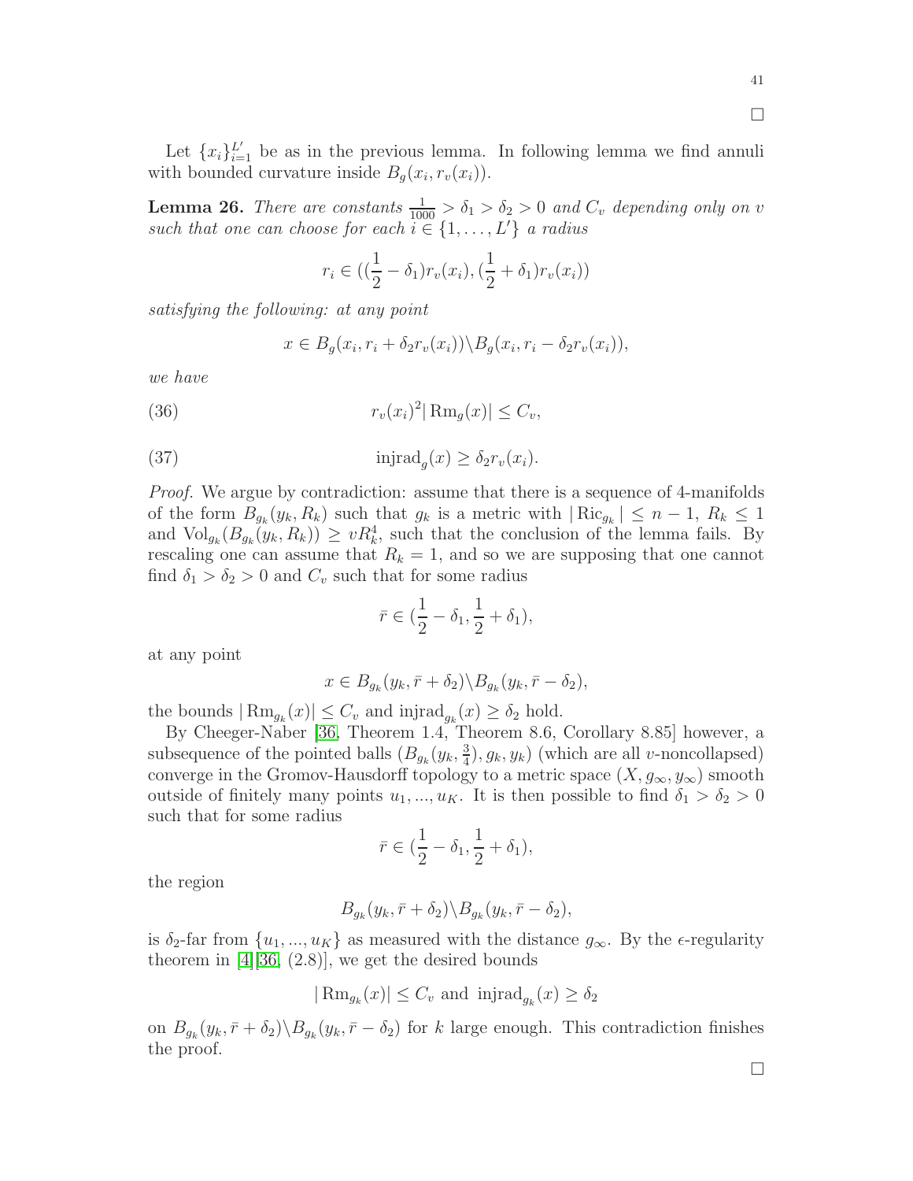□

Let $\{x_i\}_{i=1}^{L'}$ be as in the previous lemma. In following lemma we find annuli with bounded curvature inside $B_g(x_i, r_v(x_i))$.

**Lemma 26.** *There are constants $\frac{1}{1000} > \delta_1 > \delta_2 > 0$ and $C_v$ depending only on $v$ such that one can choose for each $i \in \{1, \ldots, L'\}$ a radius*

$$r_i \in ((\frac{1}{2} - \delta_1) r_v(x_i), (\frac{1}{2} + \delta_1) r_v(x_i))$$

*satisfying the following: at any point*

$$x \in B_g(x_i, r_i + \delta_2 r_v(x_i)) \backslash B_g(x_i, r_i - \delta_2 r_v(x_i)),$$

*we have*

$$r_v(x_i)^2 |\operatorname{Rm}_g(x)| \leq C_v, \tag{36}$$

$$\operatorname{injrad}_g(x) \geq \delta_2 r_v(x_i). \tag{37}$$

*Proof.* We argue by contradiction: assume that there is a sequence of 4-manifolds of the form $B_{g_k}(y_k, R_k)$ such that $g_k$ is a metric with $|\operatorname{Ric}_{g_k}| \leq n-1$, $R_k \leq 1$ and $\operatorname{Vol}_{g_k}(B_{g_k}(y_k, R_k)) \geq v R_k^4$, such that the conclusion of the lemma fails. By rescaling one can assume that $R_k = 1$, and so we are supposing that one cannot find $\delta_1 > \delta_2 > 0$ and $C_v$ such that for some radius

$$\bar{r} \in (\frac{1}{2} - \delta_1, \frac{1}{2} + \delta_1),$$

at any point

$$x \in B_{g_k}(y_k, \bar{r} + \delta_2) \backslash B_{g_k}(y_k, \bar{r} - \delta_2),$$

the bounds $|\operatorname{Rm}_{g_k}(x)| \leq C_v$ and $\operatorname{injrad}_{g_k}(x) \geq \delta_2$ hold.

By Cheeger-Naber [36, Theorem 1.4, Theorem 8.6, Corollary 8.85] however, a subsequence of the pointed balls $(B_{g_k}(y_k, \frac{3}{4}), g_k, y_k)$ (which are all $v$-noncollapsed) converge in the Gromov-Hausdorff topology to a metric space $(X, g_\infty, y_\infty)$ smooth outside of finitely many points $u_1, \ldots, u_K$. It is then possible to find $\delta_1 > \delta_2 > 0$ such that for some radius

$$\bar{r} \in (\frac{1}{2} - \delta_1, \frac{1}{2} + \delta_1),$$

the region

$$B_{g_k}(y_k, \bar{r} + \delta_2) \backslash B_{g_k}(y_k, \bar{r} - \delta_2),$$

is $\delta_2$-far from $\{u_1, \ldots, u_K\}$ as measured with the distance $g_\infty$. By the $\epsilon$-regularity theorem in [4][36, (2.8)], we get the desired bounds

$$|\operatorname{Rm}_{g_k}(x)| \leq C_v \text{ and } \operatorname{injrad}_{g_k}(x) \geq \delta_2$$

on $B_{g_k}(y_k, \bar{r} + \delta_2) \backslash B_{g_k}(y_k, \bar{r} - \delta_2)$ for $k$ large enough. This contradiction finishes the proof.

□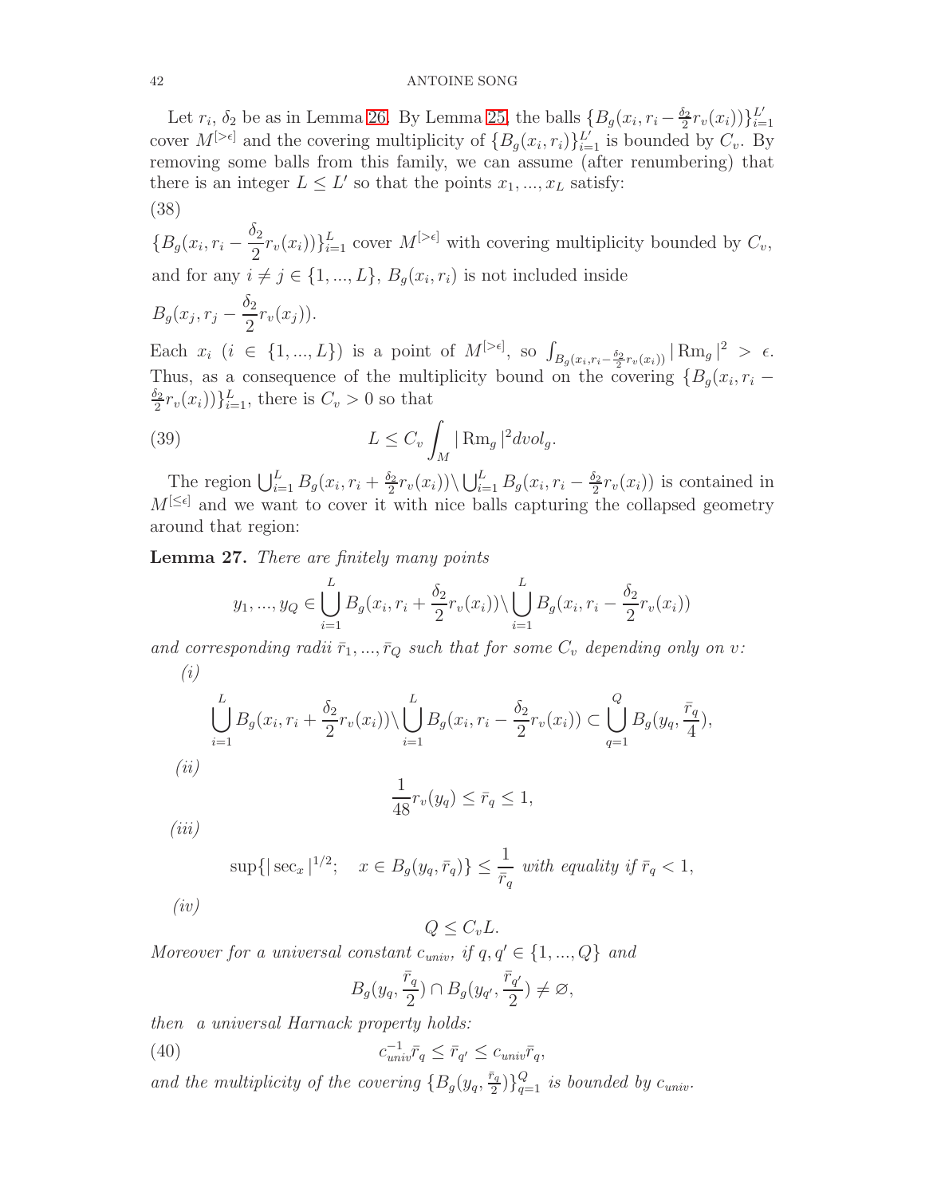Let $r_i$, $\delta_2$ be as in Lemma 26. By Lemma 25, the balls $\{B_g(x_i, r_i - \frac{\delta_2}{2} r_v(x_i))\}_{i=1}^{L'}$ cover $M^{[>\epsilon]}$ and the covering multiplicity of $\{B_g(x_i, r_i)\}_{i=1}^{L'}$ is bounded by $C_v$. By removing some balls from this family, we can assume (after renumbering) that there is an integer $L \leq L'$ so that the points $x_1, ..., x_L$ satisfy:

(38)

$\{B_g(x_i, r_i - \frac{\delta_2}{2} r_v(x_i))\}_{i=1}^{L}$ cover $M^{[>\epsilon]}$ with covering multiplicity bounded by $C_v$, and for any $i \neq j \in \{1, ..., L\}$, $B_g(x_i, r_i)$ is not included inside

$B_g(x_j, r_j - \frac{\delta_2}{2} r_v(x_j))$.

Each $x_i$ ($i \in \{1, ..., L\}$) is a point of $M^{[>\epsilon]}$, so $\int_{B_g(x_i, r_i - \frac{\delta_2}{2} r_v(x_i))} |\operatorname{Rm}_g|^2 > \epsilon$. Thus, as a consequence of the multiplicity bound on the covering $\{B_g(x_i, r_i - \frac{\delta_2}{2} r_v(x_i))\}_{i=1}^{L}$, there is $C_v > 0$ so that

$$L \leq C_v \int_M |\operatorname{Rm}_g|^2 dvol_g. \tag{39}$$

The region $\bigcup_{i=1}^L B_g(x_i, r_i + \frac{\delta_2}{2} r_v(x_i)) \backslash \bigcup_{i=1}^L B_g(x_i, r_i - \frac{\delta_2}{2} r_v(x_i))$ is contained in $M^{[\leq\epsilon]}$ and we want to cover it with nice balls capturing the collapsed geometry around that region:

**Lemma 27.** *There are finitely many points*

$$y_1, ..., y_Q \in \bigcup_{i=1}^L B_g(x_i, r_i + \frac{\delta_2}{2} r_v(x_i)) \backslash \bigcup_{i=1}^L B_g(x_i, r_i - \frac{\delta_2}{2} r_v(x_i))$$

*and corresponding radii $\bar{r}_1, ..., \bar{r}_Q$ such that for some $C_v$ depending only on $v$:*

*(i)*

$$\bigcup_{i=1}^L B_g(x_i, r_i + \frac{\delta_2}{2} r_v(x_i)) \backslash \bigcup_{i=1}^L B_g(x_i, r_i - \frac{\delta_2}{2} r_v(x_i)) \subset \bigcup_{q=1}^Q B_g(y_q, \frac{\bar{r}_q}{4}),$$

*(ii)*

$$\frac{1}{48} r_v(y_q) \leq \bar{r}_q \leq 1,$$

*(iii)*

$$\sup\{|\sec_x|^{1/2}; \quad x \in B_g(y_q, \bar{r}_q)\} \leq \frac{1}{\bar{r}_q} \text{ with equality if } \bar{r}_q < 1,$$

*(iv)*

$$Q \leq C_v L.$$

*Moreover for a universal constant $c_{univ}$, if $q, q' \in \{1, ..., Q\}$ and*

$$B_g(y_q, \frac{\bar{r}_q}{2}) \cap B_g(y_{q'}, \frac{\bar{r}_{q'}}{2}) \neq \varnothing,$$

*then a universal Harnack property holds:*

$$c_{univ}^{-1} \bar{r}_q \leq \bar{r}_{q'} \leq c_{univ} \bar{r}_q, \tag{40}$$

*and the multiplicity of the covering $\{B_g(y_q, \frac{\bar{r}_q}{2})\}_{q=1}^Q$ is bounded by $c_{univ}$.*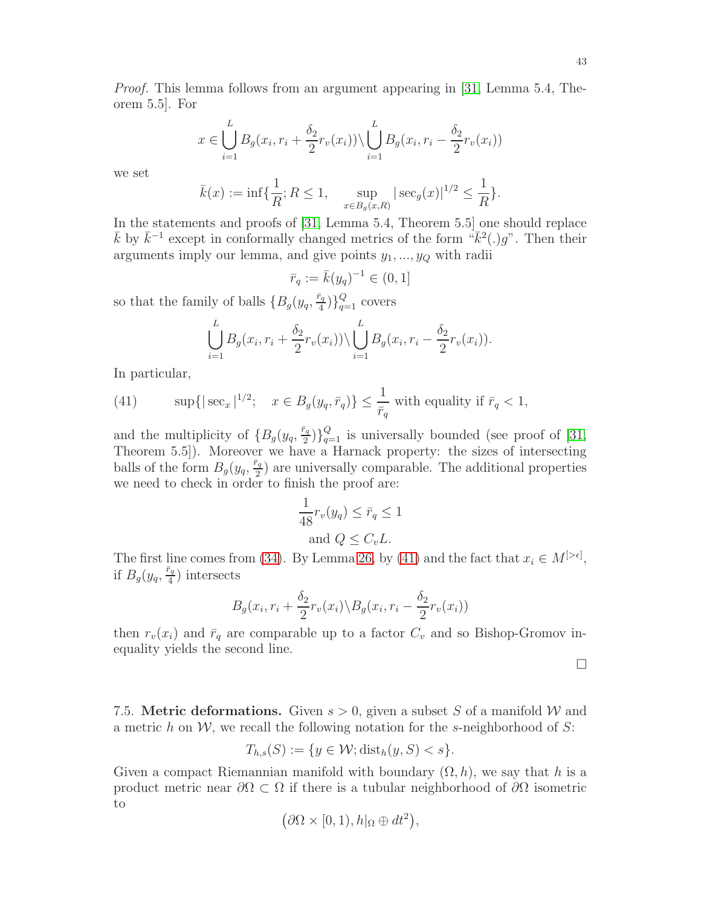*Proof.* This lemma follows from an argument appearing in [31, Lemma 5.4, Theorem 5.5]. For

$$x \in \bigcup_{i=1}^{L} B_g(x_i, r_i + \frac{\delta_2}{2} r_v(x_i)) \backslash \bigcup_{i=1}^{L} B_g(x_i, r_i - \frac{\delta_2}{2} r_v(x_i))$$

we set

$$\bar{k}(x) := \inf\{\frac{1}{R}; R \leq 1, \quad \sup_{x \in B_g(x,R)} |\sec_g(x)|^{1/2} \leq \frac{1}{R}\}.$$

In the statements and proofs of [31, Lemma 5.4, Theorem 5.5] one should replace $\bar{k}$ by $\bar{k}^{-1}$ except in conformally changed metrics of the form "$\bar{k}^2(.)g$". Then their arguments imply our lemma, and give points $y_1, ..., y_Q$ with radii

$$\bar{r}_q := \bar{k}(y_q)^{-1} \in (0, 1]$$

so that the family of balls $\{B_g(y_q, \frac{\bar{r}_q}{4})\}_{q=1}^{Q}$ covers

$$\bigcup_{i=1}^{L} B_g(x_i, r_i + \frac{\delta_2}{2} r_v(x_i)) \backslash \bigcup_{i=1}^{L} B_g(x_i, r_i - \frac{\delta_2}{2} r_v(x_i)).$$

In particular,

$$\sup\{|\sec_x|^{1/2}; \quad x \in B_g(y_q, \bar{r}_q)\} \leq \frac{1}{\bar{r}_q} \text{ with equality if } \bar{r}_q < 1, \tag{41}$$

and the multiplicity of $\{B_g(y_q, \frac{\bar{r}_q}{2})\}_{q=1}^{Q}$ is universally bounded (see proof of [31, Theorem 5.5]). Moreover we have a Harnack property: the sizes of intersecting balls of the form $B_g(y_q, \frac{\bar{r}_q}{2})$ are universally comparable. The additional properties we need to check in order to finish the proof are:

$$\frac{1}{48} r_v(y_q) \leq \bar{r}_q \leq 1$$
$$\text{and } Q \leq C_v L.$$

The first line comes from (34). By Lemma 26, by (41) and the fact that $x_i \in M^{[>\epsilon]}$, if $B_g(y_q, \frac{\bar{r}_q}{4})$ intersects

$$B_g(x_i, r_i + \frac{\delta_2}{2} r_v(x_i) \backslash B_g(x_i, r_i - \frac{\delta_2}{2} r_v(x_i))$$

then $r_v(x_i)$ and $\bar{r}_q$ are comparable up to a factor $C_v$ and so Bishop-Gromov inequality yields the second line.

□

7.5. **Metric deformations.** Given $s > 0$, given a subset $S$ of a manifold $\mathcal{W}$ and a metric $h$ on $\mathcal{W}$, we recall the following notation for the $s$-neighborhood of $S$:

$$T_{h,s}(S) := \{y \in \mathcal{W}; \text{dist}_h(y, S) < s\}.$$

Given a compact Riemannian manifold with boundary $(\Omega, h)$, we say that $h$ is a product metric near $\partial\Omega \subset \Omega$ if there is a tubular neighborhood of $\partial\Omega$ isometric to

$$\big(\partial\Omega \times [0, 1), h|_{\Omega} \oplus dt^2\big),$$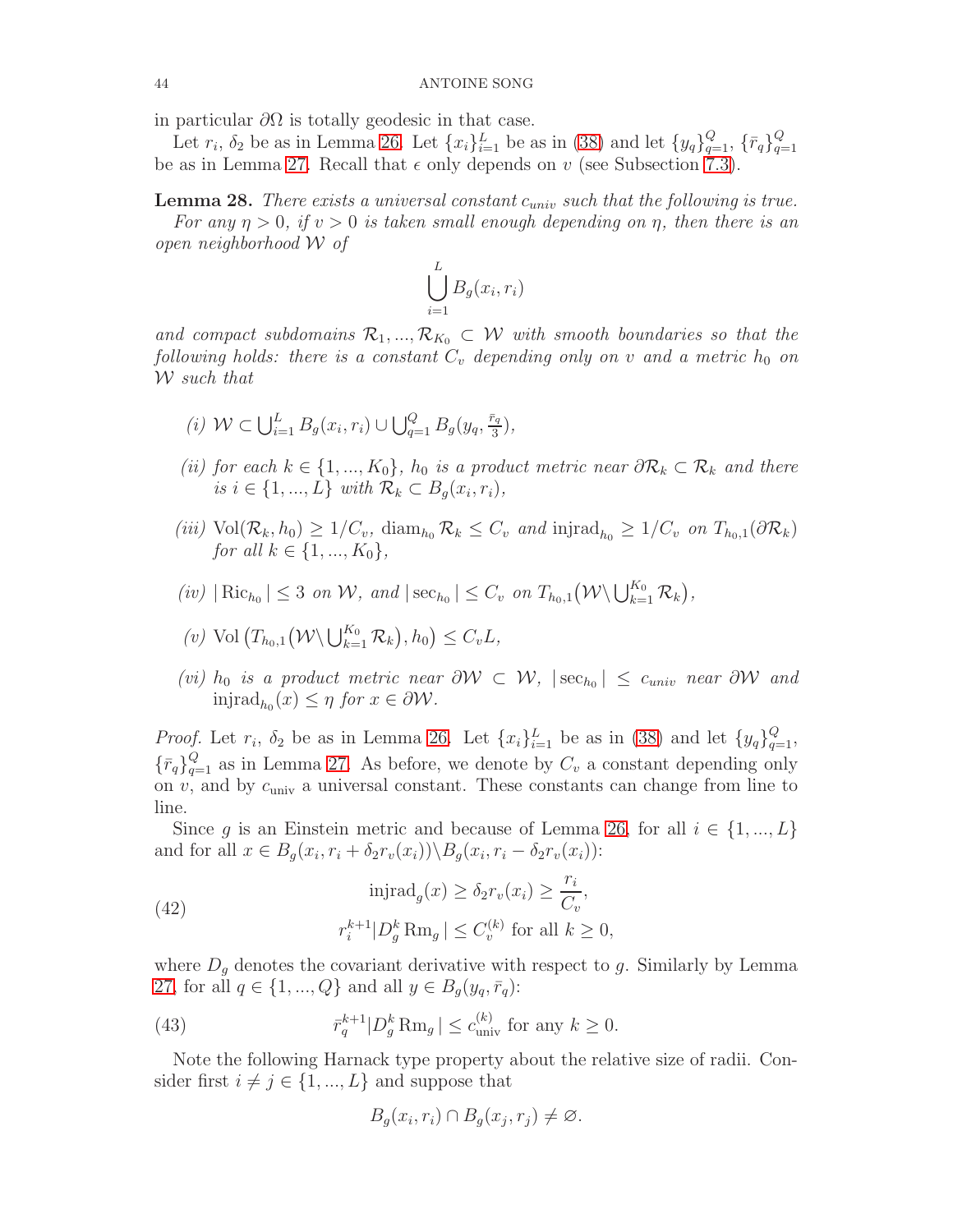in particular $\partial\Omega$ is totally geodesic in that case.

Let $r_i$, $\delta_2$ be as in Lemma 26. Let $\{x_i\}_{i=1}^L$ be as in (38) and let $\{y_q\}_{q=1}^Q$, $\{\bar{r}_q\}_{q=1}^Q$ be as in Lemma 27. Recall that $\epsilon$ only depends on $v$ (see Subsection 7.3).

**Lemma 28.** *There exists a universal constant $c_{univ}$ such that the following is true.*

*For any $\eta > 0$, if $v > 0$ is taken small enough depending on $\eta$, then there is an open neighborhood $\mathcal{W}$ of*

$$\bigcup_{i=1}^L B_g(x_i, r_i)$$

*and compact subdomains $\mathcal{R}_1, ..., \mathcal{R}_{K_0} \subset \mathcal{W}$ with smooth boundaries so that the following holds: there is a constant $C_v$ depending only on $v$ and a metric $h_0$ on $\mathcal{W}$ such that*

- *(i)* $\mathcal{W} \subset \bigcup_{i=1}^L B_g(x_i, r_i) \cup \bigcup_{q=1}^Q B_g(y_q, \frac{\bar{r}_q}{3})$,
- *(ii) for each $k \in \{1, ..., K_0\}$, $h_0$ is a product metric near $\partial\mathcal{R}_k \subset \mathcal{R}_k$ and there is $i \in \{1, ..., L\}$ with $\mathcal{R}_k \subset B_g(x_i, r_i)$,*
- *(iii)* $\mathrm{Vol}(\mathcal{R}_k, h_0) \geq 1/C_v$, $\mathrm{diam}_{h_0} \mathcal{R}_k \leq C_v$ *and* $\mathrm{injrad}_{h_0} \geq 1/C_v$ *on* $T_{h_0,1}(\partial\mathcal{R}_k)$ *for all* $k \in \{1, ..., K_0\}$,
- *(iv)* $|\mathrm{Ric}_{h_0}| \leq 3$ *on* $\mathcal{W}$, *and* $|\sec_{h_0}| \leq C_v$ *on* $T_{h_0,1}(\mathcal{W} \backslash \bigcup_{k=1}^{K_0} \mathcal{R}_k)$,
- *(v)* $\mathrm{Vol}\left(T_{h_0,1}(\mathcal{W} \backslash \bigcup_{k=1}^{K_0} \mathcal{R}_k), h_0\right) \leq C_v L$,
- *(vi) $h_0$ is a product metric near $\partial\mathcal{W} \subset \mathcal{W}$, $|\sec_{h_0}| \leq c_{univ}$ near $\partial\mathcal{W}$ and $\mathrm{injrad}_{h_0}(x) \leq \eta$ for $x \in \partial\mathcal{W}$.*

*Proof.* Let $r_i$, $\delta_2$ be as in Lemma 26. Let $\{x_i\}_{i=1}^L$ be as in (38) and let $\{y_q\}_{q=1}^Q$, $\{\bar{r}_q\}_{q=1}^Q$ as in Lemma 27. As before, we denote by $C_v$ a constant depending only on $v$, and by $c_{\mathrm{univ}}$ a universal constant. These constants can change from line to line.

Since $g$ is an Einstein metric and because of Lemma 26, for all $i \in \{1, ..., L\}$ and for all $x \in B_g(x_i, r_i + \delta_2 r_v(x_i)) \backslash B_g(x_i, r_i - \delta_2 r_v(x_i))$:

$$\begin{aligned}
&\mathrm{injrad}_g(x) \geq \delta_2 r_v(x_i) \geq \frac{r_i}{C_v}, \\
&r_i^{k+1} |D_g^k \mathrm{Rm}_g| \leq C_v^{(k)} \text{ for all } k \geq 0,
\end{aligned} \tag{42}$$

where $D_g$ denotes the covariant derivative with respect to $g$. Similarly by Lemma 27, for all $q \in \{1, ..., Q\}$ and all $y \in B_g(y_q, \bar{r}_q)$:

$$\bar{r}_q^{k+1} |D_g^k \mathrm{Rm}_g| \leq c_{\mathrm{univ}}^{(k)} \text{ for any } k \geq 0. \tag{43}$$

Note the following Harnack type property about the relative size of radii. Consider first $i \neq j \in \{1, ..., L\}$ and suppose that

$$B_g(x_i, r_i) \cap B_g(x_j, r_j) \neq \varnothing.$$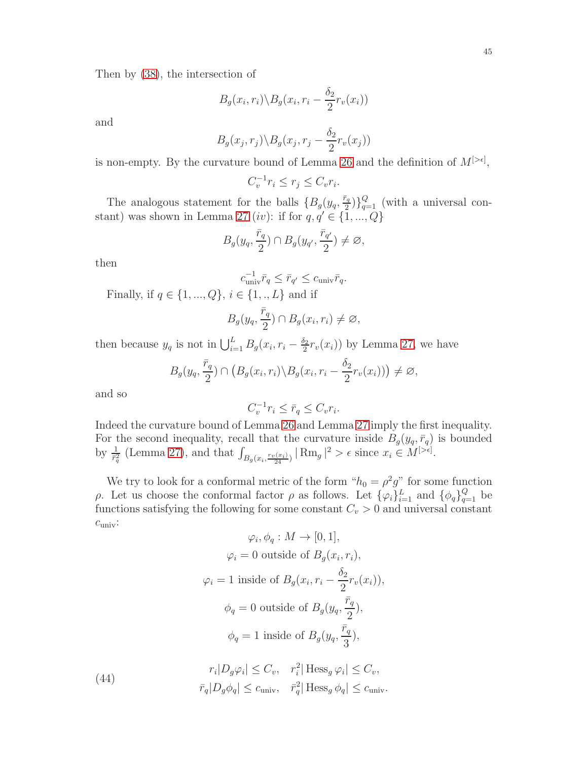Then by (38), the intersection of

$$B_g(x_i, r_i) \backslash B_g(x_i, r_i - \frac{\delta_2}{2} r_v(x_i))$$

and

$$B_g(x_j, r_j) \backslash B_g(x_j, r_j - \frac{\delta_2}{2} r_v(x_j))$$

is non-empty. By the curvature bound of Lemma 26 and the definition of $M^{[>\epsilon]}$,

$$C_v^{-1} r_i \leq r_j \leq C_v r_i.$$

The analogous statement for the balls $\{B_g(y_q, \frac{\bar{r}_q}{2})\}_{q=1}^Q$ (with a universal constant) was shown in Lemma 27 $(iv)$: if for $q, q' \in \{1, ..., Q\}$

$$B_g(y_q, \frac{\bar{r}_q}{2}) \cap B_g(y_{q'}, \frac{\bar{r}_{q'}}{2}) \neq \varnothing,$$

then

$$c_{\text{univ}}^{-1} \bar{r}_q \leq \bar{r}_{q'} \leq c_{\text{univ}} \bar{r}_q.$$

Finally, if $q \in \{1, ..., Q\}$, $i \in \{1, ., L\}$ and if

$$B_g(y_q, \frac{\bar{r}_q}{2}) \cap B_g(x_i, r_i) \neq \varnothing,$$

then because $y_q$ is not in $\bigcup_{i=1}^L B_g(x_i, r_i - \frac{\delta_2}{2} r_v(x_i))$ by Lemma 27, we have

$$B_g(y_q, \frac{\bar{r}_q}{2}) \cap \big(B_g(x_i, r_i) \backslash B_g(x_i, r_i - \frac{\delta_2}{2} r_v(x_i))\big) \neq \varnothing,$$

and so

$$C_v^{-1} r_i \leq \bar{r}_q \leq C_v r_i.$$

Indeed the curvature bound of Lemma 26 and Lemma 27 imply the first inequality. For the second inequality, recall that the curvature inside $B_g(y_q, \bar{r}_q)$ is bounded by $\frac{1}{\bar{r}_q^2}$ (Lemma 27), and that $\int_{B_g(x_i, \frac{r_v(x_i)}{24})} |\operatorname{Rm}_g|^2 > \epsilon$ since $x_i \in M^{[>\epsilon]}$.

We try to look for a conformal metric of the form "$h_0 = \rho^2 g$" for some function $\rho$. Let us choose the conformal factor $\rho$ as follows. Let $\{\varphi_i\}_{i=1}^L$ and $\{\phi_q\}_{q=1}^Q$ be functions satisfying the following for some constant $C_v > 0$ and universal constant $c_{\text{univ}}$:

$$\varphi_i, \phi_q : M \to [0, 1],$$

$$\varphi_i = 0 \text{ outside of } B_g(x_i, r_i),$$

$$\varphi_i = 1 \text{ inside of } B_g(x_i, r_i - \frac{\delta_2}{2} r_v(x_i)),$$

$$\phi_q = 0 \text{ outside of } B_g(y_q, \frac{\bar{r}_q}{2}),$$

$$\phi_q = 1 \text{ inside of } B_g(y_q, \frac{\bar{r}_q}{3}),$$

$$(44) \qquad \begin{aligned} r_i |D_g \varphi_i| \leq C_v, \quad r_i^2 |\operatorname{Hess}_g \varphi_i| \leq C_v, \\ \bar{r}_q |D_g \phi_q| \leq c_{\text{univ}}, \quad \bar{r}_q^2 |\operatorname{Hess}_g \phi_q| \leq c_{\text{univ}}. \end{aligned}$$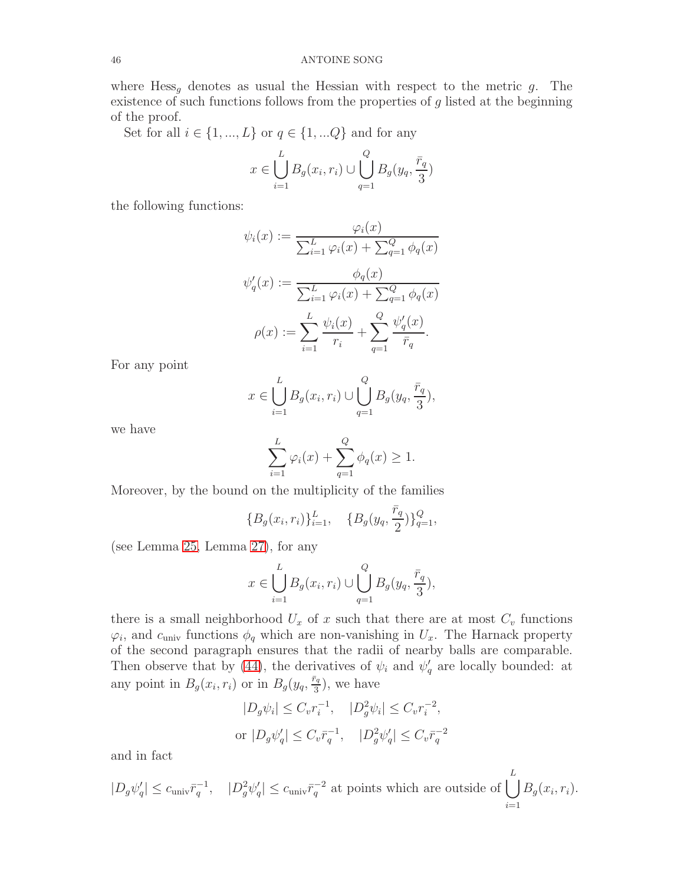where $\mathrm{Hess}_g$ denotes as usual the Hessian with respect to the metric $g$. The existence of such functions follows from the properties of $g$ listed at the beginning of the proof.

Set for all $i \in \{1, ..., L\}$ or $q \in \{1, ...Q\}$ and for any

$$x \in \bigcup_{i=1}^{L} B_g(x_i, r_i) \cup \bigcup_{q=1}^{Q} B_g(y_q, \frac{\bar{r}_q}{3})$$

the following functions:

$$\psi_i(x) := \frac{\varphi_i(x)}{\sum_{i=1}^{L} \varphi_i(x) + \sum_{q=1}^{Q} \phi_q(x)}$$

$$\psi'_q(x) := \frac{\phi_q(x)}{\sum_{i=1}^{L} \varphi_i(x) + \sum_{q=1}^{Q} \phi_q(x)}$$

$$\rho(x) := \sum_{i=1}^{L} \frac{\psi_i(x)}{r_i} + \sum_{q=1}^{Q} \frac{\psi'_q(x)}{\bar{r}_q}.$$

For any point

$$x \in \bigcup_{i=1}^{L} B_g(x_i, r_i) \cup \bigcup_{q=1}^{Q} B_g(y_q, \frac{\bar{r}_q}{3}),$$

we have

$$\sum_{i=1}^{L} \varphi_i(x) + \sum_{q=1}^{Q} \phi_q(x) \geq 1.$$

Moreover, by the bound on the multiplicity of the families

$$\{B_g(x_i, r_i)\}_{i=1}^{L}, \quad \{B_g(y_q, \frac{\bar{r}_q}{2})\}_{q=1}^{Q},$$

(see Lemma 25, Lemma 27), for any

$$x \in \bigcup_{i=1}^{L} B_g(x_i, r_i) \cup \bigcup_{q=1}^{Q} B_g(y_q, \frac{\bar{r}_q}{3}),$$

there is a small neighborhood $U_x$ of $x$ such that there are at most $C_v$ functions $\varphi_i$, and $c_{\mathrm{univ}}$ functions $\phi_q$ which are non-vanishing in $U_x$. The Harnack property of the second paragraph ensures that the radii of nearby balls are comparable. Then observe that by (44), the derivatives of $\psi_i$ and $\psi'_q$ are locally bounded: at any point in $B_g(x_i, r_i)$ or in $B_g(y_q, \frac{\bar{r}_q}{3})$, we have

$$|D_g \psi_i| \leq C_v r_i^{-1}, \quad |D_g^2 \psi_i| \leq C_v r_i^{-2},$$

$$\text{or } |D_g \psi'_q| \leq C_v \bar{r}_q^{-1}, \quad |D_g^2 \psi'_q| \leq C_v \bar{r}_q^{-2}$$

and in fact

$$|D_g \psi'_q| \leq c_{\mathrm{univ}} \bar{r}_q^{-1}, \quad |D_g^2 \psi'_q| \leq c_{\mathrm{univ}} \bar{r}_q^{-2} \text{ at points which are outside of } \bigcup_{i=1}^{L} B_g(x_i, r_i).$$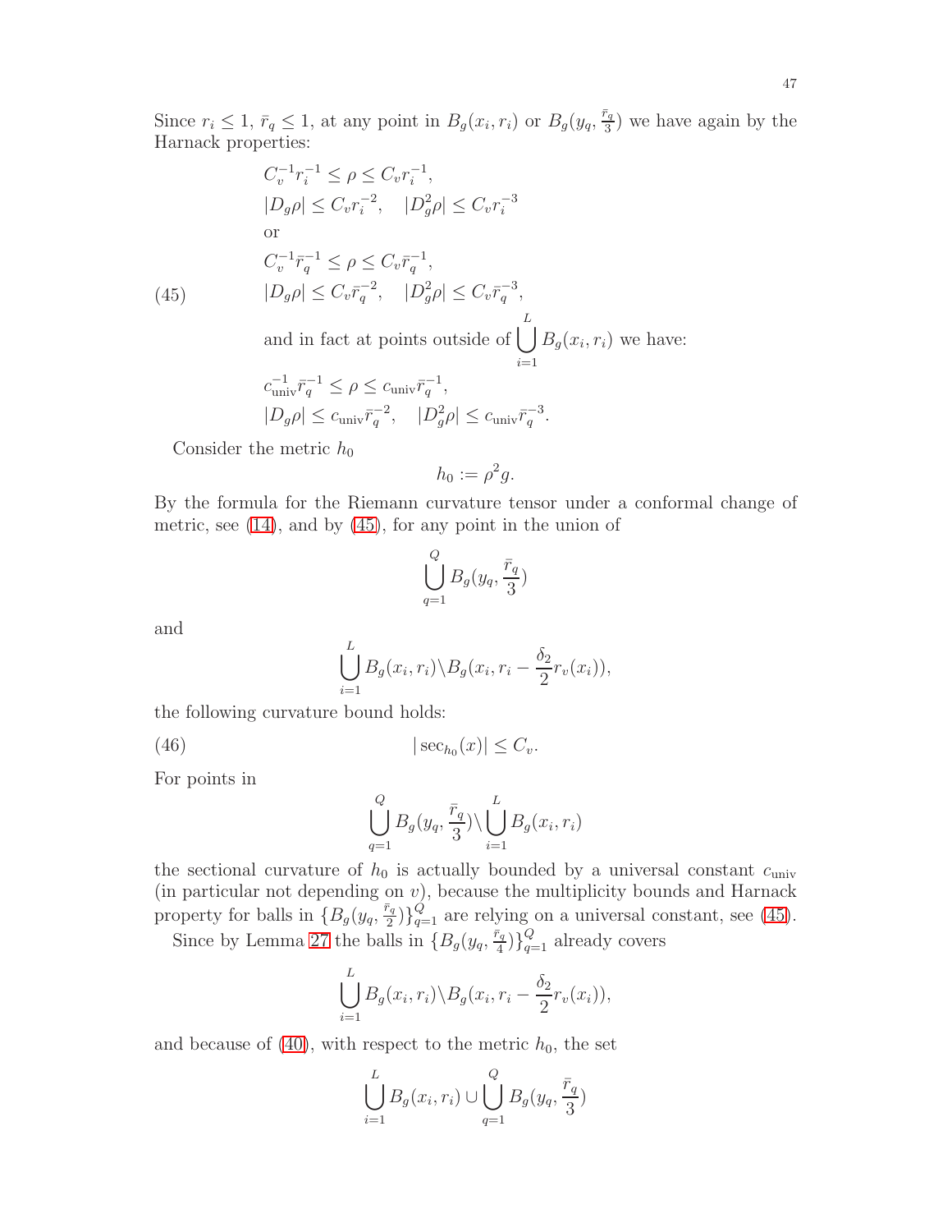Since $r_i \leq 1$, $\bar{r}_q \leq 1$, at any point in $B_g(x_i, r_i)$ or $B_g(y_q, \frac{\bar{r}_q}{3})$ we have again by the Harnack properties:

$$
\begin{aligned}
& C_v^{-1} r_i^{-1} \leq \rho \leq C_v r_i^{-1}, \\
& |D_g \rho| \leq C_v r_i^{-2}, \quad |D_g^2 \rho| \leq C_v r_i^{-3} \\
& \text{or} \\
& C_v^{-1} \bar{r}_q^{-1} \leq \rho \leq C_v \bar{r}_q^{-1}, \\
& |D_g \rho| \leq C_v \bar{r}_q^{-2}, \quad |D_g^2 \rho| \leq C_v \bar{r}_q^{-3}, \\
& \text{and in fact at points outside of } \bigcup_{i=1}^{L} B_g(x_i, r_i) \text{ we have:} \\
& c_{\text{univ}}^{-1} \bar{r}_q^{-1} \leq \rho \leq c_{\text{univ}} \bar{r}_q^{-1}, \\
& |D_g \rho| \leq c_{\text{univ}} \bar{r}_q^{-2}, \quad |D_g^2 \rho| \leq c_{\text{univ}} \bar{r}_q^{-3}.
\end{aligned}
\tag{45}
$$

Consider the metric $h_0$

$$
h_0 := \rho^2 g.
$$

By the formula for the Riemann curvature tensor under a conformal change of metric, see (14), and by (45), for any point in the union of

$$
\bigcup_{q=1}^{Q} B_g(y_q, \frac{\bar{r}_q}{3})
$$

and

$$
\bigcup_{i=1}^{L} B_g(x_i, r_i) \backslash B_g(x_i, r_i - \frac{\delta_2}{2} r_v(x_i)),
$$

the following curvature bound holds:

$$
|\sec_{h_0}(x)| \leq C_v. \tag{46}
$$

For points in

$$
\bigcup_{q=1}^{Q} B_g(y_q, \frac{\bar{r}_q}{3}) \backslash \bigcup_{i=1}^{L} B_g(x_i, r_i)
$$

the sectional curvature of $h_0$ is actually bounded by a universal constant $c_{\text{univ}}$ (in particular not depending on $v$), because the multiplicity bounds and Harnack property for balls in $\{B_g(y_q, \frac{\bar{r}_q}{2})\}_{q=1}^{Q}$ are relying on a universal constant, see (45).

Since by Lemma 27 the balls in $\{B_g(y_q, \frac{\bar{r}_q}{4})\}_{q=1}^{Q}$ already covers

$$
\bigcup_{i=1}^{L} B_g(x_i, r_i) \backslash B_g(x_i, r_i - \frac{\delta_2}{2} r_v(x_i)),
$$

and because of (40), with respect to the metric $h_0$, the set

$$
\bigcup_{i=1}^{L} B_g(x_i, r_i) \cup \bigcup_{q=1}^{Q} B_g(y_q, \frac{\bar{r}_q}{3})
$$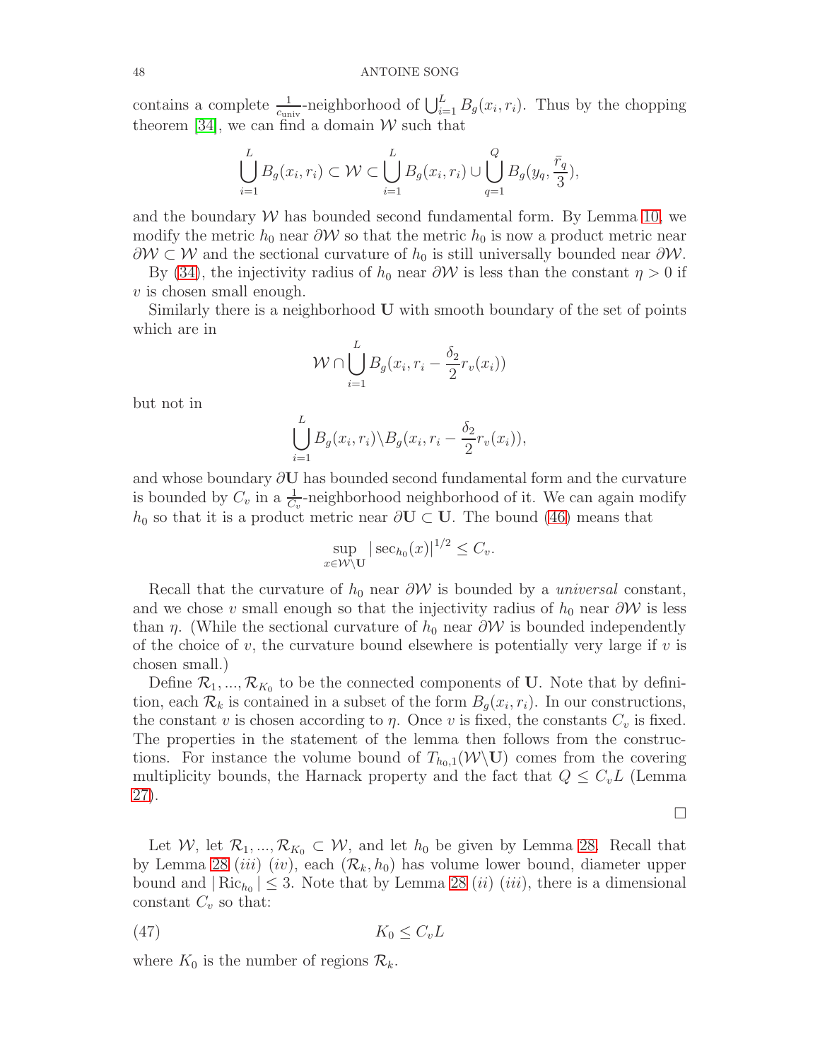contains a complete $\frac{1}{c_{\text{univ}}}$-neighborhood of $\bigcup_{i=1}^L B_g(x_i, r_i)$. Thus by the chopping theorem [34], we can find a domain $\mathcal{W}$ such that

$$\bigcup_{i=1}^L B_g(x_i, r_i) \subset \mathcal{W} \subset \bigcup_{i=1}^L B_g(x_i, r_i) \cup \bigcup_{q=1}^Q B_g(y_q, \frac{\bar{r}_q}{3}),$$

and the boundary $\mathcal{W}$ has bounded second fundamental form. By Lemma 10, we modify the metric $h_0$ near $\partial\mathcal{W}$ so that the metric $h_0$ is now a product metric near $\partial\mathcal{W} \subset \mathcal{W}$ and the sectional curvature of $h_0$ is still universally bounded near $\partial\mathcal{W}$.

By (34), the injectivity radius of $h_0$ near $\partial\mathcal{W}$ is less than the constant $\eta > 0$ if $v$ is chosen small enough.

Similarly there is a neighborhood $\mathbf{U}$ with smooth boundary of the set of points which are in

$$\mathcal{W} \cap \bigcup_{i=1}^L B_g(x_i, r_i - \frac{\delta_2}{2} r_v(x_i))$$

but not in

$$\bigcup_{i=1}^L B_g(x_i, r_i) \backslash B_g(x_i, r_i - \frac{\delta_2}{2} r_v(x_i)),$$

and whose boundary $\partial\mathbf{U}$ has bounded second fundamental form and the curvature is bounded by $C_v$ in a $\frac{1}{C_v}$-neighborhood neighborhood of it. We can again modify $h_0$ so that it is a product metric near $\partial\mathbf{U} \subset \mathbf{U}$. The bound (46) means that

$$\sup_{x \in \mathcal{W} \backslash \mathbf{U}} |\sec_{h_0}(x)|^{1/2} \leq C_v.$$

Recall that the curvature of $h_0$ near $\partial\mathcal{W}$ is bounded by a *universal* constant, and we chose $v$ small enough so that the injectivity radius of $h_0$ near $\partial\mathcal{W}$ is less than $\eta$. (While the sectional curvature of $h_0$ near $\partial\mathcal{W}$ is bounded independently of the choice of $v$, the curvature bound elsewhere is potentially very large if $v$ is chosen small.)

Define $\mathcal{R}_1, ..., \mathcal{R}_{K_0}$ to be the connected components of $\mathbf{U}$. Note that by definition, each $\mathcal{R}_k$ is contained in a subset of the form $B_g(x_i, r_i)$. In our constructions, the constant $v$ is chosen according to $\eta$. Once $v$ is fixed, the constants $C_v$ is fixed. The properties in the statement of the lemma then follows from the constructions. For instance the volume bound of $T_{h_0,1}(\mathcal{W} \backslash \mathbf{U})$ comes from the covering multiplicity bounds, the Harnack property and the fact that $Q \leq C_v L$ (Lemma 27).

□

Let $\mathcal{W}$, let $\mathcal{R}_1, ..., \mathcal{R}_{K_0} \subset \mathcal{W}$, and let $h_0$ be given by Lemma 28. Recall that by Lemma 28 *(iii)* *(iv)*, each $(\mathcal{R}_k, h_0)$ has volume lower bound, diameter upper bound and $|\operatorname{Ric}_{h_0}| \leq 3$. Note that by Lemma 28 *(ii)* *(iii)*, there is a dimensional constant $C_v$ so that:

$$K_0 \leq C_v L \tag{47}$$

where $K_0$ is the number of regions $\mathcal{R}_k$.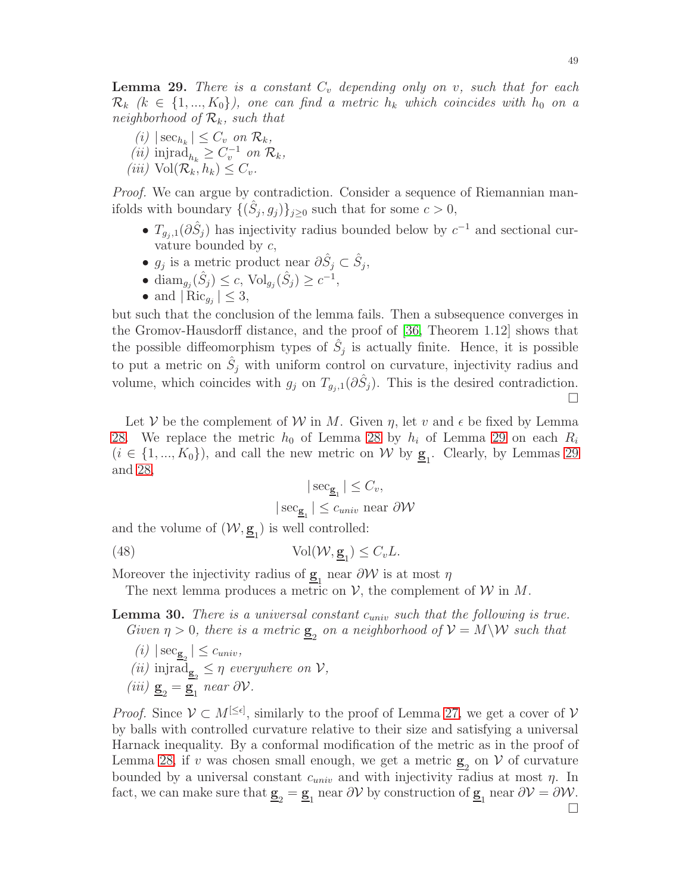**Lemma 29.** *There is a constant $C_v$ depending only on $v$, such that for each $\mathcal{R}_k$ ($k \in \{1,...,K_0\}$), one can find a metric $h_k$ which coincides with $h_0$ on a neighborhood of $\mathcal{R}_k$, such that*

*(i)* $|\sec_{h_k}| \leq C_v$ *on* $\mathcal{R}_k$,

*(ii)* $\operatorname{injrad}_{h_k} \geq C_v^{-1}$ *on* $\mathcal{R}_k$,

*(iii)* $\operatorname{Vol}(\mathcal{R}_k, h_k) \leq C_v$.

*Proof.* We can argue by contradiction. Consider a sequence of Riemannian manifolds with boundary $\{(\hat{S}_j, g_j)\}_{j\geq 0}$ such that for some $c > 0$,

- $T_{g_j,1}(\partial \hat{S}_j)$ has injectivity radius bounded below by $c^{-1}$ and sectional curvature bounded by $c$,
- $g_j$ is a metric product near $\partial \hat{S}_j \subset \hat{S}_j$,
- $\operatorname{diam}_{g_j}(\hat{S}_j) \leq c$, $\operatorname{Vol}_{g_j}(\hat{S}_j) \geq c^{-1}$,
- and $|\operatorname{Ric}_{g_j}| \leq 3$,

but such that the conclusion of the lemma fails. Then a subsequence converges in the Gromov-Hausdorff distance, and the proof of [36, Theorem 1.12] shows that the possible diffeomorphism types of $\hat{S}_j$ is actually finite. Hence, it is possible to put a metric on $\hat{S}_j$ with uniform control on curvature, injectivity radius and volume, which coincides with $g_j$ on $T_{g_j,1}(\partial \hat{S}_j)$. This is the desired contradiction. $\square$

Let $\mathcal{V}$ be the complement of $\mathcal{W}$ in $M$. Given $\eta$, let $v$ and $\epsilon$ be fixed by Lemma 28. We replace the metric $h_0$ of Lemma 28 by $h_i$ of Lemma 29 on each $R_i$ ($i \in \{1,...,K_0\}$), and call the new metric on $\mathcal{W}$ by $\underline{\mathbf{g}}_1$. Clearly, by Lemmas 29 and 28,

$$|\sec_{\underline{\mathbf{g}}_1}| \leq C_v,$$
$$|\sec_{\underline{\mathbf{g}}_1}| \leq c_{univ} \text{ near } \partial\mathcal{W}$$

and the volume of $(\mathcal{W}, \underline{\mathbf{g}}_1)$ is well controlled:

$$\operatorname{Vol}(\mathcal{W}, \underline{\mathbf{g}}_1) \leq C_v L. \tag{48}$$

Moreover the injectivity radius of $\underline{\mathbf{g}}_1$ near $\partial\mathcal{W}$ is at most $\eta$

The next lemma produces a metric on $\mathcal{V}$, the complement of $\mathcal{W}$ in $M$.

**Lemma 30.** *There is a universal constant $c_{univ}$ such that the following is true. Given $\eta > 0$, there is a metric $\underline{\mathbf{g}}_2$ on a neighborhood of $\mathcal{V} = M\backslash\mathcal{W}$ such that*

*(i)* $|\sec_{\underline{\mathbf{g}}_2}| \leq c_{univ}$,

*(ii)* $\operatorname{injrad}_{\underline{\mathbf{g}}_2} \leq \eta$ *everywhere on* $\mathcal{V}$,

*(iii)* $\underline{\mathbf{g}}_2 = \underline{\mathbf{g}}_1$ *near* $\partial\mathcal{V}$.

*Proof.* Since $\mathcal{V} \subset M^{[\leq \epsilon]}$, similarly to the proof of Lemma 27, we get a cover of $\mathcal{V}$ by balls with controlled curvature relative to their size and satisfying a universal Harnack inequality. By a conformal modification of the metric as in the proof of Lemma 28, if $v$ was chosen small enough, we get a metric $\underline{\mathbf{g}}_2$ on $\mathcal{V}$ of curvature bounded by a universal constant $c_{univ}$ and with injectivity radius at most $\eta$. In fact, we can make sure that $\underline{\mathbf{g}}_2 = \underline{\mathbf{g}}_1$ near $\partial\mathcal{V}$ by construction of $\underline{\mathbf{g}}_1$ near $\partial\mathcal{V} = \partial\mathcal{W}$. $\square$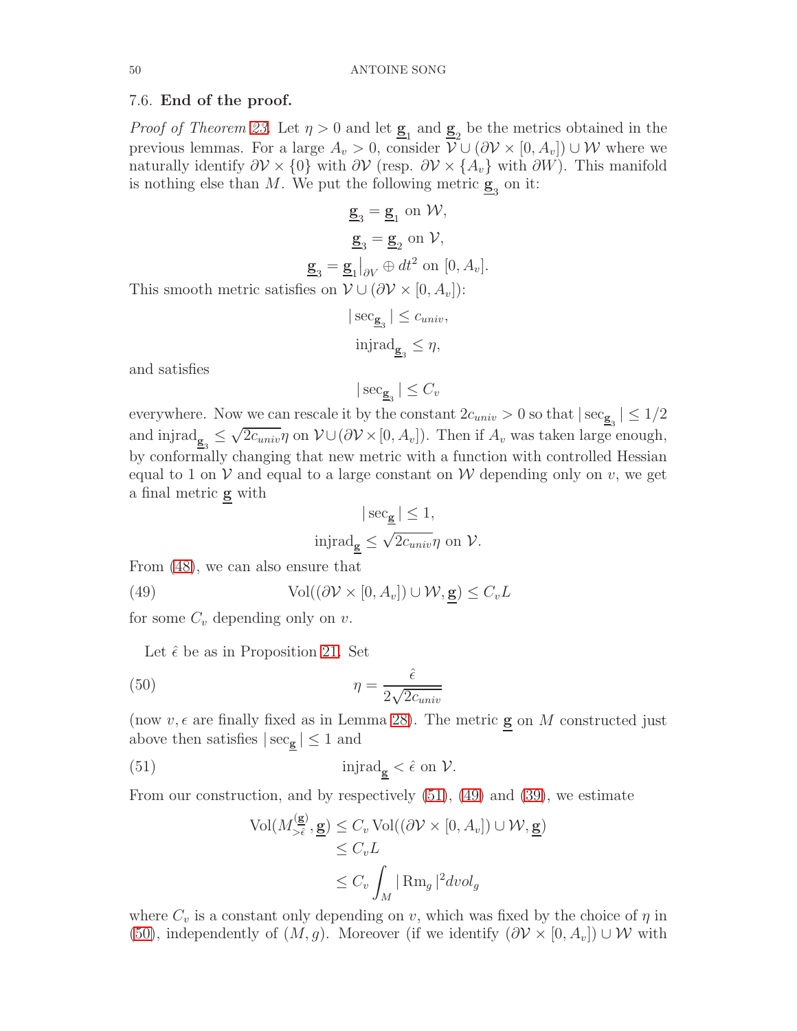### 7.6. **End of the proof.**

*Proof of Theorem 23.* Let $\eta > 0$ and let $\underline{\mathbf{g}}_1$ and $\underline{\mathbf{g}}_2$ be the metrics obtained in the previous lemmas. For a large $A_v > 0$, consider $\mathcal{V} \cup (\partial\mathcal{V} \times [0, A_v]) \cup \mathcal{W}$ where we naturally identify $\partial\mathcal{V} \times \{0\}$ with $\partial\mathcal{V}$ (resp. $\partial\mathcal{V} \times \{A_v\}$ with $\partial W$). This manifold is nothing else than $M$. We put the following metric $\underline{\mathbf{g}}_3$ on it:

$$\underline{\mathbf{g}}_3 = \underline{\mathbf{g}}_1 \text{ on } \mathcal{W},$$

$$\underline{\mathbf{g}}_3 = \underline{\mathbf{g}}_2 \text{ on } \mathcal{V},$$

$$\underline{\mathbf{g}}_3 = \underline{\mathbf{g}}_1\big|_{\partial V} \oplus dt^2 \text{ on } [0, A_v].$$

This smooth metric satisfies on $\mathcal{V} \cup (\partial\mathcal{V} \times [0, A_v])$:

$$|\sec_{\underline{\mathbf{g}}_3}| \leq c_{univ},$$

$$\mathrm{injrad}_{\underline{\mathbf{g}}_3} \leq \eta,$$

and satisfies

$$|\sec_{\underline{\mathbf{g}}_3}| \leq C_v$$

everywhere. Now we can rescale it by the constant $2c_{univ} > 0$ so that $|\sec_{\underline{\mathbf{g}}_3}| \leq 1/2$ and $\mathrm{injrad}_{\underline{\mathbf{g}}_3} \leq \sqrt{2c_{univ}}\eta$ on $\mathcal{V} \cup (\partial\mathcal{V} \times [0, A_v])$. Then if $A_v$ was taken large enough, by conformally changing that new metric with a function with controlled Hessian equal to 1 on $\mathcal{V}$ and equal to a large constant on $\mathcal{W}$ depending only on $v$, we get a final metric $\underline{\mathbf{g}}$ with

$$|\sec_{\underline{\mathbf{g}}}| \leq 1,$$

$$\mathrm{injrad}_{\underline{\mathbf{g}}} \leq \sqrt{2c_{univ}}\eta \text{ on } \mathcal{V}.$$

From (48), we can also ensure that

$$\mathrm{Vol}((\partial\mathcal{V} \times [0, A_v]) \cup \mathcal{W}, \underline{\mathbf{g}}) \leq C_v L \tag{49}$$

for some $C_v$ depending only on $v$.

Let $\hat{\epsilon}$ be as in Proposition 21. Set

$$\eta = \frac{\hat{\epsilon}}{2\sqrt{2c_{univ}}} \tag{50}$$

(now $v, \epsilon$ are finally fixed as in Lemma 28). The metric $\underline{\mathbf{g}}$ on $M$ constructed just above then satisfies $|\sec_{\underline{\mathbf{g}}}| \leq 1$ and

$$\mathrm{injrad}_{\underline{\mathbf{g}}} < \hat{\epsilon} \text{ on } \mathcal{V}. \tag{51}$$

From our construction, and by respectively (51), (49) and (39), we estimate

$$\begin{aligned}
\mathrm{Vol}(M^{(\underline{\mathbf{g}})}_{>\hat{\epsilon}}, \underline{\mathbf{g}}) &\leq C_v \,\mathrm{Vol}((\partial\mathcal{V} \times [0, A_v]) \cup \mathcal{W}, \underline{\mathbf{g}}) \\
&\leq C_v L \\
&\leq C_v \int_M |\mathrm{Rm}_g|^2 dvol_g
\end{aligned}$$

where $C_v$ is a constant only depending on $v$, which was fixed by the choice of $\eta$ in (50), independently of $(M, g)$. Moreover (if we identify $(\partial\mathcal{V} \times [0, A_v]) \cup \mathcal{W}$ with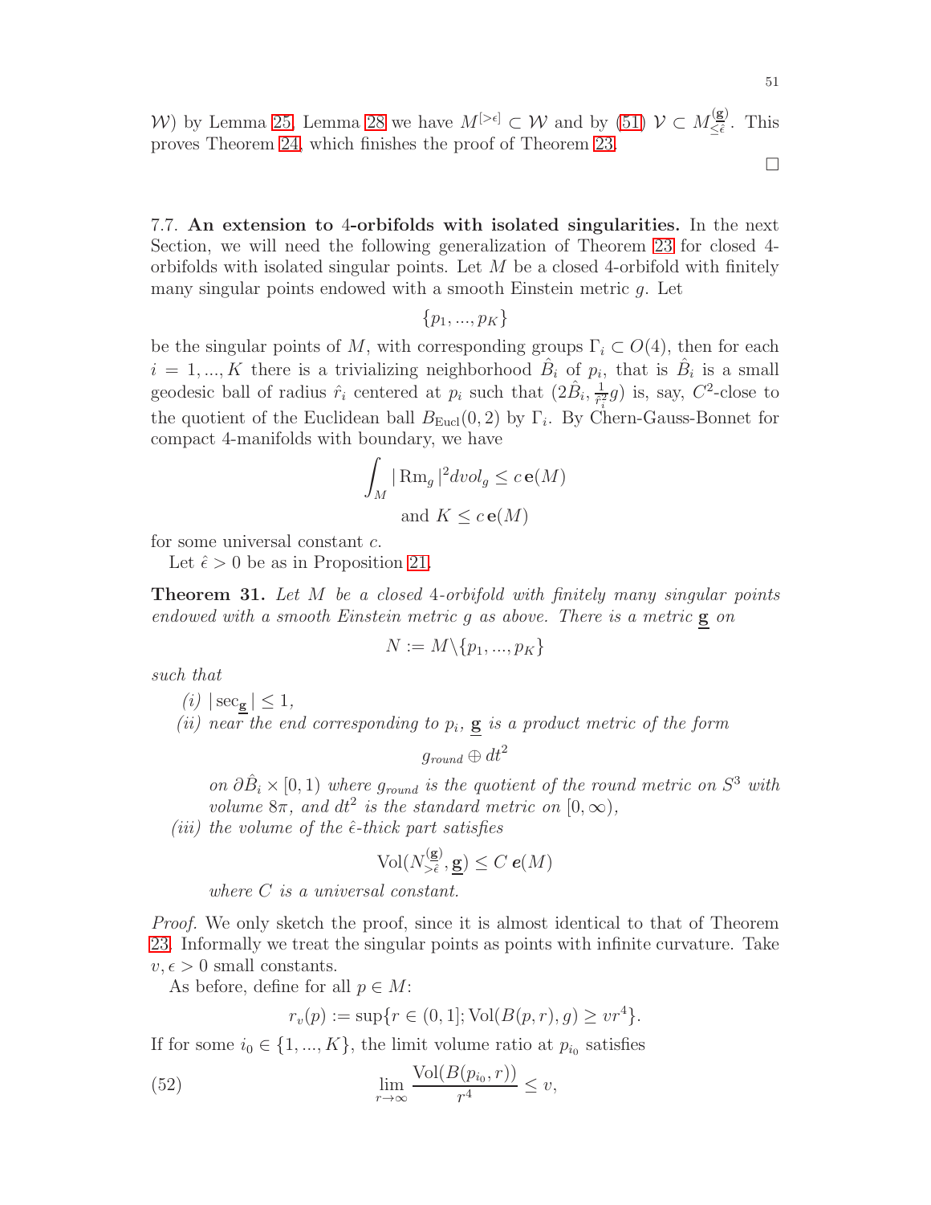$\mathcal{W}$) by Lemma 25, Lemma 28 we have $M^{[>\epsilon]} \subset \mathcal{W}$ and by (51) $\mathcal{V} \subset M^{(\mathbf{g})}_{\leq \hat{\epsilon}}$. This proves Theorem 24, which finishes the proof of Theorem 23.

□

7.7. **An extension to 4-orbifolds with isolated singularities.** In the next Section, we will need the following generalization of Theorem 23 for closed 4-orbifolds with isolated singular points. Let $M$ be a closed 4-orbifold with finitely many singular points endowed with a smooth Einstein metric $g$. Let

$$\{p_1, ..., p_K\}$$

be the singular points of $M$, with corresponding groups $\Gamma_i \subset O(4)$, then for each $i = 1, ..., K$ there is a trivializing neighborhood $\hat{B}_i$ of $p_i$, that is $\hat{B}_i$ is a small geodesic ball of radius $\hat{r}_i$ centered at $p_i$ such that $(2\hat{B}_i, \frac{1}{\hat{r}_i^2} g)$ is, say, $C^2$-close to the quotient of the Euclidean ball $B_{\text{Eucl}}(0,2)$ by $\Gamma_i$. By Chern-Gauss-Bonnet for compact 4-manifolds with boundary, we have

$$\int_M |\operatorname{Rm}_g|^2 dvol_g \leq c\,\mathbf{e}(M)$$
$$\text{and } K \leq c\,\mathbf{e}(M)$$

for some universal constant $c$.

Let $\hat{\epsilon} > 0$ be as in Proposition 21.

**Theorem 31.** *Let $M$ be a closed 4-orbifold with finitely many singular points endowed with a smooth Einstein metric $g$ as above. There is a metric $\underline{\mathbf{g}}$ on*

$$N := M \backslash \{p_1, ..., p_K\}$$

*such that*

*(i)* $|\sec_{\underline{\mathbf{g}}}| \leq 1$,

*(ii) near the end corresponding to $p_i$, $\underline{\mathbf{g}}$ is a product metric of the form*

$$g_{round} \oplus dt^2$$

*on $\partial \hat{B}_i \times [0,1)$ where $g_{round}$ is the quotient of the round metric on $S^3$ with volume $8\pi$, and $dt^2$ is the standard metric on $[0,\infty)$,*

*(iii) the volume of the $\hat{\epsilon}$-thick part satisfies*

$$\operatorname{Vol}(N^{(\underline{\mathbf{g}})}_{>\hat{\epsilon}}, \underline{\mathbf{g}}) \leq C\,\boldsymbol{e}(M)$$

*where $C$ is a universal constant.*

*Proof.* We only sketch the proof, since it is almost identical to that of Theorem 23. Informally we treat the singular points as points with infinite curvature. Take $v, \epsilon > 0$ small constants.

As before, define for all $p \in M$:

$$r_v(p) := \sup\{r \in (0,1]; \operatorname{Vol}(B(p,r), g) \geq vr^4\}.$$

If for some $i_0 \in \{1, ..., K\}$, the limit volume ratio at $p_{i_0}$ satisfies

$$\lim_{r\to\infty} \frac{\operatorname{Vol}(B(p_{i_0}, r))}{r^4} \leq v, \tag{52}$$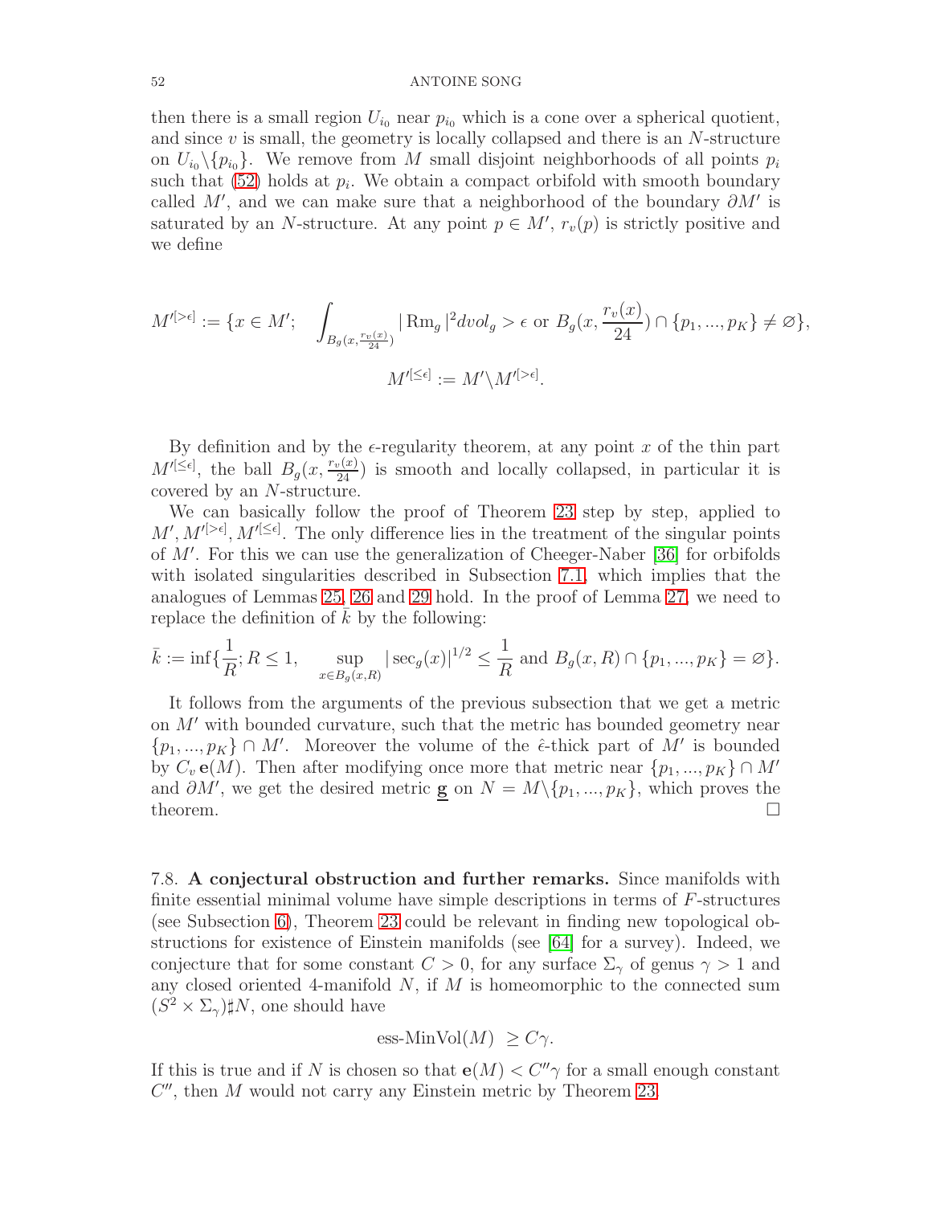then there is a small region $U_{i_0}$ near $p_{i_0}$ which is a cone over a spherical quotient, and since $v$ is small, the geometry is locally collapsed and there is an $N$-structure on $U_{i_0}\backslash\{p_{i_0}\}$. We remove from $M$ small disjoint neighborhoods of all points $p_i$ such that (52) holds at $p_i$. We obtain a compact orbifold with smooth boundary called $M'$, and we can make sure that a neighborhood of the boundary $\partial M'$ is saturated by an $N$-structure. At any point $p \in M'$, $r_v(p)$ is strictly positive and we define

$$M'^{[>\epsilon]} := \{x \in M'; \quad \int_{B_g(x,\frac{r_v(x)}{24})} |\operatorname{Rm}_g|^2 dvol_g > \epsilon \text{ or } B_g(x,\frac{r_v(x)}{24}) \cap \{p_1,...,p_K\} \neq \varnothing\},$$

$$M'^{[\leq\epsilon]} := M'\backslash M'^{[>\epsilon]}.$$

By definition and by the $\epsilon$-regularity theorem, at any point $x$ of the thin part $M'^{[\leq\epsilon]}$, the ball $B_g(x,\frac{r_v(x)}{24})$ is smooth and locally collapsed, in particular it is covered by an $N$-structure.

We can basically follow the proof of Theorem 23 step by step, applied to $M', M'^{[>\epsilon]}, M'^{[\leq\epsilon]}$. The only difference lies in the treatment of the singular points of $M'$. For this we can use the generalization of Cheeger-Naber [36] for orbifolds with isolated singularities described in Subsection 7.1, which implies that the analogues of Lemmas 25, 26 and 29 hold. In the proof of Lemma 27, we need to replace the definition of $\bar{k}$ by the following:

$$\bar{k} := \inf\{\frac{1}{R}; R \leq 1, \quad \sup_{x\in B_g(x,R)} |\sec_g(x)|^{1/2} \leq \frac{1}{R} \text{ and } B_g(x,R) \cap \{p_1,...,p_K\} = \varnothing\}.$$

It follows from the arguments of the previous subsection that we get a metric on $M'$ with bounded curvature, such that the metric has bounded geometry near $\{p_1,...,p_K\} \cap M'$. Moreover the volume of the $\hat{\epsilon}$-thick part of $M'$ is bounded by $C_v\,\mathbf{e}(M)$. Then after modifying once more that metric near $\{p_1,...,p_K\} \cap M'$ and $\partial M'$, we get the desired metric $\underline{\mathbf{g}}$ on $N = M\backslash\{p_1,...,p_K\}$, which proves the theorem. $\square$

7.8. **A conjectural obstruction and further remarks.** Since manifolds with finite essential minimal volume have simple descriptions in terms of $F$-structures (see Subsection 6), Theorem 23 could be relevant in finding new topological obstructions for existence of Einstein manifolds (see [64] for a survey). Indeed, we conjecture that for some constant $C > 0$, for any surface $\Sigma_\gamma$ of genus $\gamma > 1$ and any closed oriented 4-manifold $N$, if $M$ is homeomorphic to the connected sum $(S^2 \times \Sigma_\gamma)\sharp N$, one should have

$$\text{ess-MinVol}(M) \;\geq C\gamma.$$

If this is true and if $N$ is chosen so that $\mathbf{e}(M) < C''\gamma$ for a small enough constant $C''$, then $M$ would not carry any Einstein metric by Theorem 23.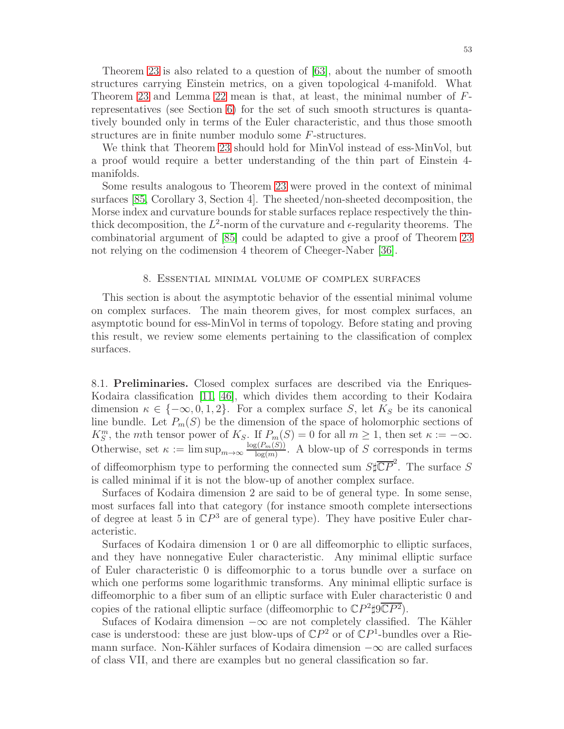Theorem 23 is also related to a question of [63], about the number of smooth structures carrying Einstein metrics, on a given topological 4-manifold. What Theorem 23 and Lemma 22 mean is that, at least, the minimal number of $F$-representatives (see Section 6) for the set of such smooth structures is quantatively bounded only in terms of the Euler characteristic, and thus those smooth structures are in finite number modulo some $F$-structures.

We think that Theorem 23 should hold for MinVol instead of ess-MinVol, but a proof would require a better understanding of the thin part of Einstein 4-manifolds.

Some results analogous to Theorem 23 were proved in the context of minimal surfaces [85, Corollary 3, Section 4]. The sheeted/non-sheeted decomposition, the Morse index and curvature bounds for stable surfaces replace respectively the thin-thick decomposition, the $L^2$-norm of the curvature and $\epsilon$-regularity theorems. The combinatorial argument of [85] could be adapted to give a proof of Theorem 23 not relying on the codimension 4 theorem of Cheeger-Naber [36].

## 8. Essential minimal volume of complex surfaces

This section is about the asymptotic behavior of the essential minimal volume on complex surfaces. The main theorem gives, for most complex surfaces, an asymptotic bound for ess-MinVol in terms of topology. Before stating and proving this result, we review some elements pertaining to the classification of complex surfaces.

### 8.1. Preliminaries.

Closed complex surfaces are described via the Enriques-Kodaira classification [11, 46], which divides them according to their Kodaira dimension $\kappa \in \{-\infty, 0, 1, 2\}$. For a complex surface $S$, let $K_S$ be its canonical line bundle. Let $P_m(S)$ be the dimension of the space of holomorphic sections of $K_S^m$, the $m$th tensor power of $K_S$. If $P_m(S) = 0$ for all $m \geq 1$, then set $\kappa := -\infty$. Otherwise, set $\kappa := \limsup_{m\to\infty} \frac{\log(P_m(S))}{\log(m)}$. A blow-up of $S$ corresponds in terms of diffeomorphism type to performing the connected sum $S\sharp\overline{\mathbb{C}P}^2$. The surface $S$ is called minimal if it is not the blow-up of another complex surface.

Surfaces of Kodaira dimension 2 are said to be of general type. In some sense, most surfaces fall into that category (for instance smooth complete intersections of degree at least 5 in $\mathbb{C}P^3$ are of general type). They have positive Euler characteristic.

Surfaces of Kodaira dimension 1 or 0 are all diffeomorphic to elliptic surfaces, and they have nonnegative Euler characteristic. Any minimal elliptic surface of Euler characteristic 0 is diffeomorphic to a torus bundle over a surface on which one performs some logarithmic transforms. Any minimal elliptic surface is diffeomorphic to a fiber sum of an elliptic surface with Euler characteristic 0 and copies of the rational elliptic surface (diffeomorphic to $\mathbb{C}P^2\sharp 9\overline{\mathbb{C}P^2}$).

Sufaces of Kodaira dimension $-\infty$ are not completely classified. The Kähler case is understood: these are just blow-ups of $\mathbb{C}P^2$ or of $\mathbb{C}P^1$-bundles over a Riemann surface. Non-Kähler surfaces of Kodaira dimension $-\infty$ are called surfaces of class VII, and there are examples but no general classification so far.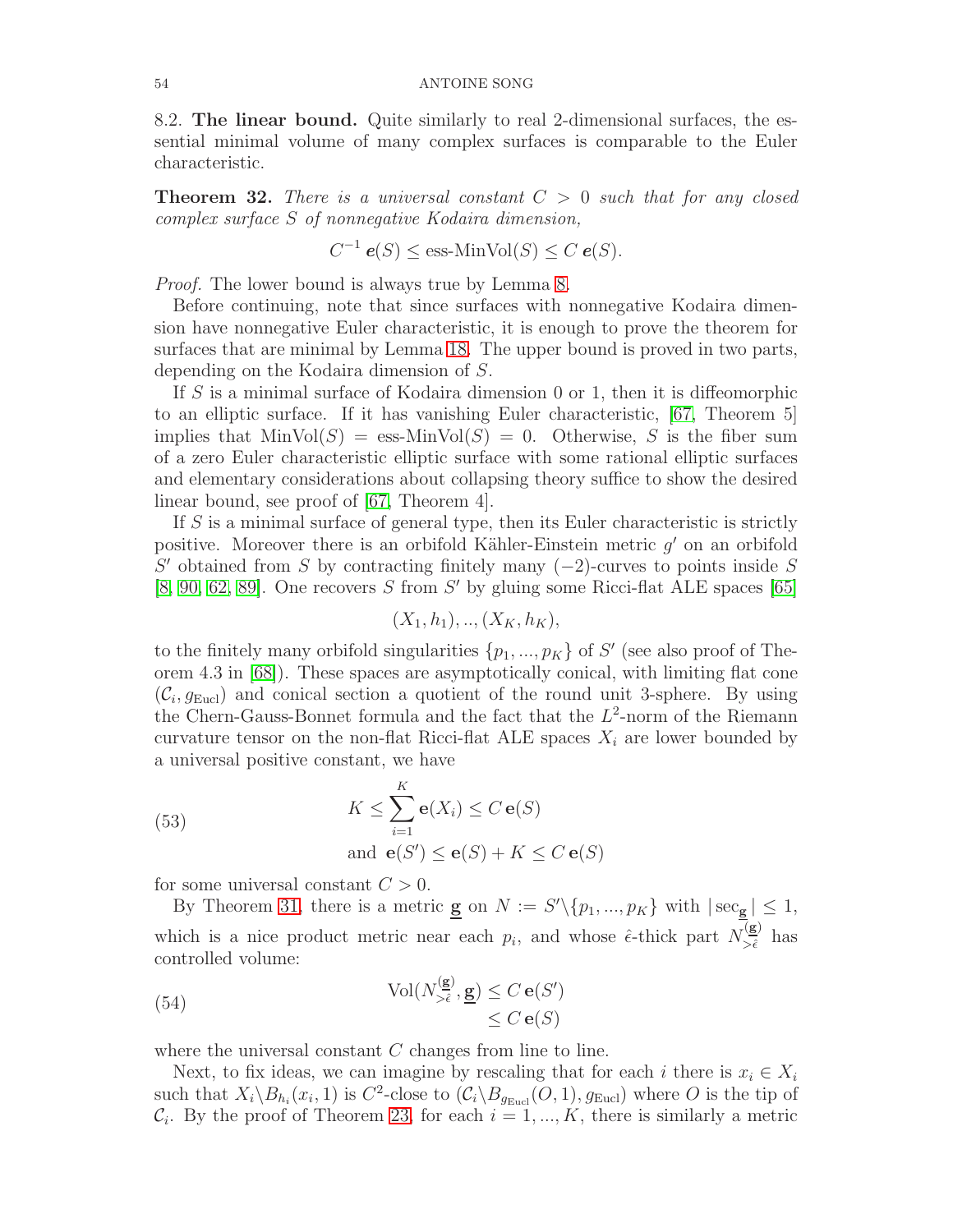8.2. **The linear bound.** Quite similarly to real 2-dimensional surfaces, the essential minimal volume of many complex surfaces is comparable to the Euler characteristic.

**Theorem 32.** *There is a universal constant $C > 0$ such that for any closed complex surface $S$ of nonnegative Kodaira dimension,*

$$C^{-1}\,\mathbf{e}(S) \leq \text{ess-MinVol}(S) \leq C\,\mathbf{e}(S).$$

*Proof.* The lower bound is always true by Lemma 8.

Before continuing, note that since surfaces with nonnegative Kodaira dimension have nonnegative Euler characteristic, it is enough to prove the theorem for surfaces that are minimal by Lemma 18. The upper bound is proved in two parts, depending on the Kodaira dimension of $S$.

If $S$ is a minimal surface of Kodaira dimension 0 or 1, then it is diffeomorphic to an elliptic surface. If it has vanishing Euler characteristic, [67, Theorem 5] implies that $\text{MinVol}(S) = \text{ess-MinVol}(S) = 0$. Otherwise, $S$ is the fiber sum of a zero Euler characteristic elliptic surface with some rational elliptic surfaces and elementary considerations about collapsing theory suffice to show the desired linear bound, see proof of [67, Theorem 4].

If $S$ is a minimal surface of general type, then its Euler characteristic is strictly positive. Moreover there is an orbifold Kähler-Einstein metric $g'$ on an orbifold $S'$ obtained from $S$ by contracting finitely many $(-2)$-curves to points inside $S$ [8, 90, 62, 89]. One recovers $S$ from $S'$ by gluing some Ricci-flat ALE spaces [65]

$$(X_1, h_1), .., (X_K, h_K),$$

to the finitely many orbifold singularities $\{p_1, ..., p_K\}$ of $S'$ (see also proof of Theorem 4.3 in [68]). These spaces are asymptotically conical, with limiting flat cone $(\mathcal{C}_i, g_{\text{Eucl}})$ and conical section a quotient of the round unit 3-sphere. By using the Chern-Gauss-Bonnet formula and the fact that the $L^2$-norm of the Riemann curvature tensor on the non-flat Ricci-flat ALE spaces $X_i$ are lower bounded by a universal positive constant, we have

$$\begin{aligned} K \leq \sum_{i=1}^{K} \mathbf{e}(X_i) \leq C\,\mathbf{e}(S) \\ \text{and } \mathbf{e}(S') \leq \mathbf{e}(S) + K \leq C\,\mathbf{e}(S) \end{aligned} \tag{53}$$

for some universal constant $C > 0$.

By Theorem 31, there is a metric $\underline{\mathbf{g}}$ on $N := S' \backslash \{p_1, ..., p_K\}$ with $|\sec_{\underline{\mathbf{g}}}| \leq 1$, which is a nice product metric near each $p_i$, and whose $\hat{\epsilon}$-thick part $N^{(\underline{\mathbf{g}})}_{>\hat{\epsilon}}$ has controlled volume:

$$\begin{aligned} \text{Vol}(N^{(\underline{\mathbf{g}})}_{>\hat{\epsilon}}, \underline{\mathbf{g}}) &\leq C\,\mathbf{e}(S') \\ &\leq C\,\mathbf{e}(S) \end{aligned} \tag{54}$$

where the universal constant $C$ changes from line to line.

Next, to fix ideas, we can imagine by rescaling that for each $i$ there is $x_i \in X_i$ such that $X_i \backslash B_{h_i}(x_i, 1)$ is $C^2$-close to $(\mathcal{C}_i \backslash B_{g_{\text{Eucl}}}(O, 1), g_{\text{Eucl}})$ where $O$ is the tip of $\mathcal{C}_i$. By the proof of Theorem 23, for each $i = 1, ..., K$, there is similarly a metric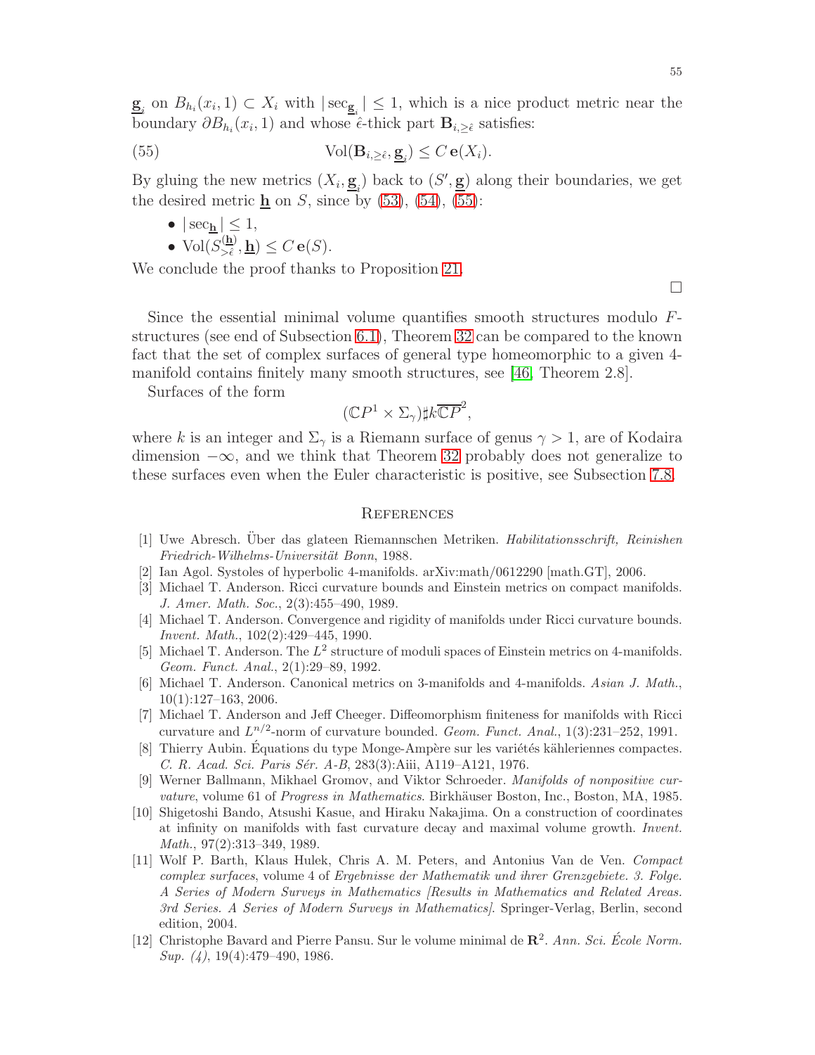$\underline{\mathbf{g}}_i$ on $B_{h_i}(x_i, 1) \subset X_i$ with $|\sec_{\underline{\mathbf{g}}_i}| \leq 1$, which is a nice product metric near the boundary $\partial B_{h_i}(x_i, 1)$ and whose $\hat{\epsilon}$-thick part $\mathbf{B}_{i,\geq\hat{\epsilon}}$ satisfies:

$$\operatorname{Vol}(\mathbf{B}_{i,\geq\hat{\epsilon}}, \underline{\mathbf{g}}_i) \leq C\, \mathbf{e}(X_i). \tag{55}$$

By gluing the new metrics $(X_i, \underline{\mathbf{g}}_i)$ back to $(S', \underline{\mathbf{g}})$ along their boundaries, we get the desired metric $\underline{\mathbf{h}}$ on $S$, since by (53), (54), (55):

- $|\sec_{\underline{\mathbf{h}}}| \leq 1$,
- $\operatorname{Vol}(S^{(\underline{\mathbf{h}})}_{>\hat{\epsilon}}, \underline{\mathbf{h}}) \leq C\, \mathbf{e}(S)$.

We conclude the proof thanks to Proposition 21. □

Since the essential minimal volume quantifies smooth structures modulo $F$-structures (see end of Subsection 6.1), Theorem 32 can be compared to the known fact that the set of complex surfaces of general type homeomorphic to a given 4-manifold contains finitely many smooth structures, see [46, Theorem 2.8].

Surfaces of the form

$$(\mathbb{C}P^1 \times \Sigma_\gamma)\sharp k\overline{\mathbb{C}P}^2,$$

where $k$ is an integer and $\Sigma_\gamma$ is a Riemann surface of genus $\gamma > 1$, are of Kodaira dimension $-\infty$, and we think that Theorem 32 probably does not generalize to these surfaces even when the Euler characteristic is positive, see Subsection 7.8.

## References

[1] Uwe Abresch. Über das glateen Riemannschen Metriken. *Habilitationsschrift, Reinishen Friedrich-Wilhelms-Universität Bonn*, 1988.

[2] Ian Agol. Systoles of hyperbolic 4-manifolds. arXiv:math/0612290 [math.GT], 2006.

[3] Michael T. Anderson. Ricci curvature bounds and Einstein metrics on compact manifolds. *J. Amer. Math. Soc.*, 2(3):455–490, 1989.

[4] Michael T. Anderson. Convergence and rigidity of manifolds under Ricci curvature bounds. *Invent. Math.*, 102(2):429–445, 1990.

[5] Michael T. Anderson. The $L^2$ structure of moduli spaces of Einstein metrics on 4-manifolds. *Geom. Funct. Anal.*, 2(1):29–89, 1992.

[6] Michael T. Anderson. Canonical metrics on 3-manifolds and 4-manifolds. *Asian J. Math.*, 10(1):127–163, 2006.

[7] Michael T. Anderson and Jeff Cheeger. Diffeomorphism finiteness for manifolds with Ricci curvature and $L^{n/2}$-norm of curvature bounded. *Geom. Funct. Anal.*, 1(3):231–252, 1991.

[8] Thierry Aubin. Équations du type Monge-Ampère sur les variétés kähleriennes compactes. *C. R. Acad. Sci. Paris Sér. A-B*, 283(3):Aiii, A119–A121, 1976.

[9] Werner Ballmann, Mikhael Gromov, and Viktor Schroeder. *Manifolds of nonpositive curvature*, volume 61 of *Progress in Mathematics*. Birkhäuser Boston, Inc., Boston, MA, 1985.

[10] Shigetoshi Bando, Atsushi Kasue, and Hiraku Nakajima. On a construction of coordinates at infinity on manifolds with fast curvature decay and maximal volume growth. *Invent. Math.*, 97(2):313–349, 1989.

[11] Wolf P. Barth, Klaus Hulek, Chris A. M. Peters, and Antonius Van de Ven. *Compact complex surfaces*, volume 4 of *Ergebnisse der Mathematik und ihrer Grenzgebiete. 3. Folge. A Series of Modern Surveys in Mathematics [Results in Mathematics and Related Areas. 3rd Series. A Series of Modern Surveys in Mathematics]*. Springer-Verlag, Berlin, second edition, 2004.

[12] Christophe Bavard and Pierre Pansu. Sur le volume minimal de $\mathbf{R}^2$. *Ann. Sci. École Norm. Sup. (4)*, 19(4):479–490, 1986.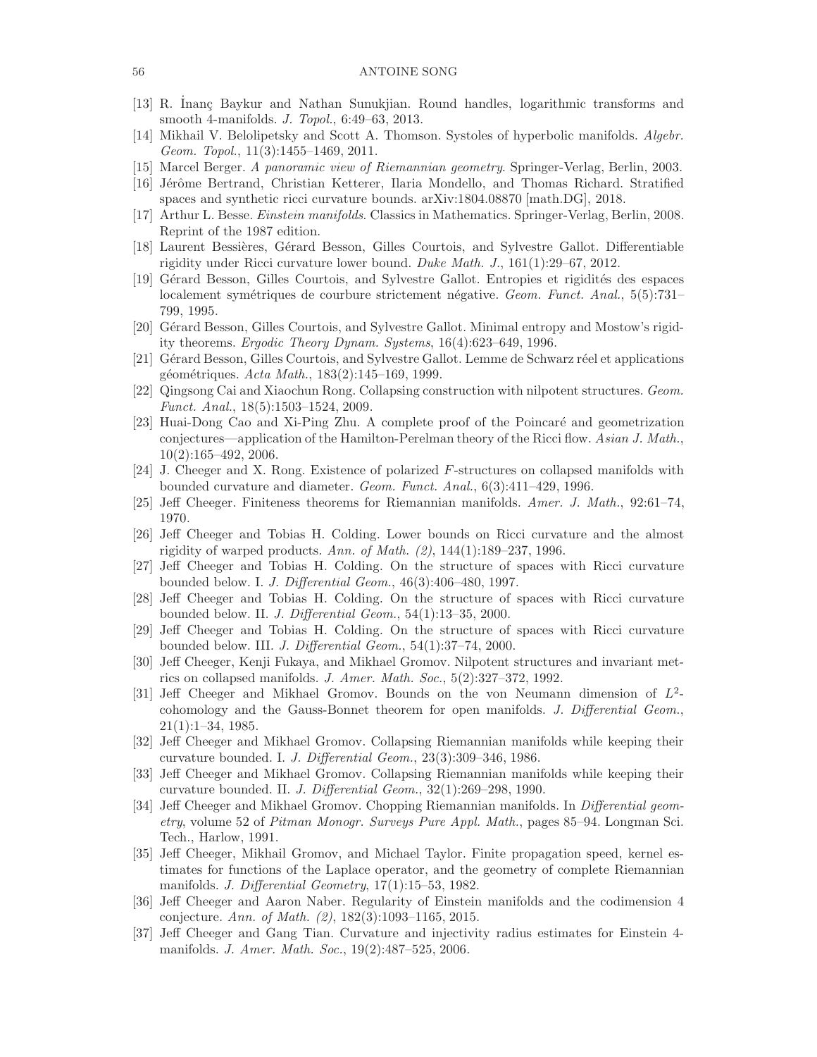[13] R. İnanç Baykur and Nathan Sunukjian. Round handles, logarithmic transforms and smooth 4-manifolds. *J. Topol.*, 6:49–63, 2013.

[14] Mikhail V. Belolipetsky and Scott A. Thomson. Systoles of hyperbolic manifolds. *Algebr. Geom. Topol.*, 11(3):1455–1469, 2011.

[15] Marcel Berger. *A panoramic view of Riemannian geometry*. Springer-Verlag, Berlin, 2003.

[16] Jérôme Bertrand, Christian Ketterer, Ilaria Mondello, and Thomas Richard. Stratified spaces and synthetic ricci curvature bounds. arXiv:1804.08870 [math.DG], 2018.

[17] Arthur L. Besse. *Einstein manifolds*. Classics in Mathematics. Springer-Verlag, Berlin, 2008. Reprint of the 1987 edition.

[18] Laurent Bessières, Gérard Besson, Gilles Courtois, and Sylvestre Gallot. Differentiable rigidity under Ricci curvature lower bound. *Duke Math. J.*, 161(1):29–67, 2012.

[19] Gérard Besson, Gilles Courtois, and Sylvestre Gallot. Entropies et rigidités des espaces localement symétriques de courbure strictement négative. *Geom. Funct. Anal.*, 5(5):731–799, 1995.

[20] Gérard Besson, Gilles Courtois, and Sylvestre Gallot. Minimal entropy and Mostow's rigidity theorems. *Ergodic Theory Dynam. Systems*, 16(4):623–649, 1996.

[21] Gérard Besson, Gilles Courtois, and Sylvestre Gallot. Lemme de Schwarz réel et applications géométriques. *Acta Math.*, 183(2):145–169, 1999.

[22] Qingsong Cai and Xiaochun Rong. Collapsing construction with nilpotent structures. *Geom. Funct. Anal.*, 18(5):1503–1524, 2009.

[23] Huai-Dong Cao and Xi-Ping Zhu. A complete proof of the Poincaré and geometrization conjectures—application of the Hamilton-Perelman theory of the Ricci flow. *Asian J. Math.*, 10(2):165–492, 2006.

[24] J. Cheeger and X. Rong. Existence of polarized $F$-structures on collapsed manifolds with bounded curvature and diameter. *Geom. Funct. Anal.*, 6(3):411–429, 1996.

[25] Jeff Cheeger. Finiteness theorems for Riemannian manifolds. *Amer. J. Math.*, 92:61–74, 1970.

[26] Jeff Cheeger and Tobias H. Colding. Lower bounds on Ricci curvature and the almost rigidity of warped products. *Ann. of Math. (2)*, 144(1):189–237, 1996.

[27] Jeff Cheeger and Tobias H. Colding. On the structure of spaces with Ricci curvature bounded below. I. *J. Differential Geom.*, 46(3):406–480, 1997.

[28] Jeff Cheeger and Tobias H. Colding. On the structure of spaces with Ricci curvature bounded below. II. *J. Differential Geom.*, 54(1):13–35, 2000.

[29] Jeff Cheeger and Tobias H. Colding. On the structure of spaces with Ricci curvature bounded below. III. *J. Differential Geom.*, 54(1):37–74, 2000.

[30] Jeff Cheeger, Kenji Fukaya, and Mikhael Gromov. Nilpotent structures and invariant metrics on collapsed manifolds. *J. Amer. Math. Soc.*, 5(2):327–372, 1992.

[31] Jeff Cheeger and Mikhael Gromov. Bounds on the von Neumann dimension of $L^2$-cohomology and the Gauss-Bonnet theorem for open manifolds. *J. Differential Geom.*, 21(1):1–34, 1985.

[32] Jeff Cheeger and Mikhael Gromov. Collapsing Riemannian manifolds while keeping their curvature bounded. I. *J. Differential Geom.*, 23(3):309–346, 1986.

[33] Jeff Cheeger and Mikhael Gromov. Collapsing Riemannian manifolds while keeping their curvature bounded. II. *J. Differential Geom.*, 32(1):269–298, 1990.

[34] Jeff Cheeger and Mikhael Gromov. Chopping Riemannian manifolds. In *Differential geometry*, volume 52 of *Pitman Monogr. Surveys Pure Appl. Math.*, pages 85–94. Longman Sci. Tech., Harlow, 1991.

[35] Jeff Cheeger, Mikhail Gromov, and Michael Taylor. Finite propagation speed, kernel estimates for functions of the Laplace operator, and the geometry of complete Riemannian manifolds. *J. Differential Geometry*, 17(1):15–53, 1982.

[36] Jeff Cheeger and Aaron Naber. Regularity of Einstein manifolds and the codimension 4 conjecture. *Ann. of Math. (2)*, 182(3):1093–1165, 2015.

[37] Jeff Cheeger and Gang Tian. Curvature and injectivity radius estimates for Einstein 4-manifolds. *J. Amer. Math. Soc.*, 19(2):487–525, 2006.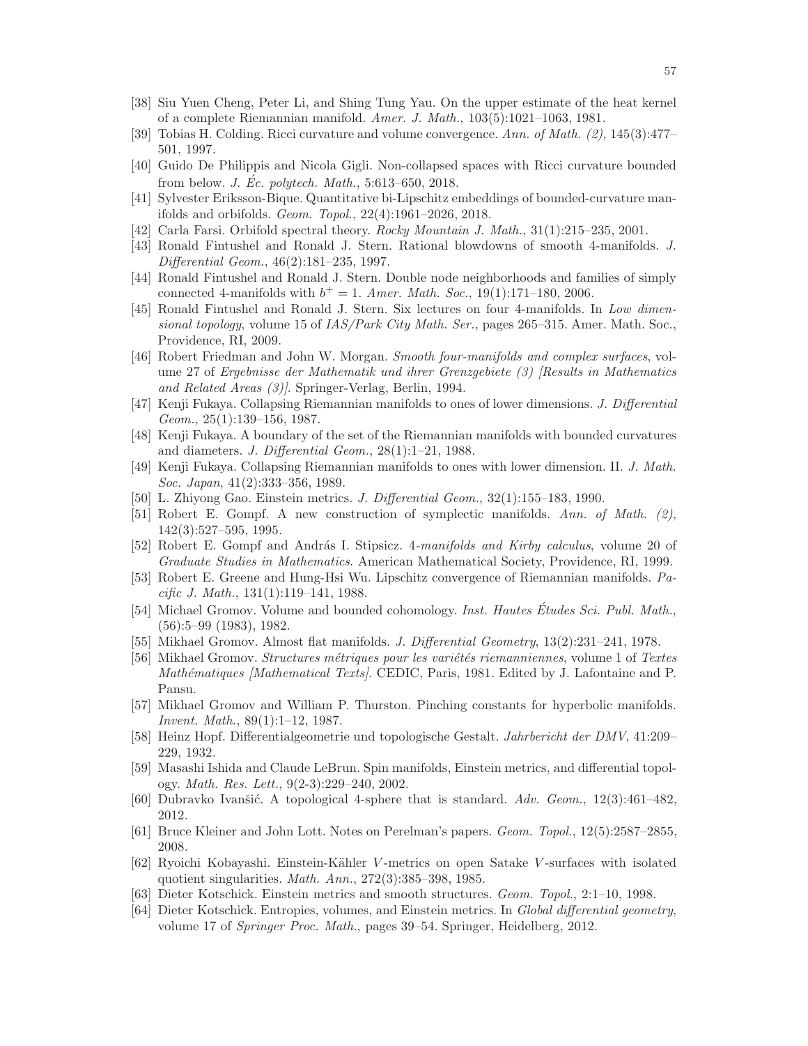[38] Siu Yuen Cheng, Peter Li, and Shing Tung Yau. On the upper estimate of the heat kernel of a complete Riemannian manifold. *Amer. J. Math.*, 103(5):1021–1063, 1981.

[39] Tobias H. Colding. Ricci curvature and volume convergence. *Ann. of Math. (2)*, 145(3):477–501, 1997.

[40] Guido De Philippis and Nicola Gigli. Non-collapsed spaces with Ricci curvature bounded from below. *J. Éc. polytech. Math.*, 5:613–650, 2018.

[41] Sylvester Eriksson-Bique. Quantitative bi-Lipschitz embeddings of bounded-curvature manifolds and orbifolds. *Geom. Topol.*, 22(4):1961–2026, 2018.

[42] Carla Farsi. Orbifold spectral theory. *Rocky Mountain J. Math.*, 31(1):215–235, 2001.

[43] Ronald Fintushel and Ronald J. Stern. Rational blowdowns of smooth 4-manifolds. *J. Differential Geom.*, 46(2):181–235, 1997.

[44] Ronald Fintushel and Ronald J. Stern. Double node neighborhoods and families of simply connected 4-manifolds with $b^+ = 1$. *Amer. Math. Soc.*, 19(1):171–180, 2006.

[45] Ronald Fintushel and Ronald J. Stern. Six lectures on four 4-manifolds. In *Low dimensional topology*, volume 15 of *IAS/Park City Math. Ser.*, pages 265–315. Amer. Math. Soc., Providence, RI, 2009.

[46] Robert Friedman and John W. Morgan. *Smooth four-manifolds and complex surfaces*, volume 27 of *Ergebnisse der Mathematik und ihrer Grenzgebiete (3) [Results in Mathematics and Related Areas (3)]*. Springer-Verlag, Berlin, 1994.

[47] Kenji Fukaya. Collapsing Riemannian manifolds to ones of lower dimensions. *J. Differential Geom.*, 25(1):139–156, 1987.

[48] Kenji Fukaya. A boundary of the set of the Riemannian manifolds with bounded curvatures and diameters. *J. Differential Geom.*, 28(1):1–21, 1988.

[49] Kenji Fukaya. Collapsing Riemannian manifolds to ones with lower dimension. II. *J. Math. Soc. Japan*, 41(2):333–356, 1989.

[50] L. Zhiyong Gao. Einstein metrics. *J. Differential Geom.*, 32(1):155–183, 1990.

[51] Robert E. Gompf. A new construction of symplectic manifolds. *Ann. of Math. (2)*, 142(3):527–595, 1995.

[52] Robert E. Gompf and András I. Stipsicz. *4-manifolds and Kirby calculus*, volume 20 of *Graduate Studies in Mathematics*. American Mathematical Society, Providence, RI, 1999.

[53] Robert E. Greene and Hung-Hsi Wu. Lipschitz convergence of Riemannian manifolds. *Pacific J. Math.*, 131(1):119–141, 1988.

[54] Michael Gromov. Volume and bounded cohomology. *Inst. Hautes Études Sci. Publ. Math.*, (56):5–99 (1983), 1982.

[55] Mikhael Gromov. Almost flat manifolds. *J. Differential Geometry*, 13(2):231–241, 1978.

[56] Mikhael Gromov. *Structures métriques pour les variétés riemanniennes*, volume 1 of *Textes Mathématiques [Mathematical Texts]*. CEDIC, Paris, 1981. Edited by J. Lafontaine and P. Pansu.

[57] Mikhael Gromov and William P. Thurston. Pinching constants for hyperbolic manifolds. *Invent. Math.*, 89(1):1–12, 1987.

[58] Heinz Hopf. Differentialgeometrie und topologische Gestalt. *Jahrbericht der DMV*, 41:209–229, 1932.

[59] Masashi Ishida and Claude LeBrun. Spin manifolds, Einstein metrics, and differential topology. *Math. Res. Lett.*, 9(2-3):229–240, 2002.

[60] Dubravko Ivanšić. A topological 4-sphere that is standard. *Adv. Geom.*, 12(3):461–482, 2012.

[61] Bruce Kleiner and John Lott. Notes on Perelman's papers. *Geom. Topol.*, 12(5):2587–2855, 2008.

[62] Ryoichi Kobayashi. Einstein-Kähler $V$-metrics on open Satake $V$-surfaces with isolated quotient singularities. *Math. Ann.*, 272(3):385–398, 1985.

[63] Dieter Kotschick. Einstein metrics and smooth structures. *Geom. Topol.*, 2:1–10, 1998.

[64] Dieter Kotschick. Entropies, volumes, and Einstein metrics. In *Global differential geometry*, volume 17 of *Springer Proc. Math.*, pages 39–54. Springer, Heidelberg, 2012.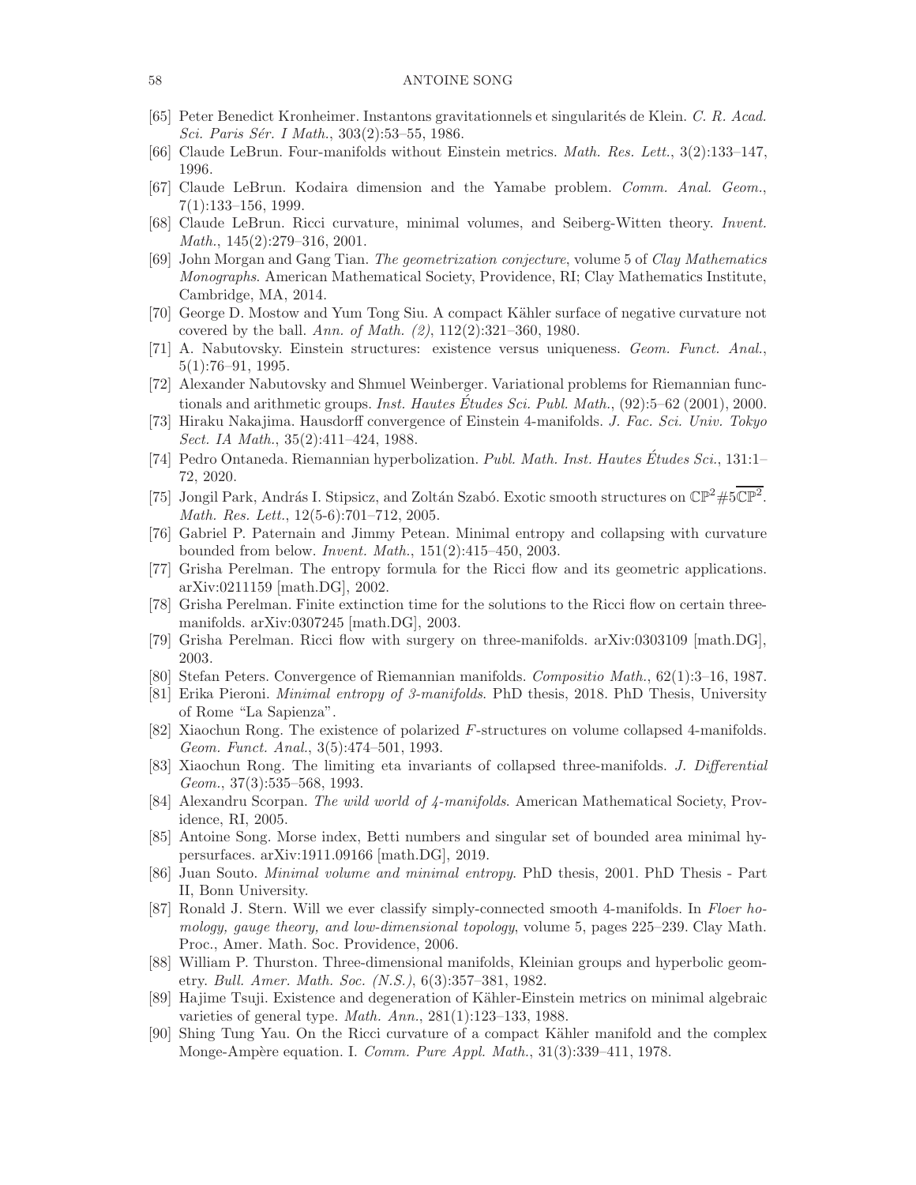[65] Peter Benedict Kronheimer. Instantons gravitationnels et singularités de Klein. *C. R. Acad. Sci. Paris Sér. I Math.*, 303(2):53–55, 1986.

[66] Claude LeBrun. Four-manifolds without Einstein metrics. *Math. Res. Lett.*, 3(2):133–147, 1996.

[67] Claude LeBrun. Kodaira dimension and the Yamabe problem. *Comm. Anal. Geom.*, 7(1):133–156, 1999.

[68] Claude LeBrun. Ricci curvature, minimal volumes, and Seiberg-Witten theory. *Invent. Math.*, 145(2):279–316, 2001.

[69] John Morgan and Gang Tian. *The geometrization conjecture*, volume 5 of *Clay Mathematics Monographs*. American Mathematical Society, Providence, RI; Clay Mathematics Institute, Cambridge, MA, 2014.

[70] George D. Mostow and Yum Tong Siu. A compact Kähler surface of negative curvature not covered by the ball. *Ann. of Math. (2)*, 112(2):321–360, 1980.

[71] A. Nabutovsky. Einstein structures: existence versus uniqueness. *Geom. Funct. Anal.*, 5(1):76–91, 1995.

[72] Alexander Nabutovsky and Shmuel Weinberger. Variational problems for Riemannian functionals and arithmetic groups. *Inst. Hautes Études Sci. Publ. Math.*, (92):5–62 (2001), 2000.

[73] Hiraku Nakajima. Hausdorff convergence of Einstein 4-manifolds. *J. Fac. Sci. Univ. Tokyo Sect. IA Math.*, 35(2):411–424, 1988.

[74] Pedro Ontaneda. Riemannian hyperbolization. *Publ. Math. Inst. Hautes Études Sci.*, 131:1–72, 2020.

[75] Jongil Park, András I. Stipsicz, and Zoltán Szabó. Exotic smooth structures on $\mathbb{CP}^2\#5\overline{\mathbb{CP}^2}$. *Math. Res. Lett.*, 12(5-6):701–712, 2005.

[76] Gabriel P. Paternain and Jimmy Petean. Minimal entropy and collapsing with curvature bounded from below. *Invent. Math.*, 151(2):415–450, 2003.

[77] Grisha Perelman. The entropy formula for the Ricci flow and its geometric applications. arXiv:0211159 [math.DG], 2002.

[78] Grisha Perelman. Finite extinction time for the solutions to the Ricci flow on certain three-manifolds. arXiv:0307245 [math.DG], 2003.

[79] Grisha Perelman. Ricci flow with surgery on three-manifolds. arXiv:0303109 [math.DG], 2003.

[80] Stefan Peters. Convergence of Riemannian manifolds. *Compositio Math.*, 62(1):3–16, 1987.

[81] Erika Pieroni. *Minimal entropy of 3-manifolds*. PhD thesis, 2018. PhD Thesis, University of Rome "La Sapienza".

[82] Xiaochun Rong. The existence of polarized $F$-structures on volume collapsed 4-manifolds. *Geom. Funct. Anal.*, 3(5):474–501, 1993.

[83] Xiaochun Rong. The limiting eta invariants of collapsed three-manifolds. *J. Differential Geom.*, 37(3):535–568, 1993.

[84] Alexandru Scorpan. *The wild world of 4-manifolds*. American Mathematical Society, Providence, RI, 2005.

[85] Antoine Song. Morse index, Betti numbers and singular set of bounded area minimal hypersurfaces. arXiv:1911.09166 [math.DG], 2019.

[86] Juan Souto. *Minimal volume and minimal entropy*. PhD thesis, 2001. PhD Thesis - Part II, Bonn University.

[87] Ronald J. Stern. Will we ever classify simply-connected smooth 4-manifolds. In *Floer homology, gauge theory, and low-dimensional topology*, volume 5, pages 225–239. Clay Math. Proc., Amer. Math. Soc. Providence, 2006.

[88] William P. Thurston. Three-dimensional manifolds, Kleinian groups and hyperbolic geometry. *Bull. Amer. Math. Soc. (N.S.)*, 6(3):357–381, 1982.

[89] Hajime Tsuji. Existence and degeneration of Kähler-Einstein metrics on minimal algebraic varieties of general type. *Math. Ann.*, 281(1):123–133, 1988.

[90] Shing Tung Yau. On the Ricci curvature of a compact Kähler manifold and the complex Monge-Ampère equation. I. *Comm. Pure Appl. Math.*, 31(3):339–411, 1978.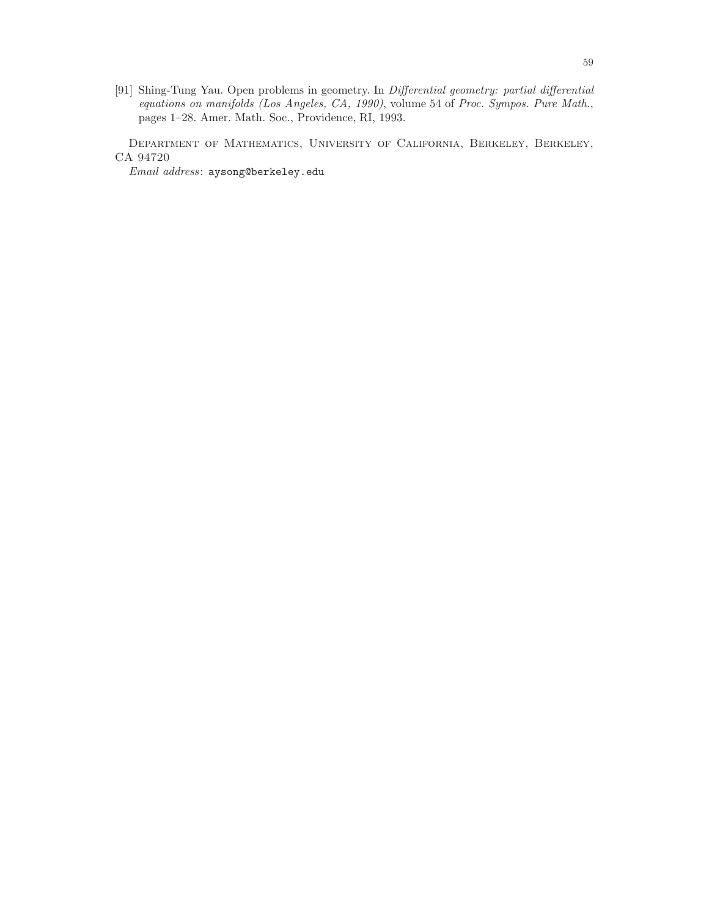[91] Shing-Tung Yau. Open problems in geometry. In *Differential geometry: partial differential equations on manifolds (Los Angeles, CA, 1990)*, volume 54 of *Proc. Sympos. Pure Math.*, pages 1–28. Amer. Math. Soc., Providence, RI, 1993.

Department of Mathematics, University of California, Berkeley, Berkeley, CA 94720

*Email address*: `aysong@berkeley.edu`